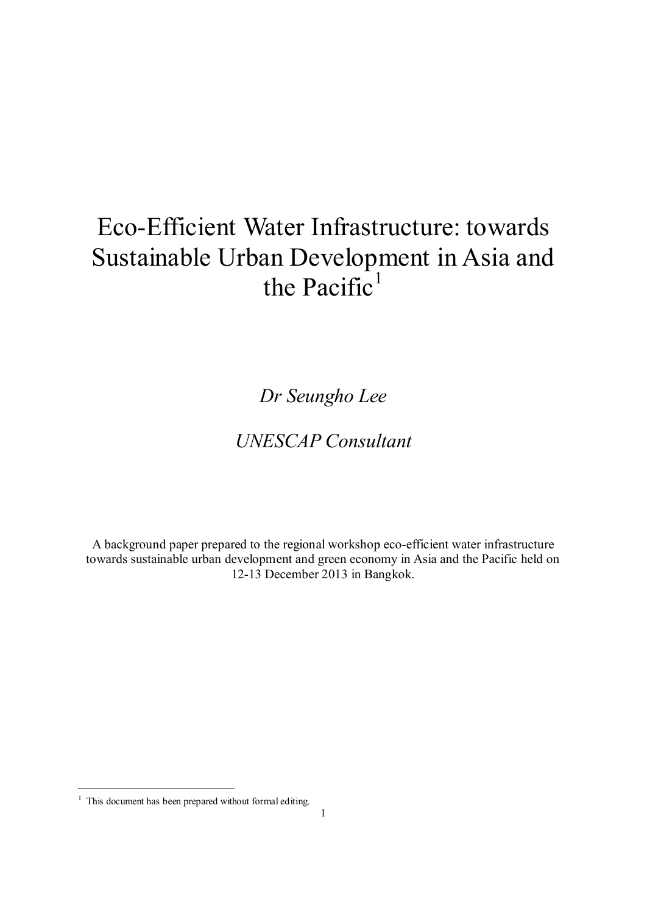# Eco-Efficient Water Infrastructure: towards Sustainable Urban Development in Asia and the Pacific[1]

*Dr Seungho Lee*

*UNESCAP Consultant*

A background paper prepared to the regional workshop eco-efficient water infrastructure towards sustainable urban development and green economy in Asia and the Pacific held on 12-13 December 2013 in Bangkok.

[1] This document has been prepared without formal editing.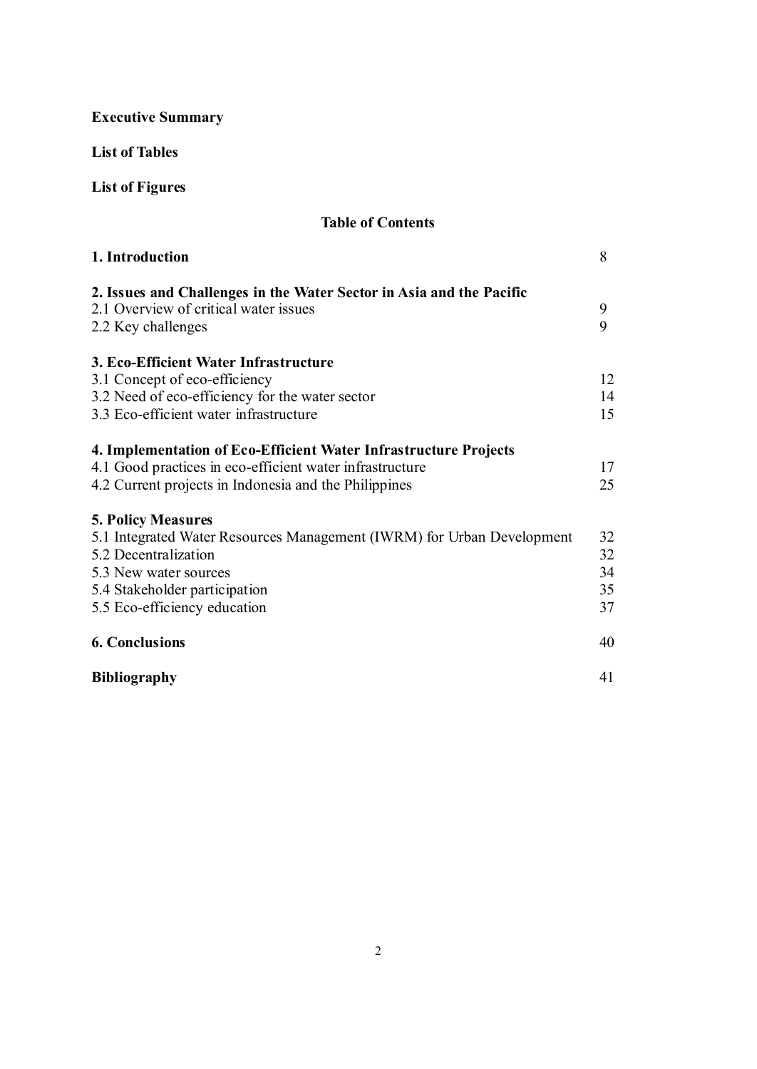**Executive Summary**

**List of Tables**

**List of Figures**

## Table of Contents

| | |
|---|---|
| **1. Introduction** | 8 |
| **2. Issues and Challenges in the Water Sector in Asia and the Pacific** | |
| 2.1 Overview of critical water issues | 9 |
| 2.2 Key challenges | 9 |
| **3. Eco-Efficient Water Infrastructure** | |
| 3.1 Concept of eco-efficiency | 12 |
| 3.2 Need of eco-efficiency for the water sector | 14 |
| 3.3 Eco-efficient water infrastructure | 15 |
| **4. Implementation of Eco-Efficient Water Infrastructure Projects** | |
| 4.1 Good practices in eco-efficient water infrastructure | 17 |
| 4.2 Current projects in Indonesia and the Philippines | 25 |
| **5. Policy Measures** | |
| 5.1 Integrated Water Resources Management (IWRM) for Urban Development | 32 |
| 5.2 Decentralization | 32 |
| 5.3 New water sources | 34 |
| 5.4 Stakeholder participation | 35 |
| 5.5 Eco-efficiency education | 37 |
| **6. Conclusions** | 40 |
| **Bibliography** | 41 |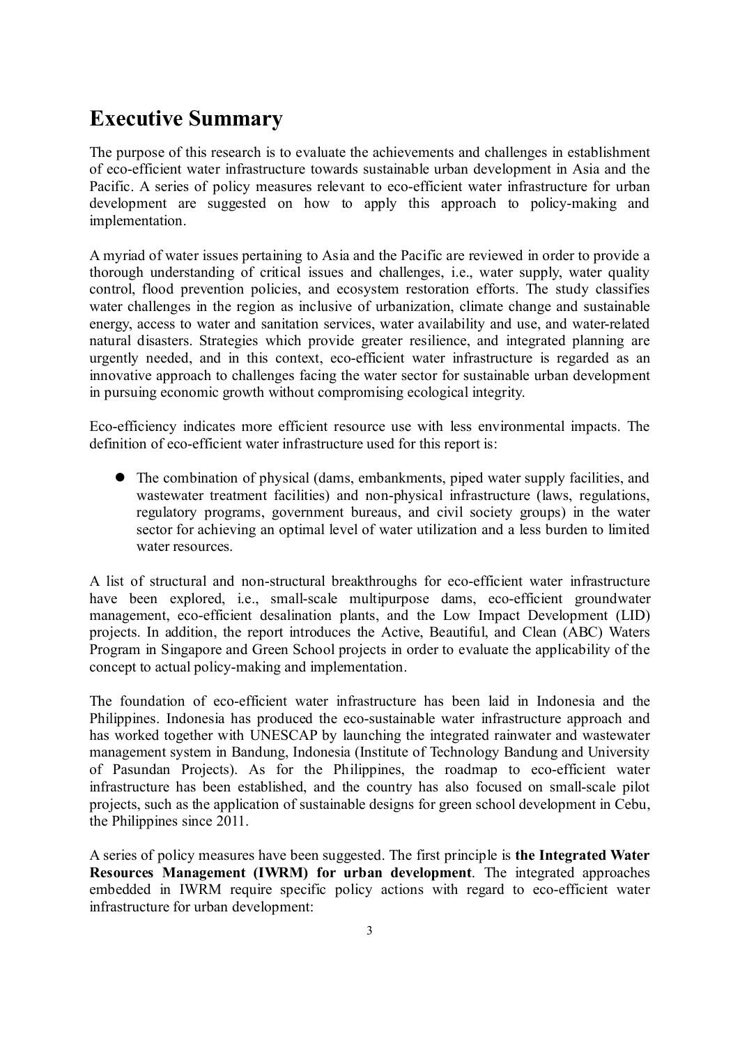# Executive Summary

The purpose of this research is to evaluate the achievements and challenges in establishment of eco-efficient water infrastructure towards sustainable urban development in Asia and the Pacific. A series of policy measures relevant to eco-efficient water infrastructure for urban development are suggested on how to apply this approach to policy-making and implementation.

A myriad of water issues pertaining to Asia and the Pacific are reviewed in order to provide a thorough understanding of critical issues and challenges, i.e., water supply, water quality control, flood prevention policies, and ecosystem restoration efforts. The study classifies water challenges in the region as inclusive of urbanization, climate change and sustainable energy, access to water and sanitation services, water availability and use, and water-related natural disasters. Strategies which provide greater resilience, and integrated planning are urgently needed, and in this context, eco-efficient water infrastructure is regarded as an innovative approach to challenges facing the water sector for sustainable urban development in pursuing economic growth without compromising ecological integrity.

Eco-efficiency indicates more efficient resource use with less environmental impacts. The definition of eco-efficient water infrastructure used for this report is:

- The combination of physical (dams, embankments, piped water supply facilities, and wastewater treatment facilities) and non-physical infrastructure (laws, regulations, regulatory programs, government bureaus, and civil society groups) in the water sector for achieving an optimal level of water utilization and a less burden to limited water resources.

A list of structural and non-structural breakthroughs for eco-efficient water infrastructure have been explored, i.e., small-scale multipurpose dams, eco-efficient groundwater management, eco-efficient desalination plants, and the Low Impact Development (LID) projects. In addition, the report introduces the Active, Beautiful, and Clean (ABC) Waters Program in Singapore and Green School projects in order to evaluate the applicability of the concept to actual policy-making and implementation.

The foundation of eco-efficient water infrastructure has been laid in Indonesia and the Philippines. Indonesia has produced the eco-sustainable water infrastructure approach and has worked together with UNESCAP by launching the integrated rainwater and wastewater management system in Bandung, Indonesia (Institute of Technology Bandung and University of Pasundan Projects). As for the Philippines, the roadmap to eco-efficient water infrastructure has been established, and the country has also focused on small-scale pilot projects, such as the application of sustainable designs for green school development in Cebu, the Philippines since 2011.

A series of policy measures have been suggested. The first principle is **the Integrated Water Resources Management (IWRM) for urban development**. The integrated approaches embedded in IWRM require specific policy actions with regard to eco-efficient water infrastructure for urban development: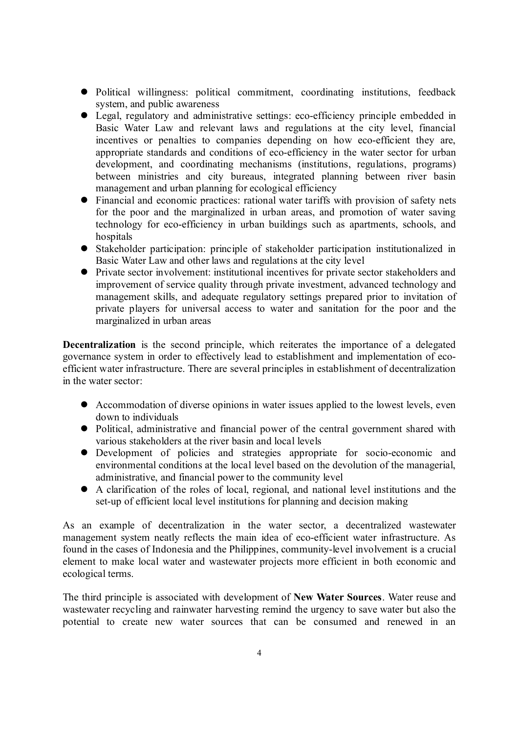- Political willingness: political commitment, coordinating institutions, feedback system, and public awareness
- Legal, regulatory and administrative settings: eco-efficiency principle embedded in Basic Water Law and relevant laws and regulations at the city level, financial incentives or penalties to companies depending on how eco-efficient they are, appropriate standards and conditions of eco-efficiency in the water sector for urban development, and coordinating mechanisms (institutions, regulations, programs) between ministries and city bureaus, integrated planning between river basin management and urban planning for ecological efficiency
- Financial and economic practices: rational water tariffs with provision of safety nets for the poor and the marginalized in urban areas, and promotion of water saving technology for eco-efficiency in urban buildings such as apartments, schools, and hospitals
- Stakeholder participation: principle of stakeholder participation institutionalized in Basic Water Law and other laws and regulations at the city level
- Private sector involvement: institutional incentives for private sector stakeholders and improvement of service quality through private investment, advanced technology and management skills, and adequate regulatory settings prepared prior to invitation of private players for universal access to water and sanitation for the poor and the marginalized in urban areas

**Decentralization** is the second principle, which reiterates the importance of a delegated governance system in order to effectively lead to establishment and implementation of eco-efficient water infrastructure. There are several principles in establishment of decentralization in the water sector:

- Accommodation of diverse opinions in water issues applied to the lowest levels, even down to individuals
- Political, administrative and financial power of the central government shared with various stakeholders at the river basin and local levels
- Development of policies and strategies appropriate for socio-economic and environmental conditions at the local level based on the devolution of the managerial, administrative, and financial power to the community level
- A clarification of the roles of local, regional, and national level institutions and the set-up of efficient local level institutions for planning and decision making

As an example of decentralization in the water sector, a decentralized wastewater management system neatly reflects the main idea of eco-efficient water infrastructure. As found in the cases of Indonesia and the Philippines, community-level involvement is a crucial element to make local water and wastewater projects more efficient in both economic and ecological terms.

The third principle is associated with development of **New Water Sources**. Water reuse and wastewater recycling and rainwater harvesting remind the urgency to save water but also the potential to create new water sources that can be consumed and renewed in an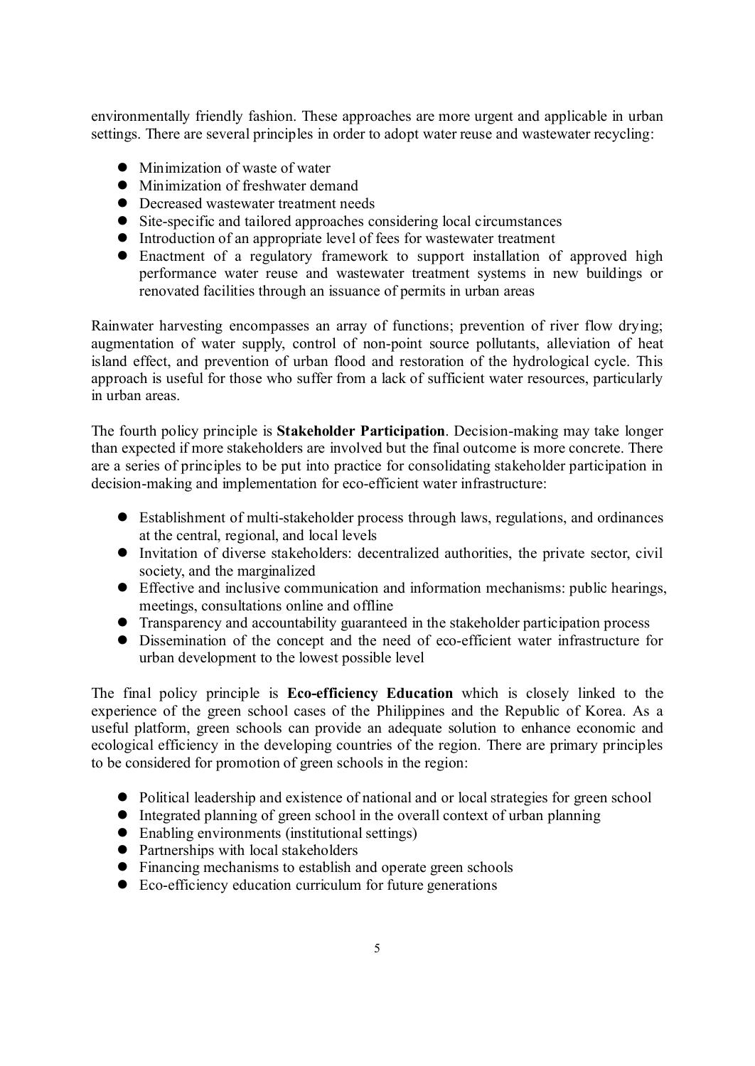environmentally friendly fashion. These approaches are more urgent and applicable in urban settings. There are several principles in order to adopt water reuse and wastewater recycling:

- Minimization of waste of water
- Minimization of freshwater demand
- Decreased wastewater treatment needs
- Site-specific and tailored approaches considering local circumstances
- Introduction of an appropriate level of fees for wastewater treatment
- Enactment of a regulatory framework to support installation of approved high performance water reuse and wastewater treatment systems in new buildings or renovated facilities through an issuance of permits in urban areas

Rainwater harvesting encompasses an array of functions; prevention of river flow drying; augmentation of water supply, control of non-point source pollutants, alleviation of heat island effect, and prevention of urban flood and restoration of the hydrological cycle. This approach is useful for those who suffer from a lack of sufficient water resources, particularly in urban areas.

The fourth policy principle is **Stakeholder Participation**. Decision-making may take longer than expected if more stakeholders are involved but the final outcome is more concrete. There are a series of principles to be put into practice for consolidating stakeholder participation in decision-making and implementation for eco-efficient water infrastructure:

- Establishment of multi-stakeholder process through laws, regulations, and ordinances at the central, regional, and local levels
- Invitation of diverse stakeholders: decentralized authorities, the private sector, civil society, and the marginalized
- Effective and inclusive communication and information mechanisms: public hearings, meetings, consultations online and offline
- Transparency and accountability guaranteed in the stakeholder participation process
- Dissemination of the concept and the need of eco-efficient water infrastructure for urban development to the lowest possible level

The final policy principle is **Eco-efficiency Education** which is closely linked to the experience of the green school cases of the Philippines and the Republic of Korea. As a useful platform, green schools can provide an adequate solution to enhance economic and ecological efficiency in the developing countries of the region. There are primary principles to be considered for promotion of green schools in the region:

- Political leadership and existence of national and or local strategies for green school
- Integrated planning of green school in the overall context of urban planning
- Enabling environments (institutional settings)
- Partnerships with local stakeholders
- Financing mechanisms to establish and operate green schools
- Eco-efficiency education curriculum for future generations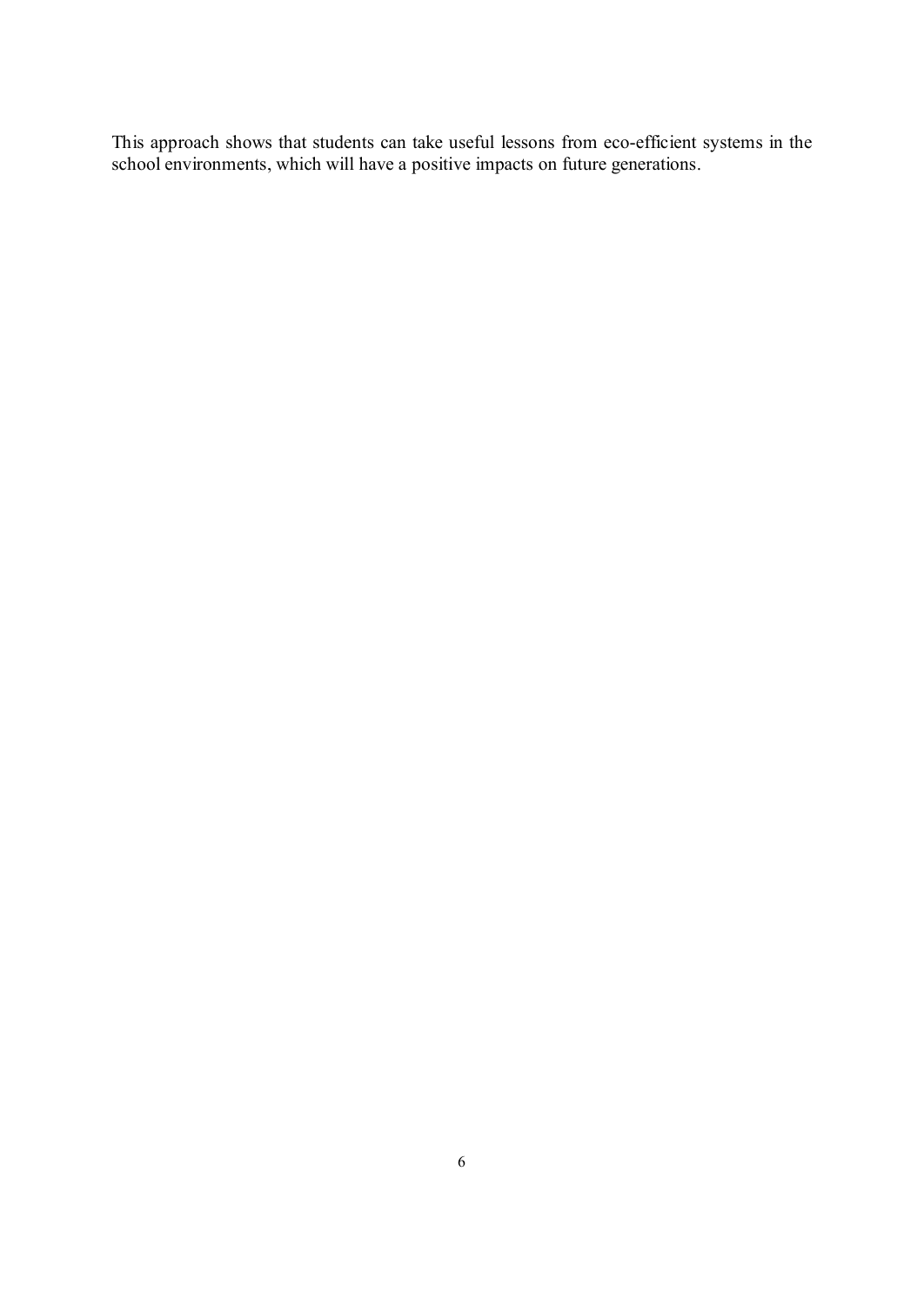This approach shows that students can take useful lessons from eco-efficient systems in the school environments, which will have a positive impacts on future generations.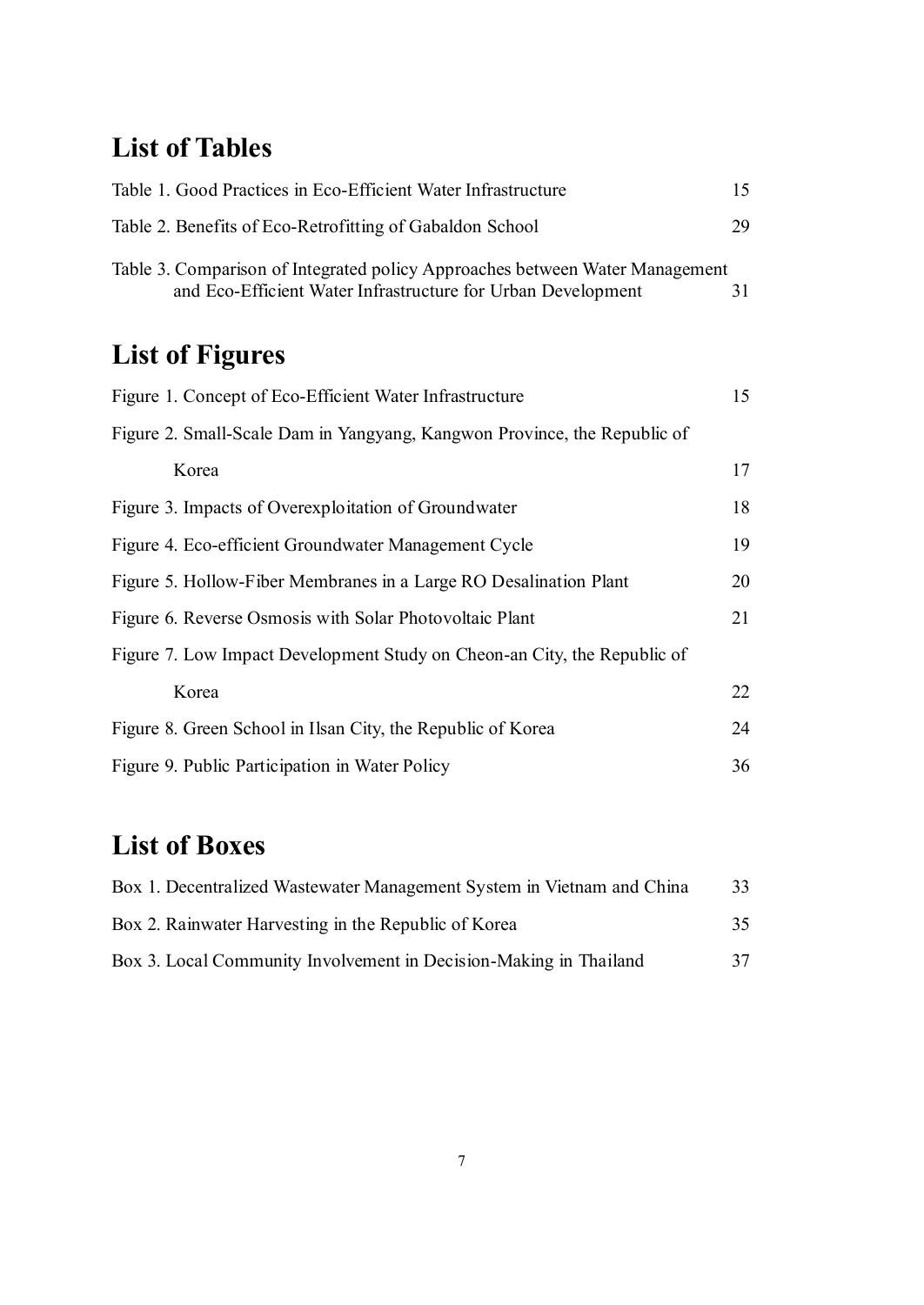## List of Tables

| | |
|---|---|
| Table 1. Good Practices in Eco-Efficient Water Infrastructure | 15 |
| Table 2. Benefits of Eco-Retrofitting of Gabaldon School | 29 |
| Table 3. Comparison of Integrated policy Approaches between Water Management and Eco-Efficient Water Infrastructure for Urban Development | 31 |

## List of Figures

| | |
|---|---|
| Figure 1. Concept of Eco-Efficient Water Infrastructure | 15 |
| Figure 2. Small-Scale Dam in Yangyang, Kangwon Province, the Republic of Korea | 17 |
| Figure 3. Impacts of Overexploitation of Groundwater | 18 |
| Figure 4. Eco-efficient Groundwater Management Cycle | 19 |
| Figure 5. Hollow-Fiber Membranes in a Large RO Desalination Plant | 20 |
| Figure 6. Reverse Osmosis with Solar Photovoltaic Plant | 21 |
| Figure 7. Low Impact Development Study on Cheon-an City, the Republic of Korea | 22 |
| Figure 8. Green School in Ilsan City, the Republic of Korea | 24 |
| Figure 9. Public Participation in Water Policy | 36 |

## List of Boxes

| | |
|---|---|
| Box 1. Decentralized Wastewater Management System in Vietnam and China | 33 |
| Box 2. Rainwater Harvesting in the Republic of Korea | 35 |
| Box 3. Local Community Involvement in Decision-Making in Thailand | 37 |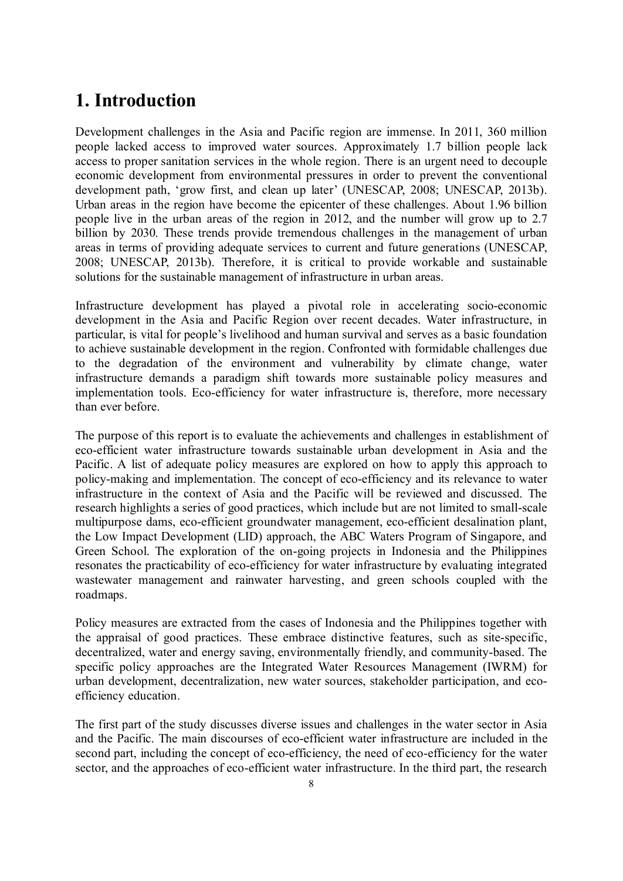# 1. Introduction

Development challenges in the Asia and Pacific region are immense. In 2011, 360 million people lacked access to improved water sources. Approximately 1.7 billion people lack access to proper sanitation services in the whole region. There is an urgent need to decouple economic development from environmental pressures in order to prevent the conventional development path, 'grow first, and clean up later' (UNESCAP, 2008; UNESCAP, 2013b). Urban areas in the region have become the epicenter of these challenges. About 1.96 billion people live in the urban areas of the region in 2012, and the number will grow up to 2.7 billion by 2030. These trends provide tremendous challenges in the management of urban areas in terms of providing adequate services to current and future generations (UNESCAP, 2008; UNESCAP, 2013b). Therefore, it is critical to provide workable and sustainable solutions for the sustainable management of infrastructure in urban areas.

Infrastructure development has played a pivotal role in accelerating socio-economic development in the Asia and Pacific Region over recent decades. Water infrastructure, in particular, is vital for people's livelihood and human survival and serves as a basic foundation to achieve sustainable development in the region. Confronted with formidable challenges due to the degradation of the environment and vulnerability by climate change, water infrastructure demands a paradigm shift towards more sustainable policy measures and implementation tools. Eco-efficiency for water infrastructure is, therefore, more necessary than ever before.

The purpose of this report is to evaluate the achievements and challenges in establishment of eco-efficient water infrastructure towards sustainable urban development in Asia and the Pacific. A list of adequate policy measures are explored on how to apply this approach to policy-making and implementation. The concept of eco-efficiency and its relevance to water infrastructure in the context of Asia and the Pacific will be reviewed and discussed. The research highlights a series of good practices, which include but are not limited to small-scale multipurpose dams, eco-efficient groundwater management, eco-efficient desalination plant, the Low Impact Development (LID) approach, the ABC Waters Program of Singapore, and Green School. The exploration of the on-going projects in Indonesia and the Philippines resonates the practicability of eco-efficiency for water infrastructure by evaluating integrated wastewater management and rainwater harvesting, and green schools coupled with the roadmaps.

Policy measures are extracted from the cases of Indonesia and the Philippines together with the appraisal of good practices. These embrace distinctive features, such as site-specific, decentralized, water and energy saving, environmentally friendly, and community-based. The specific policy approaches are the Integrated Water Resources Management (IWRM) for urban development, decentralization, new water sources, stakeholder participation, and eco-efficiency education.

The first part of the study discusses diverse issues and challenges in the water sector in Asia and the Pacific. The main discourses of eco-efficient water infrastructure are included in the second part, including the concept of eco-efficiency, the need of eco-efficiency for the water sector, and the approaches of eco-efficient water infrastructure. In the third part, the research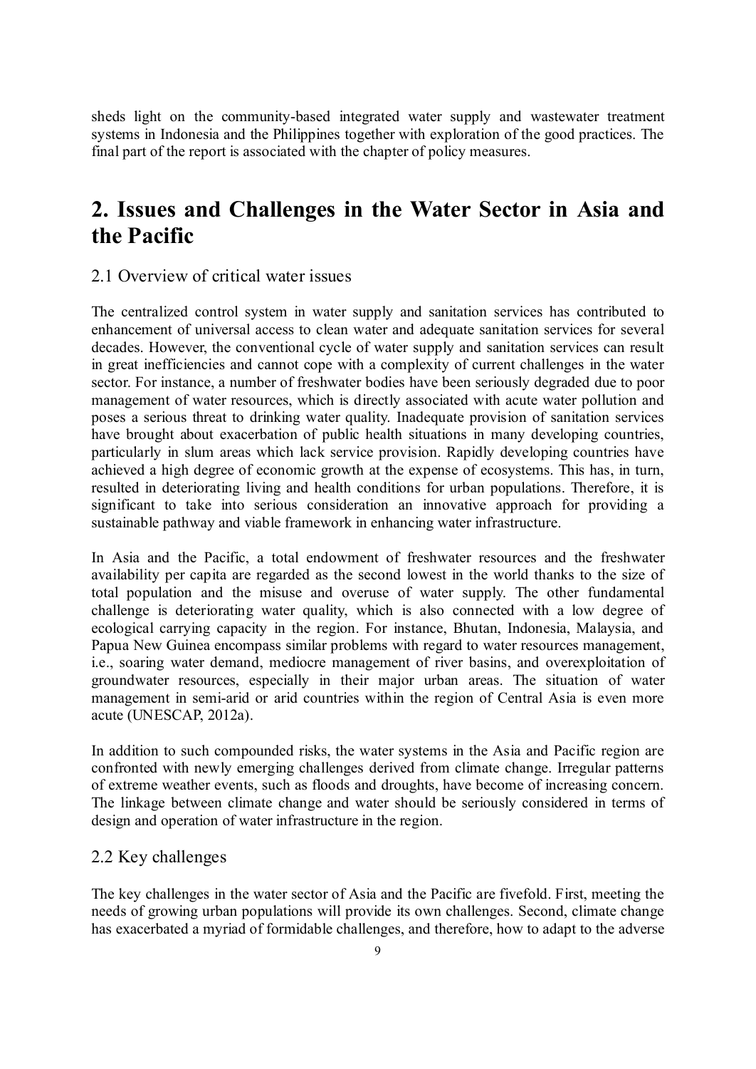sheds light on the community-based integrated water supply and wastewater treatment systems in Indonesia and the Philippines together with exploration of the good practices. The final part of the report is associated with the chapter of policy measures.

# 2. Issues and Challenges in the Water Sector in Asia and the Pacific

## 2.1 Overview of critical water issues

The centralized control system in water supply and sanitation services has contributed to enhancement of universal access to clean water and adequate sanitation services for several decades. However, the conventional cycle of water supply and sanitation services can result in great inefficiencies and cannot cope with a complexity of current challenges in the water sector. For instance, a number of freshwater bodies have been seriously degraded due to poor management of water resources, which is directly associated with acute water pollution and poses a serious threat to drinking water quality. Inadequate provision of sanitation services have brought about exacerbation of public health situations in many developing countries, particularly in slum areas which lack service provision. Rapidly developing countries have achieved a high degree of economic growth at the expense of ecosystems. This has, in turn, resulted in deteriorating living and health conditions for urban populations. Therefore, it is significant to take into serious consideration an innovative approach for providing a sustainable pathway and viable framework in enhancing water infrastructure.

In Asia and the Pacific, a total endowment of freshwater resources and the freshwater availability per capita are regarded as the second lowest in the world thanks to the size of total population and the misuse and overuse of water supply. The other fundamental challenge is deteriorating water quality, which is also connected with a low degree of ecological carrying capacity in the region. For instance, Bhutan, Indonesia, Malaysia, and Papua New Guinea encompass similar problems with regard to water resources management, i.e., soaring water demand, mediocre management of river basins, and overexploitation of groundwater resources, especially in their major urban areas. The situation of water management in semi-arid or arid countries within the region of Central Asia is even more acute (UNESCAP, 2012a).

In addition to such compounded risks, the water systems in the Asia and Pacific region are confronted with newly emerging challenges derived from climate change. Irregular patterns of extreme weather events, such as floods and droughts, have become of increasing concern. The linkage between climate change and water should be seriously considered in terms of design and operation of water infrastructure in the region.

## 2.2 Key challenges

The key challenges in the water sector of Asia and the Pacific are fivefold. First, meeting the needs of growing urban populations will provide its own challenges. Second, climate change has exacerbated a myriad of formidable challenges, and therefore, how to adapt to the adverse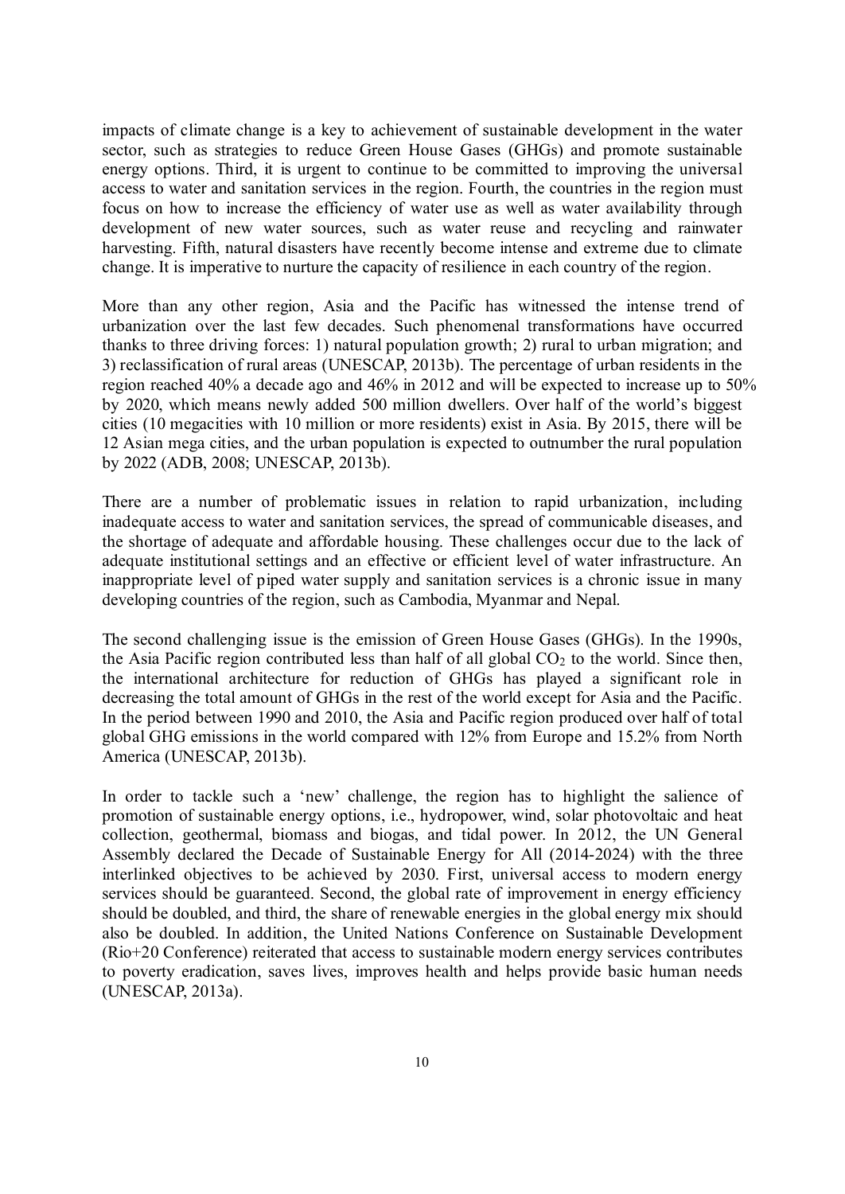impacts of climate change is a key to achievement of sustainable development in the water sector, such as strategies to reduce Green House Gases (GHGs) and promote sustainable energy options. Third, it is urgent to continue to be committed to improving the universal access to water and sanitation services in the region. Fourth, the countries in the region must focus on how to increase the efficiency of water use as well as water availability through development of new water sources, such as water reuse and recycling and rainwater harvesting. Fifth, natural disasters have recently become intense and extreme due to climate change. It is imperative to nurture the capacity of resilience in each country of the region.

More than any other region, Asia and the Pacific has witnessed the intense trend of urbanization over the last few decades. Such phenomenal transformations have occurred thanks to three driving forces: 1) natural population growth; 2) rural to urban migration; and 3) reclassification of rural areas (UNESCAP, 2013b). The percentage of urban residents in the region reached 40% a decade ago and 46% in 2012 and will be expected to increase up to 50% by 2020, which means newly added 500 million dwellers. Over half of the world's biggest cities (10 megacities with 10 million or more residents) exist in Asia. By 2015, there will be 12 Asian mega cities, and the urban population is expected to outnumber the rural population by 2022 (ADB, 2008; UNESCAP, 2013b).

There are a number of problematic issues in relation to rapid urbanization, including inadequate access to water and sanitation services, the spread of communicable diseases, and the shortage of adequate and affordable housing. These challenges occur due to the lack of adequate institutional settings and an effective or efficient level of water infrastructure. An inappropriate level of piped water supply and sanitation services is a chronic issue in many developing countries of the region, such as Cambodia, Myanmar and Nepal.

The second challenging issue is the emission of Green House Gases (GHGs). In the 1990s, the Asia Pacific region contributed less than half of all global $CO_2$ to the world. Since then, the international architecture for reduction of GHGs has played a significant role in decreasing the total amount of GHGs in the rest of the world except for Asia and the Pacific. In the period between 1990 and 2010, the Asia and Pacific region produced over half of total global GHG emissions in the world compared with 12% from Europe and 15.2% from North America (UNESCAP, 2013b).

In order to tackle such a 'new' challenge, the region has to highlight the salience of promotion of sustainable energy options, i.e., hydropower, wind, solar photovoltaic and heat collection, geothermal, biomass and biogas, and tidal power. In 2012, the UN General Assembly declared the Decade of Sustainable Energy for All (2014-2024) with the three interlinked objectives to be achieved by 2030. First, universal access to modern energy services should be guaranteed. Second, the global rate of improvement in energy efficiency should be doubled, and third, the share of renewable energies in the global energy mix should also be doubled. In addition, the United Nations Conference on Sustainable Development (Rio+20 Conference) reiterated that access to sustainable modern energy services contributes to poverty eradication, saves lives, improves health and helps provide basic human needs (UNESCAP, 2013a).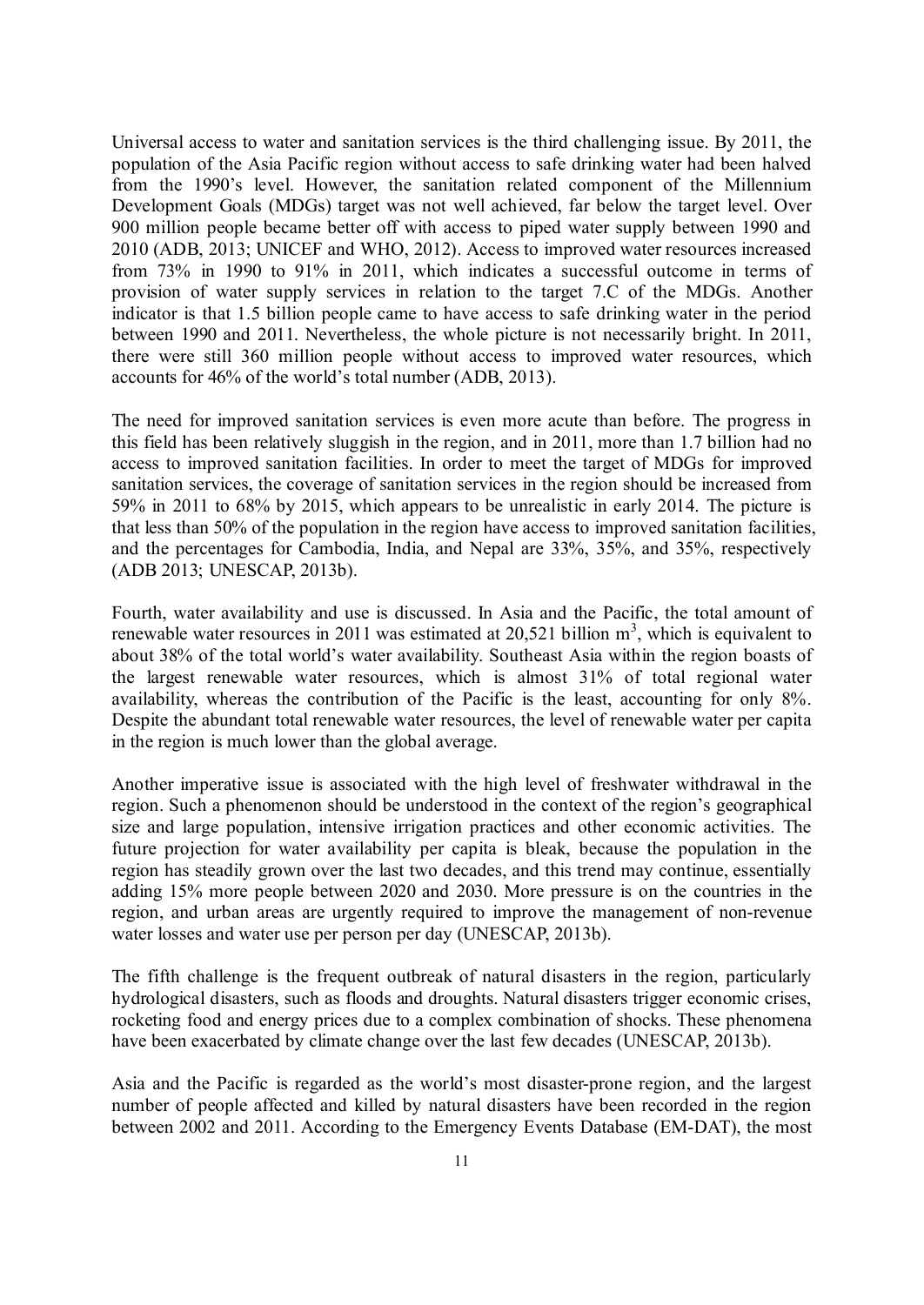Universal access to water and sanitation services is the third challenging issue. By 2011, the population of the Asia Pacific region without access to safe drinking water had been halved from the 1990's level. However, the sanitation related component of the Millennium Development Goals (MDGs) target was not well achieved, far below the target level. Over 900 million people became better off with access to piped water supply between 1990 and 2010 (ADB, 2013; UNICEF and WHO, 2012). Access to improved water resources increased from 73% in 1990 to 91% in 2011, which indicates a successful outcome in terms of provision of water supply services in relation to the target 7.C of the MDGs. Another indicator is that 1.5 billion people came to have access to safe drinking water in the period between 1990 and 2011. Nevertheless, the whole picture is not necessarily bright. In 2011, there were still 360 million people without access to improved water resources, which accounts for 46% of the world's total number (ADB, 2013).

The need for improved sanitation services is even more acute than before. The progress in this field has been relatively sluggish in the region, and in 2011, more than 1.7 billion had no access to improved sanitation facilities. In order to meet the target of MDGs for improved sanitation services, the coverage of sanitation services in the region should be increased from 59% in 2011 to 68% by 2015, which appears to be unrealistic in early 2014. The picture is that less than 50% of the population in the region have access to improved sanitation facilities, and the percentages for Cambodia, India, and Nepal are 33%, 35%, and 35%, respectively (ADB 2013; UNESCAP, 2013b).

Fourth, water availability and use is discussed. In Asia and the Pacific, the total amount of renewable water resources in 2011 was estimated at 20,521 billion $m^3$, which is equivalent to about 38% of the total world's water availability. Southeast Asia within the region boasts of the largest renewable water resources, which is almost 31% of total regional water availability, whereas the contribution of the Pacific is the least, accounting for only 8%. Despite the abundant total renewable water resources, the level of renewable water per capita in the region is much lower than the global average.

Another imperative issue is associated with the high level of freshwater withdrawal in the region. Such a phenomenon should be understood in the context of the region's geographical size and large population, intensive irrigation practices and other economic activities. The future projection for water availability per capita is bleak, because the population in the region has steadily grown over the last two decades, and this trend may continue, essentially adding 15% more people between 2020 and 2030. More pressure is on the countries in the region, and urban areas are urgently required to improve the management of non-revenue water losses and water use per person per day (UNESCAP, 2013b).

The fifth challenge is the frequent outbreak of natural disasters in the region, particularly hydrological disasters, such as floods and droughts. Natural disasters trigger economic crises, rocketing food and energy prices due to a complex combination of shocks. These phenomena have been exacerbated by climate change over the last few decades (UNESCAP, 2013b).

Asia and the Pacific is regarded as the world's most disaster-prone region, and the largest number of people affected and killed by natural disasters have been recorded in the region between 2002 and 2011. According to the Emergency Events Database (EM-DAT), the most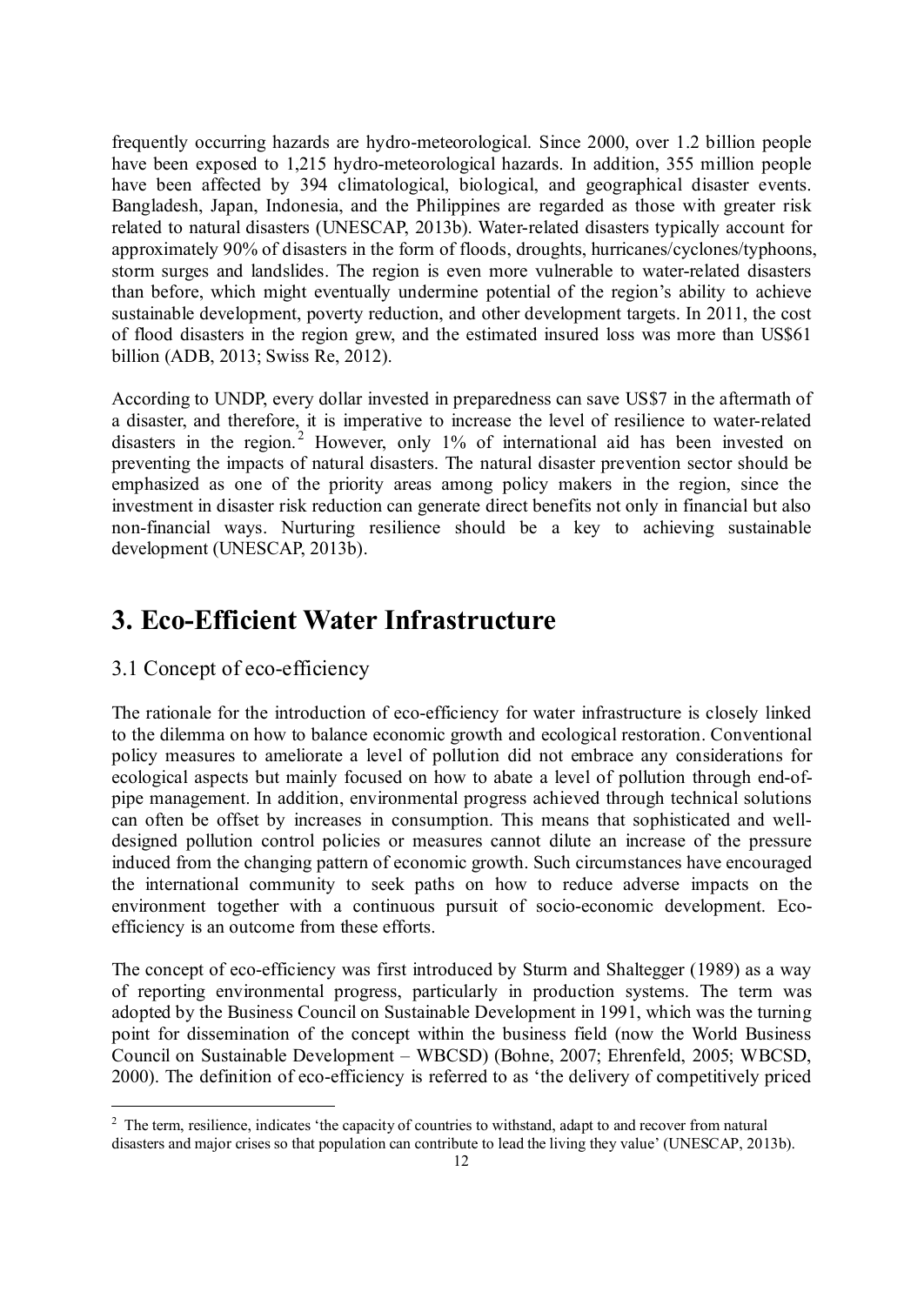frequently occurring hazards are hydro-meteorological. Since 2000, over 1.2 billion people have been exposed to 1,215 hydro-meteorological hazards. In addition, 355 million people have been affected by 394 climatological, biological, and geographical disaster events. Bangladesh, Japan, Indonesia, and the Philippines are regarded as those with greater risk related to natural disasters (UNESCAP, 2013b). Water-related disasters typically account for approximately 90% of disasters in the form of floods, droughts, hurricanes/cyclones/typhoons, storm surges and landslides. The region is even more vulnerable to water-related disasters than before, which might eventually undermine potential of the region's ability to achieve sustainable development, poverty reduction, and other development targets. In 2011, the cost of flood disasters in the region grew, and the estimated insured loss was more than US$61 billion (ADB, 2013; Swiss Re, 2012).

According to UNDP, every dollar invested in preparedness can save US$7 in the aftermath of a disaster, and therefore, it is imperative to increase the level of resilience to water-related disasters in the region.[2] However, only 1% of international aid has been invested on preventing the impacts of natural disasters. The natural disaster prevention sector should be emphasized as one of the priority areas among policy makers in the region, since the investment in disaster risk reduction can generate direct benefits not only in financial but also non-financial ways. Nurturing resilience should be a key to achieving sustainable development (UNESCAP, 2013b).

# 3. Eco-Efficient Water Infrastructure

## 3.1 Concept of eco-efficiency

The rationale for the introduction of eco-efficiency for water infrastructure is closely linked to the dilemma on how to balance economic growth and ecological restoration. Conventional policy measures to ameliorate a level of pollution did not embrace any considerations for ecological aspects but mainly focused on how to abate a level of pollution through end-of-pipe management. In addition, environmental progress achieved through technical solutions can often be offset by increases in consumption. This means that sophisticated and well-designed pollution control policies or measures cannot dilute an increase of the pressure induced from the changing pattern of economic growth. Such circumstances have encouraged the international community to seek paths on how to reduce adverse impacts on the environment together with a continuous pursuit of socio-economic development. Eco-efficiency is an outcome from these efforts.

The concept of eco-efficiency was first introduced by Sturm and Shaltegger (1989) as a way of reporting environmental progress, particularly in production systems. The term was adopted by the Business Council on Sustainable Development in 1991, which was the turning point for dissemination of the concept within the business field (now the World Business Council on Sustainable Development – WBCSD) (Bohne, 2007; Ehrenfeld, 2005; WBCSD, 2000). The definition of eco-efficiency is referred to as 'the delivery of competitively priced

[2] The term, resilience, indicates 'the capacity of countries to withstand, adapt to and recover from natural disasters and major crises so that population can contribute to lead the living they value' (UNESCAP, 2013b).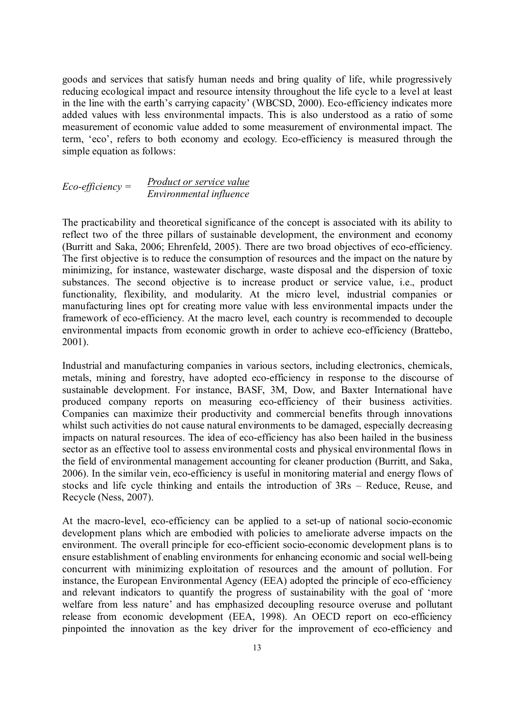goods and services that satisfy human needs and bring quality of life, while progressively reducing ecological impact and resource intensity throughout the life cycle to a level at least in the line with the earth's carrying capacity' (WBCSD, 2000). Eco-efficiency indicates more added values with less environmental impacts. This is also understood as a ratio of some measurement of economic value added to some measurement of environmental impact. The term, 'eco', refers to both economy and ecology. Eco-efficiency is measured through the simple equation as follows:

$$\textit{Eco-efficiency} = \frac{\textit{Product or service value}}{\textit{Environmental influence}}$$

The practicability and theoretical significance of the concept is associated with its ability to reflect two of the three pillars of sustainable development, the environment and economy (Burritt and Saka, 2006; Ehrenfeld, 2005). There are two broad objectives of eco-efficiency. The first objective is to reduce the consumption of resources and the impact on the nature by minimizing, for instance, wastewater discharge, waste disposal and the dispersion of toxic substances. The second objective is to increase product or service value, i.e., product functionality, flexibility, and modularity. At the micro level, industrial companies or manufacturing lines opt for creating more value with less environmental impacts under the framework of eco-efficiency. At the macro level, each country is recommended to decouple environmental impacts from economic growth in order to achieve eco-efficiency (Brattebo, 2001).

Industrial and manufacturing companies in various sectors, including electronics, chemicals, metals, mining and forestry, have adopted eco-efficiency in response to the discourse of sustainable development. For instance, BASF, 3M, Dow, and Baxter International have produced company reports on measuring eco-efficiency of their business activities. Companies can maximize their productivity and commercial benefits through innovations whilst such activities do not cause natural environments to be damaged, especially decreasing impacts on natural resources. The idea of eco-efficiency has also been hailed in the business sector as an effective tool to assess environmental costs and physical environmental flows in the field of environmental management accounting for cleaner production (Burritt, and Saka, 2006). In the similar vein, eco-efficiency is useful in monitoring material and energy flows of stocks and life cycle thinking and entails the introduction of 3Rs – Reduce, Reuse, and Recycle (Ness, 2007).

At the macro-level, eco-efficiency can be applied to a set-up of national socio-economic development plans which are embodied with policies to ameliorate adverse impacts on the environment. The overall principle for eco-efficient socio-economic development plans is to ensure establishment of enabling environments for enhancing economic and social well-being concurrent with minimizing exploitation of resources and the amount of pollution. For instance, the European Environmental Agency (EEA) adopted the principle of eco-efficiency and relevant indicators to quantify the progress of sustainability with the goal of 'more welfare from less nature' and has emphasized decoupling resource overuse and pollutant release from economic development (EEA, 1998). An OECD report on eco-efficiency pinpointed the innovation as the key driver for the improvement of eco-efficiency and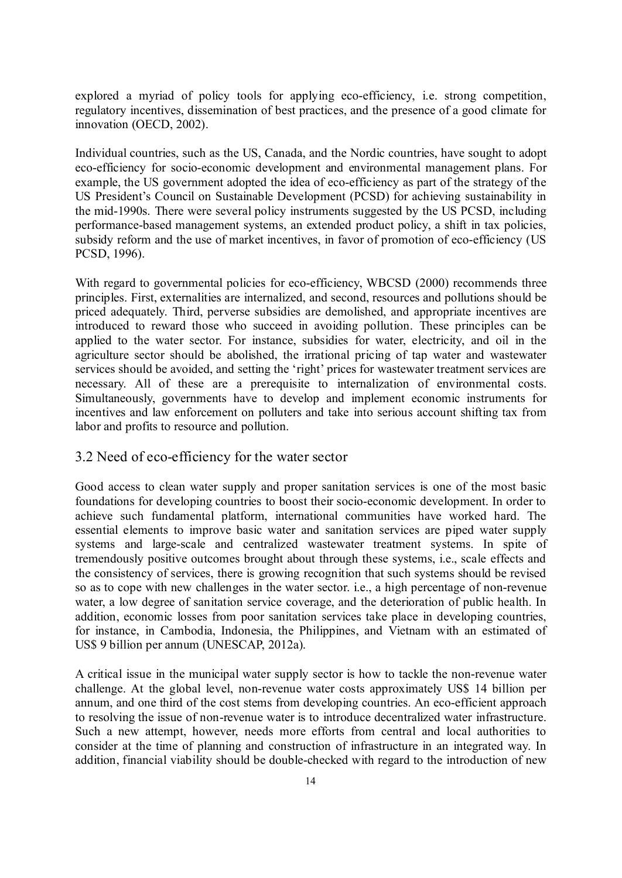explored a myriad of policy tools for applying eco-efficiency, i.e. strong competition, regulatory incentives, dissemination of best practices, and the presence of a good climate for innovation (OECD, 2002).

Individual countries, such as the US, Canada, and the Nordic countries, have sought to adopt eco-efficiency for socio-economic development and environmental management plans. For example, the US government adopted the idea of eco-efficiency as part of the strategy of the US President's Council on Sustainable Development (PCSD) for achieving sustainability in the mid-1990s. There were several policy instruments suggested by the US PCSD, including performance-based management systems, an extended product policy, a shift in tax policies, subsidy reform and the use of market incentives, in favor of promotion of eco-efficiency (US PCSD, 1996).

With regard to governmental policies for eco-efficiency, WBCSD (2000) recommends three principles. First, externalities are internalized, and second, resources and pollutions should be priced adequately. Third, perverse subsidies are demolished, and appropriate incentives are introduced to reward those who succeed in avoiding pollution. These principles can be applied to the water sector. For instance, subsidies for water, electricity, and oil in the agriculture sector should be abolished, the irrational pricing of tap water and wastewater services should be avoided, and setting the 'right' prices for wastewater treatment services are necessary. All of these are a prerequisite to internalization of environmental costs. Simultaneously, governments have to develop and implement economic instruments for incentives and law enforcement on polluters and take into serious account shifting tax from labor and profits to resource and pollution.

## 3.2 Need of eco-efficiency for the water sector

Good access to clean water supply and proper sanitation services is one of the most basic foundations for developing countries to boost their socio-economic development. In order to achieve such fundamental platform, international communities have worked hard. The essential elements to improve basic water and sanitation services are piped water supply systems and large-scale and centralized wastewater treatment systems. In spite of tremendously positive outcomes brought about through these systems, i.e., scale effects and the consistency of services, there is growing recognition that such systems should be revised so as to cope with new challenges in the water sector. i.e., a high percentage of non-revenue water, a low degree of sanitation service coverage, and the deterioration of public health. In addition, economic losses from poor sanitation services take place in developing countries, for instance, in Cambodia, Indonesia, the Philippines, and Vietnam with an estimated of US$ 9 billion per annum (UNESCAP, 2012a).

A critical issue in the municipal water supply sector is how to tackle the non-revenue water challenge. At the global level, non-revenue water costs approximately US$ 14 billion per annum, and one third of the cost stems from developing countries. An eco-efficient approach to resolving the issue of non-revenue water is to introduce decentralized water infrastructure. Such a new attempt, however, needs more efforts from central and local authorities to consider at the time of planning and construction of infrastructure in an integrated way. In addition, financial viability should be double-checked with regard to the introduction of new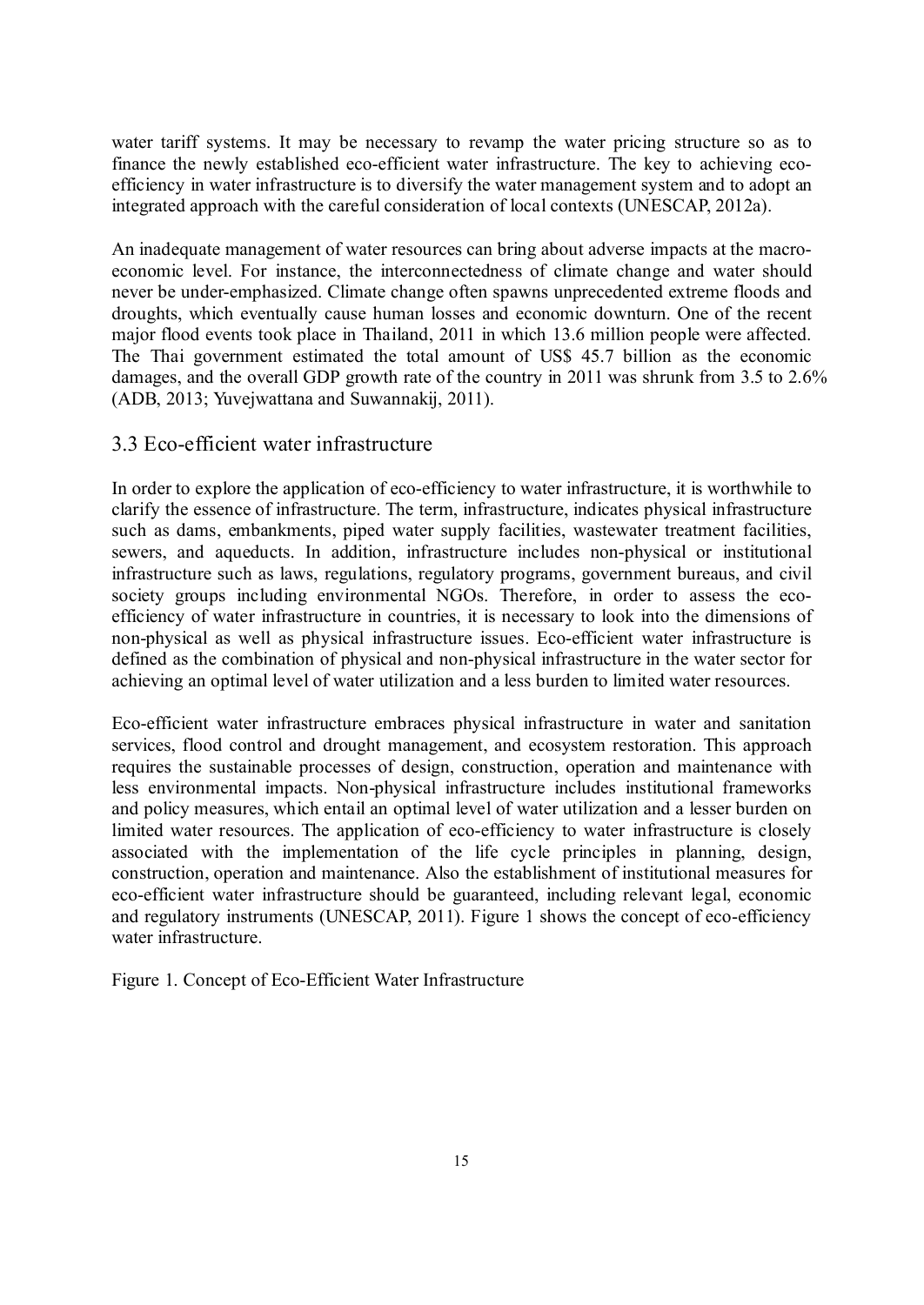water tariff systems. It may be necessary to revamp the water pricing structure so as to finance the newly established eco-efficient water infrastructure. The key to achieving eco-efficiency in water infrastructure is to diversify the water management system and to adopt an integrated approach with the careful consideration of local contexts (UNESCAP, 2012a).

An inadequate management of water resources can bring about adverse impacts at the macro-economic level. For instance, the interconnectedness of climate change and water should never be under-emphasized. Climate change often spawns unprecedented extreme floods and droughts, which eventually cause human losses and economic downturn. One of the recent major flood events took place in Thailand, 2011 in which 13.6 million people were affected. The Thai government estimated the total amount of US$ 45.7 billion as the economic damages, and the overall GDP growth rate of the country in 2011 was shrunk from 3.5 to 2.6% (ADB, 2013; Yuvejwattana and Suwannakij, 2011).

### 3.3 Eco-efficient water infrastructure

In order to explore the application of eco-efficiency to water infrastructure, it is worthwhile to clarify the essence of infrastructure. The term, infrastructure, indicates physical infrastructure such as dams, embankments, piped water supply facilities, wastewater treatment facilities, sewers, and aqueducts. In addition, infrastructure includes non-physical or institutional infrastructure such as laws, regulations, regulatory programs, government bureaus, and civil society groups including environmental NGOs. Therefore, in order to assess the eco-efficiency of water infrastructure in countries, it is necessary to look into the dimensions of non-physical as well as physical infrastructure issues. Eco-efficient water infrastructure is defined as the combination of physical and non-physical infrastructure in the water sector for achieving an optimal level of water utilization and a less burden to limited water resources.

Eco-efficient water infrastructure embraces physical infrastructure in water and sanitation services, flood control and drought management, and ecosystem restoration. This approach requires the sustainable processes of design, construction, operation and maintenance with less environmental impacts. Non-physical infrastructure includes institutional frameworks and policy measures, which entail an optimal level of water utilization and a lesser burden on limited water resources. The application of eco-efficiency to water infrastructure is closely associated with the implementation of the life cycle principles in planning, design, construction, operation and maintenance. Also the establishment of institutional measures for eco-efficient water infrastructure should be guaranteed, including relevant legal, economic and regulatory instruments (UNESCAP, 2011). Figure 1 shows the concept of eco-efficiency water infrastructure.

Figure 1. Concept of Eco-Efficient Water Infrastructure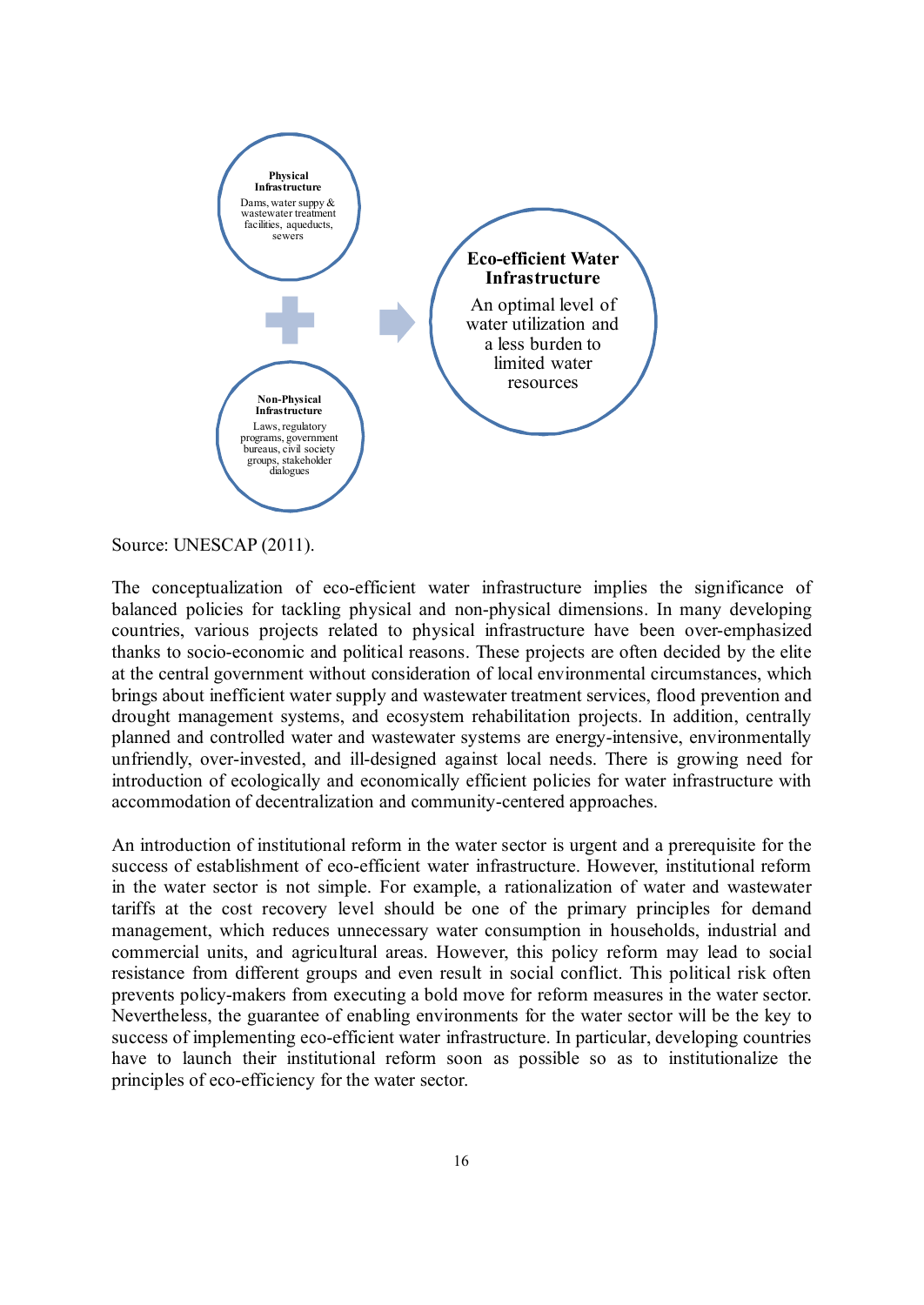**Physical Infrastructure**

Dams, water suppy & wastewater treatment facilities, aqueducts, sewers

**Non-Physical Infrastructure**

Laws, regulatory programs, government bureaus, civil society groups, stakeholder dialogues

**Eco-efficient Water Infrastructure**

An optimal level of water utilization and a less burden to limited water resources

Source: UNESCAP (2011).

The conceptualization of eco-efficient water infrastructure implies the significance of balanced policies for tackling physical and non-physical dimensions. In many developing countries, various projects related to physical infrastructure have been over-emphasized thanks to socio-economic and political reasons. These projects are often decided by the elite at the central government without consideration of local environmental circumstances, which brings about inefficient water supply and wastewater treatment services, flood prevention and drought management systems, and ecosystem rehabilitation projects. In addition, centrally planned and controlled water and wastewater systems are energy-intensive, environmentally unfriendly, over-invested, and ill-designed against local needs. There is growing need for introduction of ecologically and economically efficient policies for water infrastructure with accommodation of decentralization and community-centered approaches.

An introduction of institutional reform in the water sector is urgent and a prerequisite for the success of establishment of eco-efficient water infrastructure. However, institutional reform in the water sector is not simple. For example, a rationalization of water and wastewater tariffs at the cost recovery level should be one of the primary principles for demand management, which reduces unnecessary water consumption in households, industrial and commercial units, and agricultural areas. However, this policy reform may lead to social resistance from different groups and even result in social conflict. This political risk often prevents policy-makers from executing a bold move for reform measures in the water sector. Nevertheless, the guarantee of enabling environments for the water sector will be the key to success of implementing eco-efficient water infrastructure. In particular, developing countries have to launch their institutional reform soon as possible so as to institutionalize the principles of eco-efficiency for the water sector.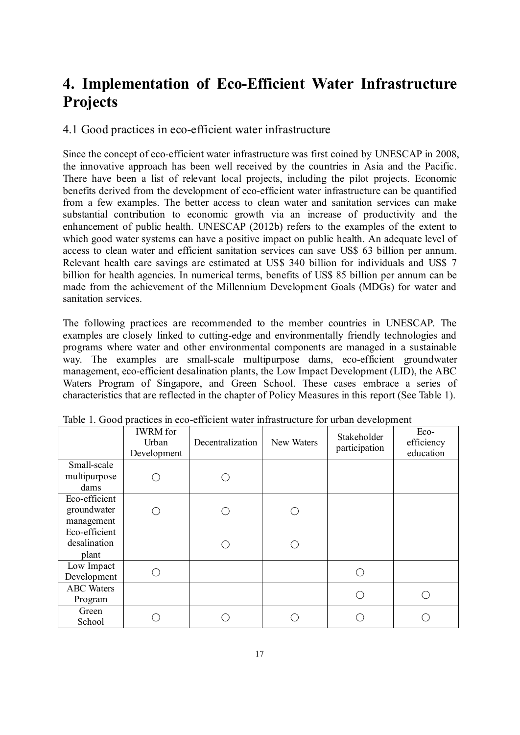# 4. Implementation of Eco-Efficient Water Infrastructure Projects

## 4.1 Good practices in eco-efficient water infrastructure

Since the concept of eco-efficient water infrastructure was first coined by UNESCAP in 2008, the innovative approach has been well received by the countries in Asia and the Pacific. There have been a list of relevant local projects, including the pilot projects. Economic benefits derived from the development of eco-efficient water infrastructure can be quantified from a few examples. The better access to clean water and sanitation services can make substantial contribution to economic growth via an increase of productivity and the enhancement of public health. UNESCAP (2012b) refers to the examples of the extent to which good water systems can have a positive impact on public health. An adequate level of access to clean water and efficient sanitation services can save US$ 63 billion per annum. Relevant health care savings are estimated at US$ 340 billion for individuals and US$ 7 billion for health agencies. In numerical terms, benefits of US$ 85 billion per annum can be made from the achievement of the Millennium Development Goals (MDGs) for water and sanitation services.

The following practices are recommended to the member countries in UNESCAP. The examples are closely linked to cutting-edge and environmentally friendly technologies and programs where water and other environmental components are managed in a sustainable way. The examples are small-scale multipurpose dams, eco-efficient groundwater management, eco-efficient desalination plants, the Low Impact Development (LID), the ABC Waters Program of Singapore, and Green School. These cases embrace a series of characteristics that are reflected in the chapter of Policy Measures in this report (See Table 1).

Table 1. Good practices in eco-efficient water infrastructure for urban development

| | IWRM for Urban Development | Decentralization | New Waters | Stakeholder participation | Eco-efficiency education |
|---|---|---|---|---|---|
| Small-scale multipurpose dams | ○ | ○ | | | |
| Eco-efficient groundwater management | ○ | ○ | ○ | | |
| Eco-efficient desalination plant | | ○ | ○ | | |
| Low Impact Development | ○ | | | ○ | |
| ABC Waters Program | | | | ○ | ○ |
| Green School | ○ | ○ | ○ | ○ | ○ |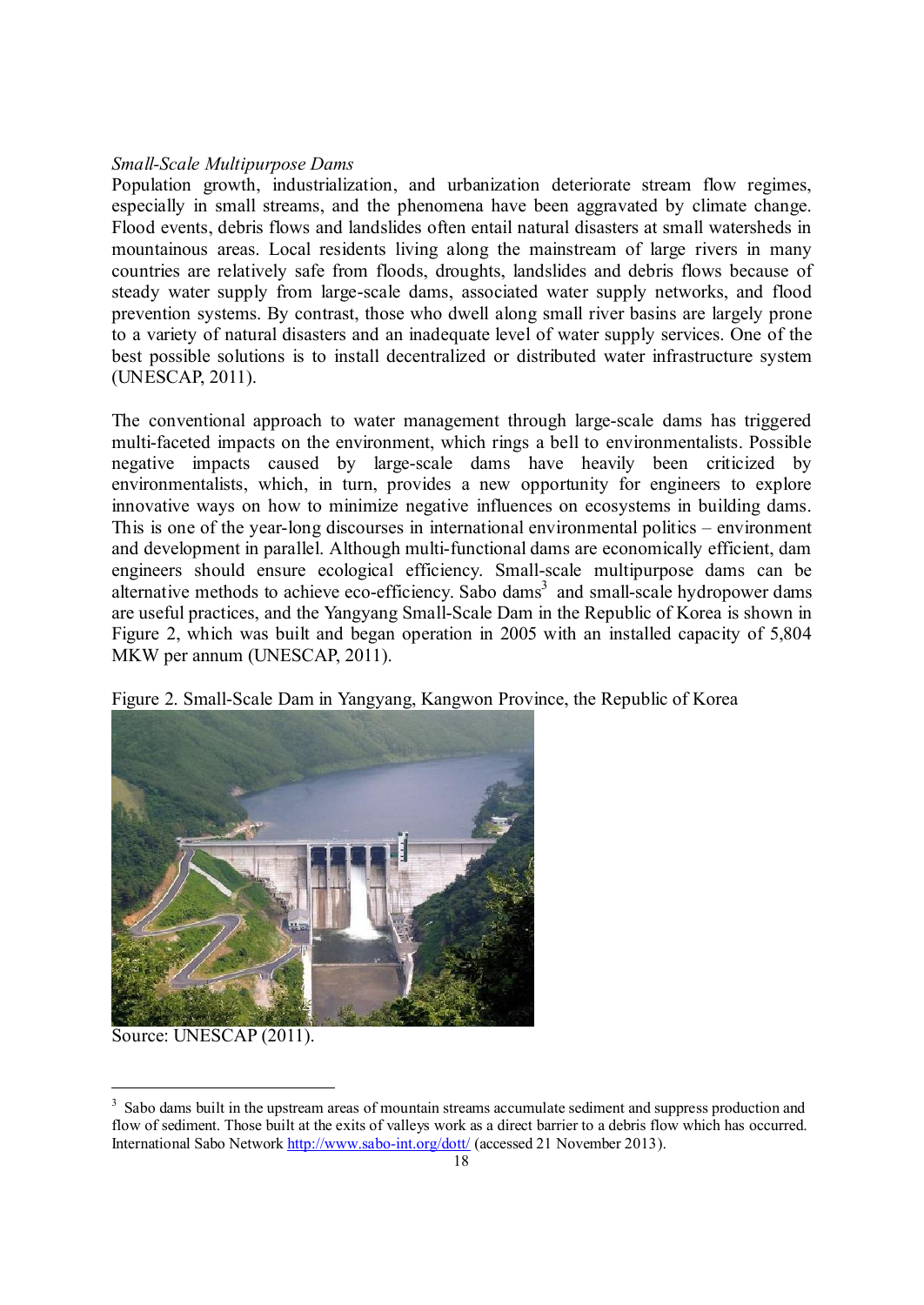*Small-Scale Multipurpose Dams*

Population growth, industrialization, and urbanization deteriorate stream flow regimes, especially in small streams, and the phenomena have been aggravated by climate change. Flood events, debris flows and landslides often entail natural disasters at small watersheds in mountainous areas. Local residents living along the mainstream of large rivers in many countries are relatively safe from floods, droughts, landslides and debris flows because of steady water supply from large-scale dams, associated water supply networks, and flood prevention systems. By contrast, those who dwell along small river basins are largely prone to a variety of natural disasters and an inadequate level of water supply services. One of the best possible solutions is to install decentralized or distributed water infrastructure system (UNESCAP, 2011).

The conventional approach to water management through large-scale dams has triggered multi-faceted impacts on the environment, which rings a bell to environmentalists. Possible negative impacts caused by large-scale dams have heavily been criticized by environmentalists, which, in turn, provides a new opportunity for engineers to explore innovative ways on how to minimize negative influences on ecosystems in building dams. This is one of the year-long discourses in international environmental politics – environment and development in parallel. Although multi-functional dams are economically efficient, dam engineers should ensure ecological efficiency. Small-scale multipurpose dams can be alternative methods to achieve eco-efficiency. Sabo dams[3] and small-scale hydropower dams are useful practices, and the Yangyang Small-Scale Dam in the Republic of Korea is shown in Figure 2, which was built and began operation in 2005 with an installed capacity of 5,804 MKW per annum (UNESCAP, 2011).

Figure 2. Small-Scale Dam in Yangyang, Kangwon Province, the Republic of Korea

Source: UNESCAP (2011).

---

[3] Sabo dams built in the upstream areas of mountain streams accumulate sediment and suppress production and flow of sediment. Those built at the exits of valleys work as a direct barrier to a debris flow which has occurred. International Sabo Network http://www.sabo-int.org/dott/ (accessed 21 November 2013).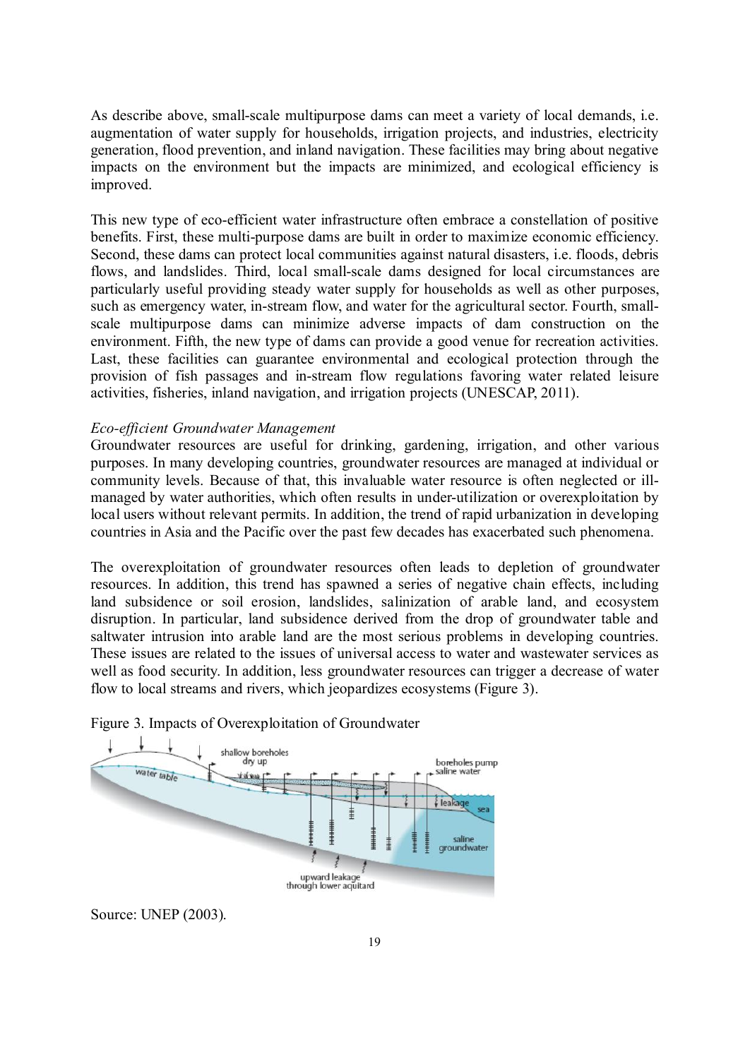As describe above, small-scale multipurpose dams can meet a variety of local demands, i.e. augmentation of water supply for households, irrigation projects, and industries, electricity generation, flood prevention, and inland navigation. These facilities may bring about negative impacts on the environment but the impacts are minimized, and ecological efficiency is improved.

This new type of eco-efficient water infrastructure often embrace a constellation of positive benefits. First, these multi-purpose dams are built in order to maximize economic efficiency. Second, these dams can protect local communities against natural disasters, i.e. floods, debris flows, and landslides. Third, local small-scale dams designed for local circumstances are particularly useful providing steady water supply for households as well as other purposes, such as emergency water, in-stream flow, and water for the agricultural sector. Fourth, small-scale multipurpose dams can minimize adverse impacts of dam construction on the environment. Fifth, the new type of dams can provide a good venue for recreation activities. Last, these facilities can guarantee environmental and ecological protection through the provision of fish passages and in-stream flow regulations favoring water related leisure activities, fisheries, inland navigation, and irrigation projects (UNESCAP, 2011).

*Eco-efficient Groundwater Management*

Groundwater resources are useful for drinking, gardening, irrigation, and other various purposes. In many developing countries, groundwater resources are managed at individual or community levels. Because of that, this invaluable water resource is often neglected or ill-managed by water authorities, which often results in under-utilization or overexploitation by local users without relevant permits. In addition, the trend of rapid urbanization in developing countries in Asia and the Pacific over the past few decades has exacerbated such phenomena.

The overexploitation of groundwater resources often leads to depletion of groundwater resources. In addition, this trend has spawned a series of negative chain effects, including land subsidence or soil erosion, landslides, salinization of arable land, and ecosystem disruption. In particular, land subsidence derived from the drop of groundwater table and saltwater intrusion into arable land are the most serious problems in developing countries. These issues are related to the issues of universal access to water and wastewater services as well as food security. In addition, less groundwater resources can trigger a decrease of water flow to local streams and rivers, which jeopardizes ecosystems (Figure 3).

Figure 3. Impacts of Overexploitation of Groundwater

water table

shallow boreholes dry up

boreholes pump saline water

leakage

sea

saline groundwater

upward leakage through lower aquitard

Source: UNEP (2003).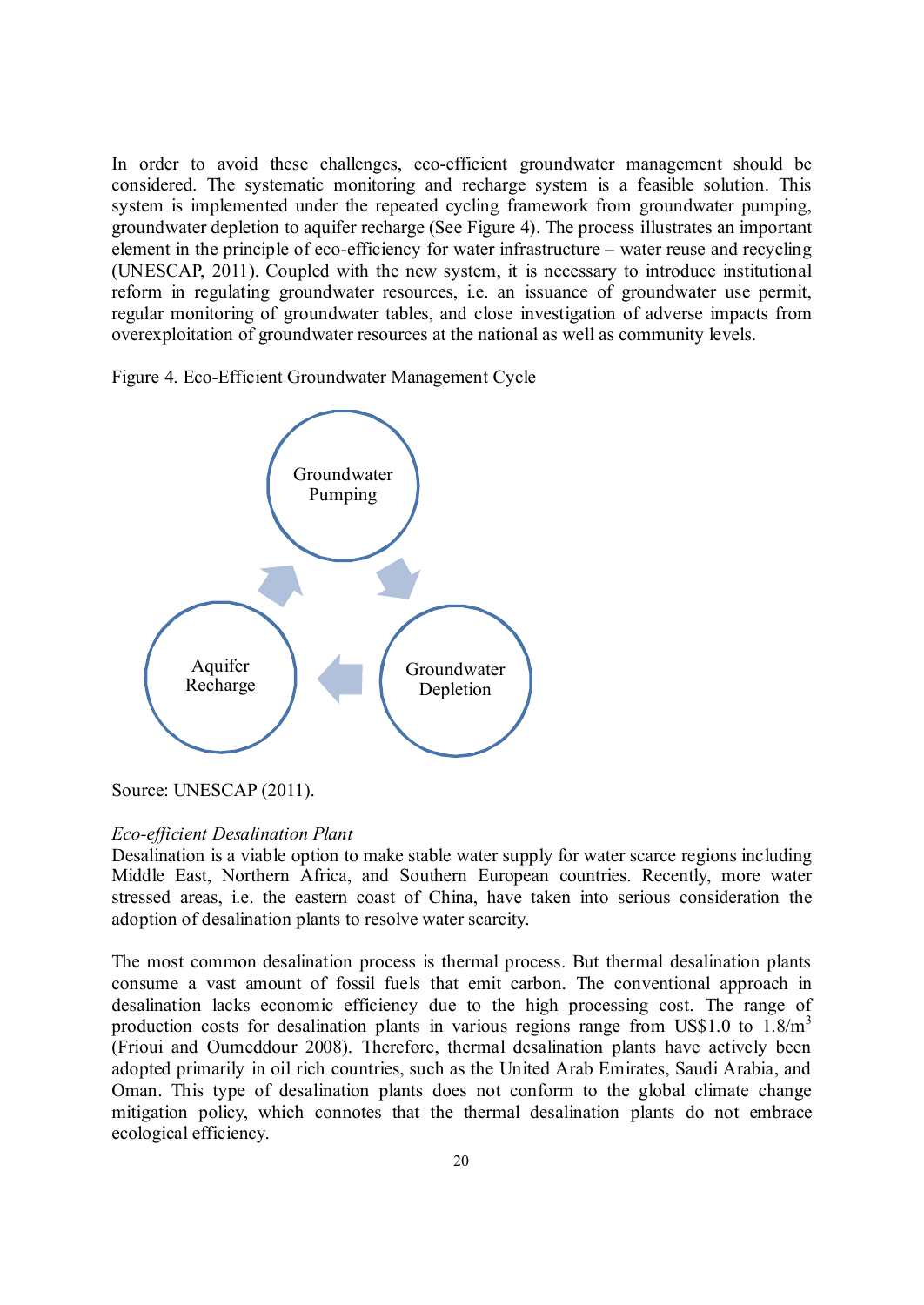In order to avoid these challenges, eco-efficient groundwater management should be considered. The systematic monitoring and recharge system is a feasible solution. This system is implemented under the repeated cycling framework from groundwater pumping, groundwater depletion to aquifer recharge (See Figure 4). The process illustrates an important element in the principle of eco-efficiency for water infrastructure – water reuse and recycling (UNESCAP, 2011). Coupled with the new system, it is necessary to introduce institutional reform in regulating groundwater resources, i.e. an issuance of groundwater use permit, regular monitoring of groundwater tables, and close investigation of adverse impacts from overexploitation of groundwater resources at the national as well as community levels.

Figure 4. Eco-Efficient Groundwater Management Cycle

Groundwater Pumping

Groundwater Depletion

Aquifer Recharge

Source: UNESCAP (2011).

*Eco-efficient Desalination Plant*

Desalination is a viable option to make stable water supply for water scarce regions including Middle East, Northern Africa, and Southern European countries. Recently, more water stressed areas, i.e. the eastern coast of China, have taken into serious consideration the adoption of desalination plants to resolve water scarcity.

The most common desalination process is thermal process. But thermal desalination plants consume a vast amount of fossil fuels that emit carbon. The conventional approach in desalination lacks economic efficiency due to the high processing cost. The range of production costs for desalination plants in various regions range from US$1.0 to 1.8/$m^3$ (Frioui and Oumeddour 2008). Therefore, thermal desalination plants have actively been adopted primarily in oil rich countries, such as the United Arab Emirates, Saudi Arabia, and Oman. This type of desalination plants does not conform to the global climate change mitigation policy, which connotes that the thermal desalination plants do not embrace ecological efficiency.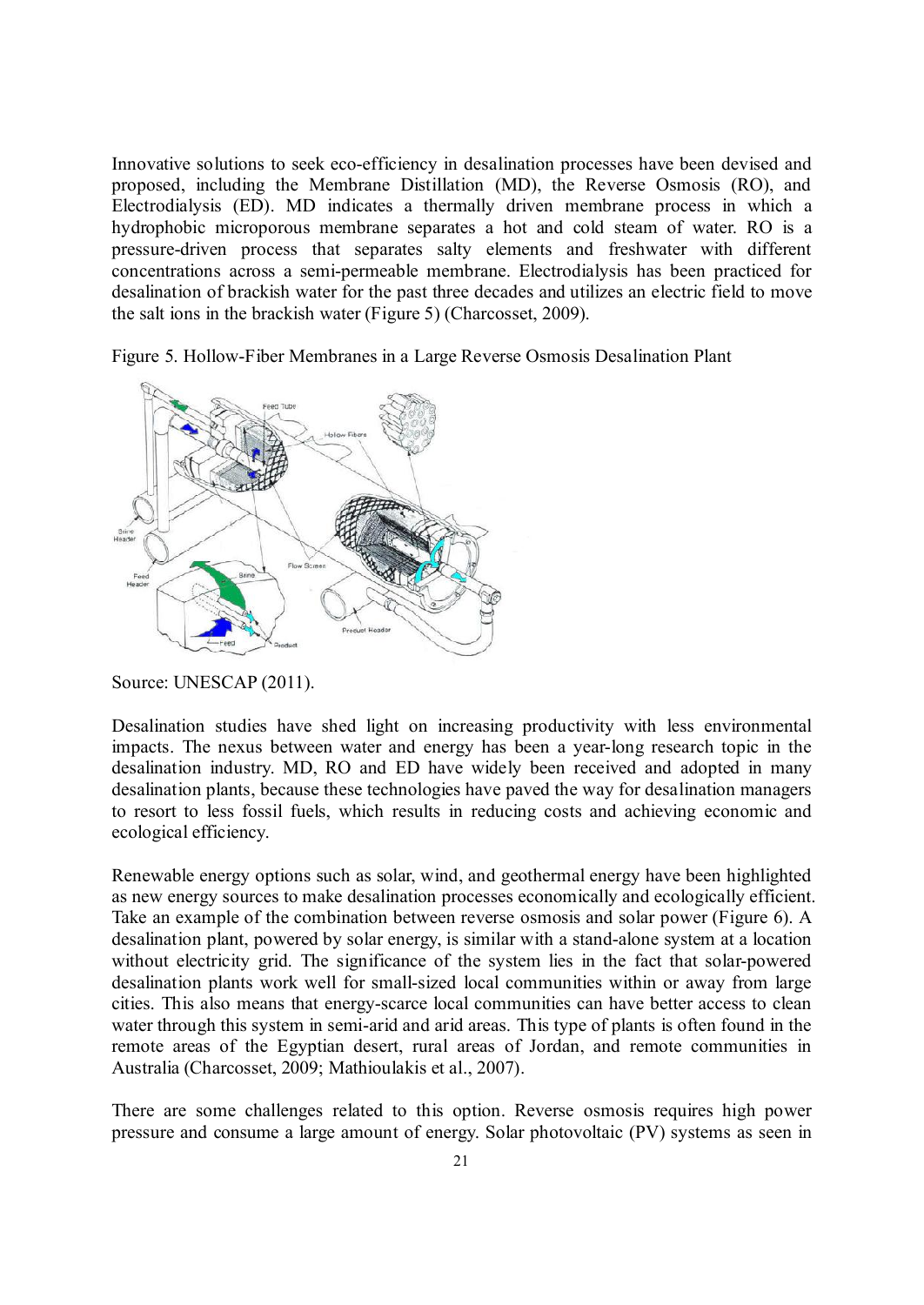Innovative solutions to seek eco-efficiency in desalination processes have been devised and proposed, including the Membrane Distillation (MD), the Reverse Osmosis (RO), and Electrodialysis (ED). MD indicates a thermally driven membrane process in which a hydrophobic microporous membrane separates a hot and cold steam of water. RO is a pressure-driven process that separates salty elements and freshwater with different concentrations across a semi-permeable membrane. Electrodialysis has been practiced for desalination of brackish water for the past three decades and utilizes an electric field to move the salt ions in the brackish water (Figure 5) (Charcosset, 2009).

Figure 5. Hollow-Fiber Membranes in a Large Reverse Osmosis Desalination Plant

Source: UNESCAP (2011).

Desalination studies have shed light on increasing productivity with less environmental impacts. The nexus between water and energy has been a year-long research topic in the desalination industry. MD, RO and ED have widely been received and adopted in many desalination plants, because these technologies have paved the way for desalination managers to resort to less fossil fuels, which results in reducing costs and achieving economic and ecological efficiency.

Renewable energy options such as solar, wind, and geothermal energy have been highlighted as new energy sources to make desalination processes economically and ecologically efficient. Take an example of the combination between reverse osmosis and solar power (Figure 6). A desalination plant, powered by solar energy, is similar with a stand-alone system at a location without electricity grid. The significance of the system lies in the fact that solar-powered desalination plants work well for small-sized local communities within or away from large cities. This also means that energy-scarce local communities can have better access to clean water through this system in semi-arid and arid areas. This type of plants is often found in the remote areas of the Egyptian desert, rural areas of Jordan, and remote communities in Australia (Charcosset, 2009; Mathioulakis et al., 2007).

There are some challenges related to this option. Reverse osmosis requires high power pressure and consume a large amount of energy. Solar photovoltaic (PV) systems as seen in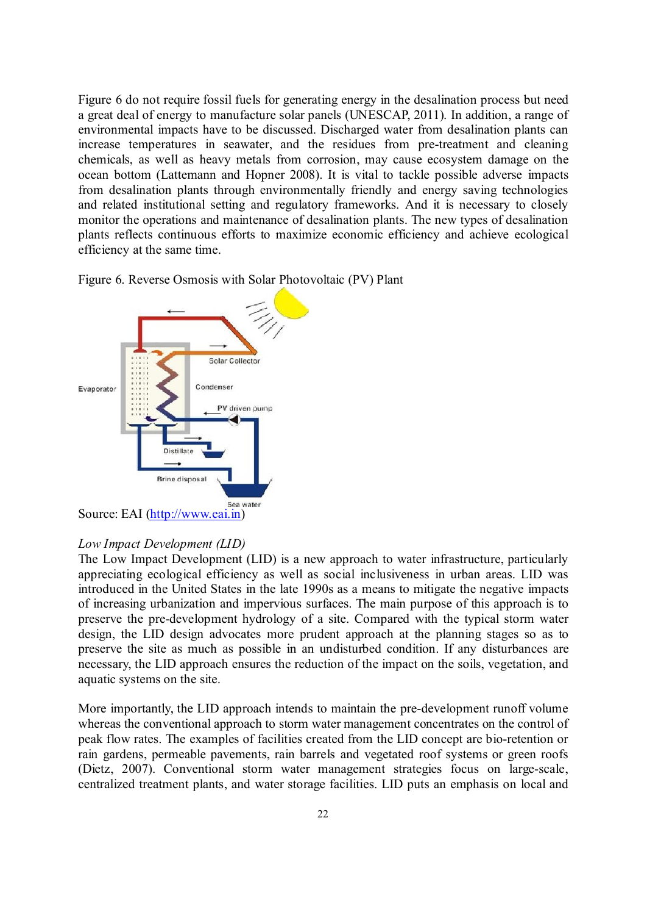Figure 6 do not require fossil fuels for generating energy in the desalination process but need a great deal of energy to manufacture solar panels (UNESCAP, 2011). In addition, a range of environmental impacts have to be discussed. Discharged water from desalination plants can increase temperatures in seawater, and the residues from pre-treatment and cleaning chemicals, as well as heavy metals from corrosion, may cause ecosystem damage on the ocean bottom (Lattemann and Hopner 2008). It is vital to tackle possible adverse impacts from desalination plants through environmentally friendly and energy saving technologies and related institutional setting and regulatory frameworks. And it is necessary to closely monitor the operations and maintenance of desalination plants. The new types of desalination plants reflects continuous efforts to maximize economic efficiency and achieve ecological efficiency at the same time.

Figure 6. Reverse Osmosis with Solar Photovoltaic (PV) Plant

Solar Collector
Evaporator
Condenser
PV driven pump
Distillate
Brine disposal
Sea water

Source: EAI (http://www.eai.in)

*Low Impact Development (LID)*

The Low Impact Development (LID) is a new approach to water infrastructure, particularly appreciating ecological efficiency as well as social inclusiveness in urban areas. LID was introduced in the United States in the late 1990s as a means to mitigate the negative impacts of increasing urbanization and impervious surfaces. The main purpose of this approach is to preserve the pre-development hydrology of a site. Compared with the typical storm water design, the LID design advocates more prudent approach at the planning stages so as to preserve the site as much as possible in an undisturbed condition. If any disturbances are necessary, the LID approach ensures the reduction of the impact on the soils, vegetation, and aquatic systems on the site.

More importantly, the LID approach intends to maintain the pre-development runoff volume whereas the conventional approach to storm water management concentrates on the control of peak flow rates. The examples of facilities created from the LID concept are bio-retention or rain gardens, permeable pavements, rain barrels and vegetated roof systems or green roofs (Dietz, 2007). Conventional storm water management strategies focus on large-scale, centralized treatment plants, and water storage facilities. LID puts an emphasis on local and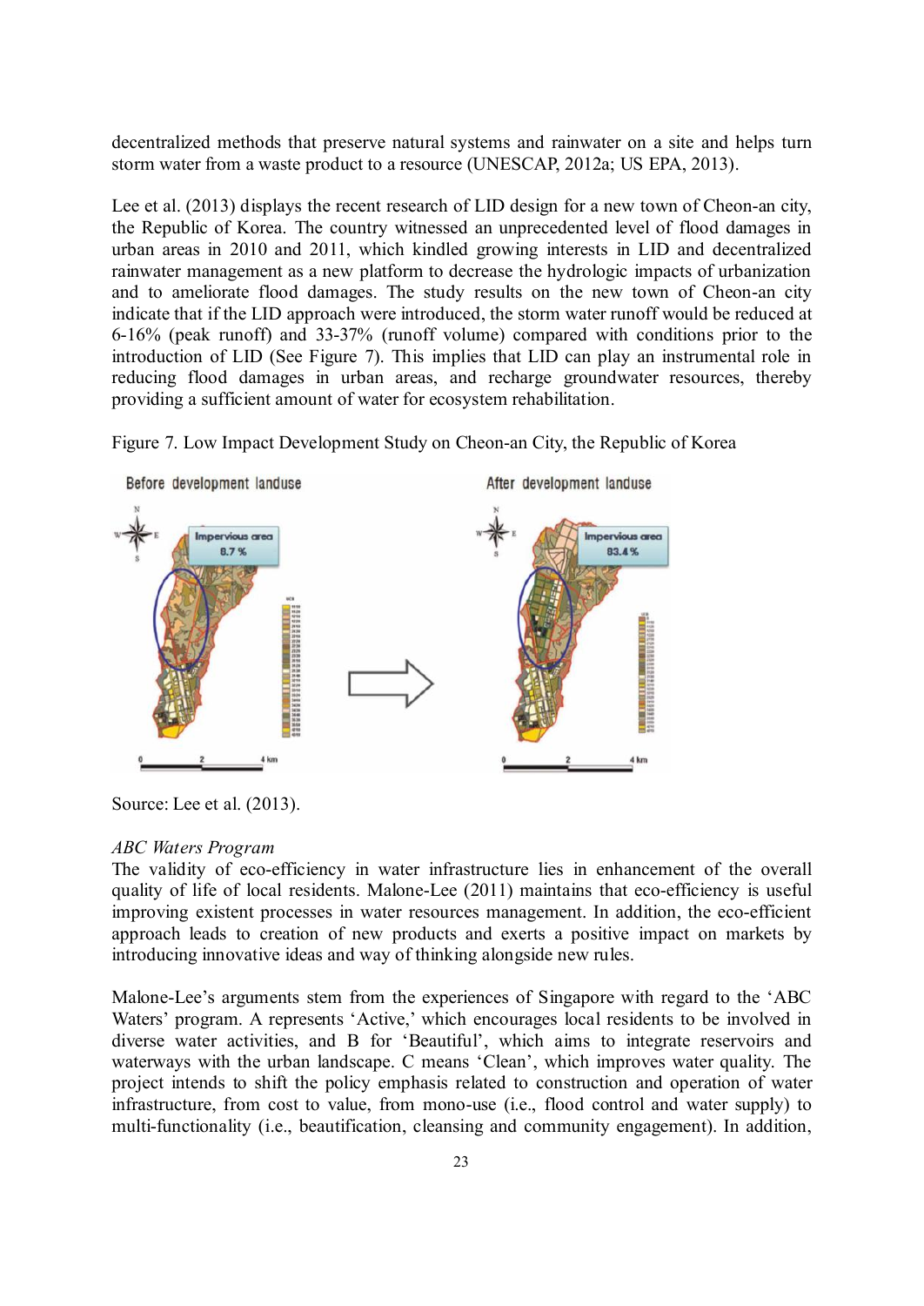decentralized methods that preserve natural systems and rainwater on a site and helps turn storm water from a waste product to a resource (UNESCAP, 2012a; US EPA, 2013).

Lee et al. (2013) displays the recent research of LID design for a new town of Cheon-an city, the Republic of Korea. The country witnessed an unprecedented level of flood damages in urban areas in 2010 and 2011, which kindled growing interests in LID and decentralized rainwater management as a new platform to decrease the hydrologic impacts of urbanization and to ameliorate flood damages. The study results on the new town of Cheon-an city indicate that if the LID approach were introduced, the storm water runoff would be reduced at 6-16% (peak runoff) and 33-37% (runoff volume) compared with conditions prior to the introduction of LID (See Figure 7). This implies that LID can play an instrumental role in reducing flood damages in urban areas, and recharge groundwater resources, thereby providing a sufficient amount of water for ecosystem rehabilitation.

Figure 7. Low Impact Development Study on Cheon-an City, the Republic of Korea

Before development landuse

Impervious area
8.7 %

0 2 4 km

After development landuse

Impervious area
83.4 %

0 2 4 km

Source: Lee et al. (2013).

*ABC Waters Program*

The validity of eco-efficiency in water infrastructure lies in enhancement of the overall quality of life of local residents. Malone-Lee (2011) maintains that eco-efficiency is useful improving existent processes in water resources management. In addition, the eco-efficient approach leads to creation of new products and exerts a positive impact on markets by introducing innovative ideas and way of thinking alongside new rules.

Malone-Lee's arguments stem from the experiences of Singapore with regard to the 'ABC Waters' program. A represents 'Active,' which encourages local residents to be involved in diverse water activities, and B for 'Beautiful', which aims to integrate reservoirs and waterways with the urban landscape. C means 'Clean', which improves water quality. The project intends to shift the policy emphasis related to construction and operation of water infrastructure, from cost to value, from mono-use (i.e., flood control and water supply) to multi-functionality (i.e., beautification, cleansing and community engagement). In addition,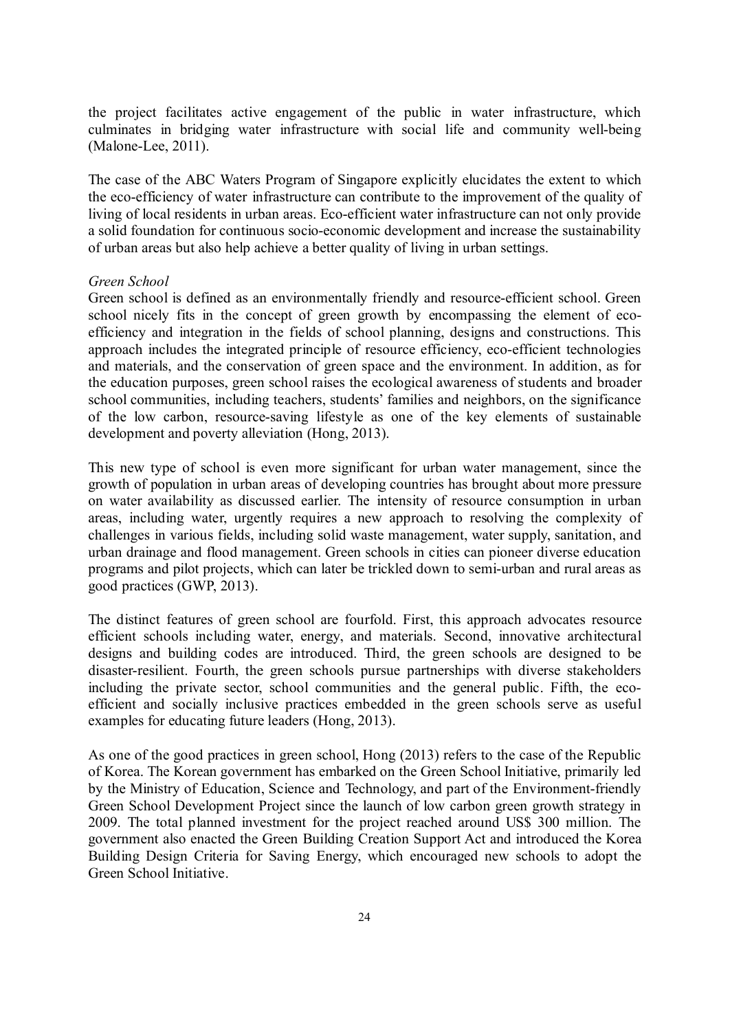the project facilitates active engagement of the public in water infrastructure, which culminates in bridging water infrastructure with social life and community well-being (Malone-Lee, 2011).

The case of the ABC Waters Program of Singapore explicitly elucidates the extent to which the eco-efficiency of water infrastructure can contribute to the improvement of the quality of living of local residents in urban areas. Eco-efficient water infrastructure can not only provide a solid foundation for continuous socio-economic development and increase the sustainability of urban areas but also help achieve a better quality of living in urban settings.

*Green School*

Green school is defined as an environmentally friendly and resource-efficient school. Green school nicely fits in the concept of green growth by encompassing the element of eco-efficiency and integration in the fields of school planning, designs and constructions. This approach includes the integrated principle of resource efficiency, eco-efficient technologies and materials, and the conservation of green space and the environment. In addition, as for the education purposes, green school raises the ecological awareness of students and broader school communities, including teachers, students' families and neighbors, on the significance of the low carbon, resource-saving lifestyle as one of the key elements of sustainable development and poverty alleviation (Hong, 2013).

This new type of school is even more significant for urban water management, since the growth of population in urban areas of developing countries has brought about more pressure on water availability as discussed earlier. The intensity of resource consumption in urban areas, including water, urgently requires a new approach to resolving the complexity of challenges in various fields, including solid waste management, water supply, sanitation, and urban drainage and flood management. Green schools in cities can pioneer diverse education programs and pilot projects, which can later be trickled down to semi-urban and rural areas as good practices (GWP, 2013).

The distinct features of green school are fourfold. First, this approach advocates resource efficient schools including water, energy, and materials. Second, innovative architectural designs and building codes are introduced. Third, the green schools are designed to be disaster-resilient. Fourth, the green schools pursue partnerships with diverse stakeholders including the private sector, school communities and the general public. Fifth, the eco-efficient and socially inclusive practices embedded in the green schools serve as useful examples for educating future leaders (Hong, 2013).

As one of the good practices in green school, Hong (2013) refers to the case of the Republic of Korea. The Korean government has embarked on the Green School Initiative, primarily led by the Ministry of Education, Science and Technology, and part of the Environment-friendly Green School Development Project since the launch of low carbon green growth strategy in 2009. The total planned investment for the project reached around US$ 300 million. The government also enacted the Green Building Creation Support Act and introduced the Korea Building Design Criteria for Saving Energy, which encouraged new schools to adopt the Green School Initiative.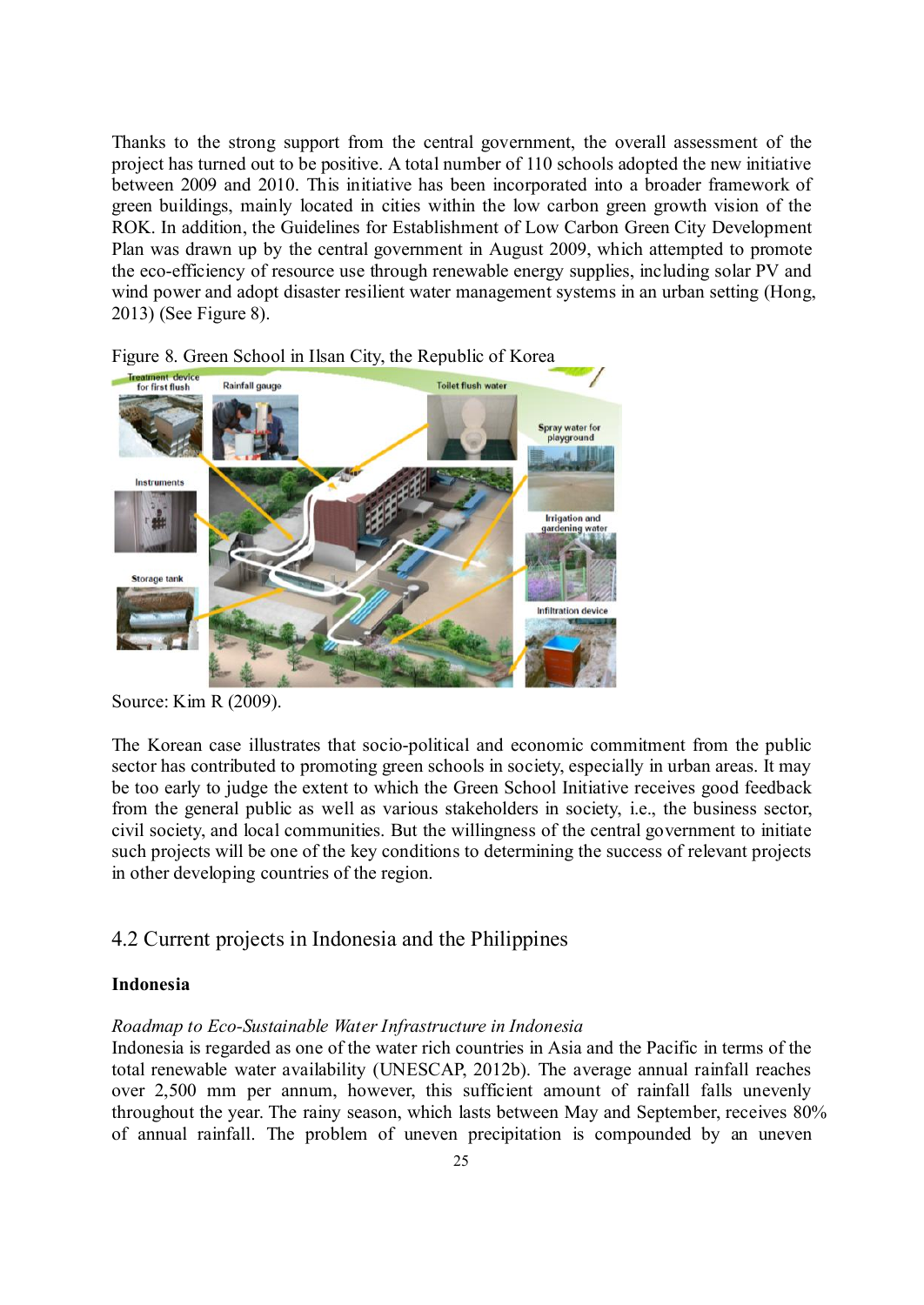Thanks to the strong support from the central government, the overall assessment of the project has turned out to be positive. A total number of 110 schools adopted the new initiative between 2009 and 2010. This initiative has been incorporated into a broader framework of green buildings, mainly located in cities within the low carbon green growth vision of the ROK. In addition, the Guidelines for Establishment of Low Carbon Green City Development Plan was drawn up by the central government in August 2009, which attempted to promote the eco-efficiency of resource use through renewable energy supplies, including solar PV and wind power and adopt disaster resilient water management systems in an urban setting (Hong, 2013) (See Figure 8).

Figure 8. Green School in Ilsan City, the Republic of Korea

Treatment device for first flush
Rainfall gauge
Toilet flush water
Spray water for playground
Instruments
Irrigation and gardening water
Storage tank
Infiltration device

Source: Kim R (2009).

The Korean case illustrates that socio-political and economic commitment from the public sector has contributed to promoting green schools in society, especially in urban areas. It may be too early to judge the extent to which the Green School Initiative receives good feedback from the general public as well as various stakeholders in society, i.e., the business sector, civil society, and local communities. But the willingness of the central government to initiate such projects will be one of the key conditions to determining the success of relevant projects in other developing countries of the region.

## 4.2 Current projects in Indonesia and the Philippines

**Indonesia**

*Roadmap to Eco-Sustainable Water Infrastructure in Indonesia*

Indonesia is regarded as one of the water rich countries in Asia and the Pacific in terms of the total renewable water availability (UNESCAP, 2012b). The average annual rainfall reaches over 2,500 mm per annum, however, this sufficient amount of rainfall falls unevenly throughout the year. The rainy season, which lasts between May and September, receives 80% of annual rainfall. The problem of uneven precipitation is compounded by an uneven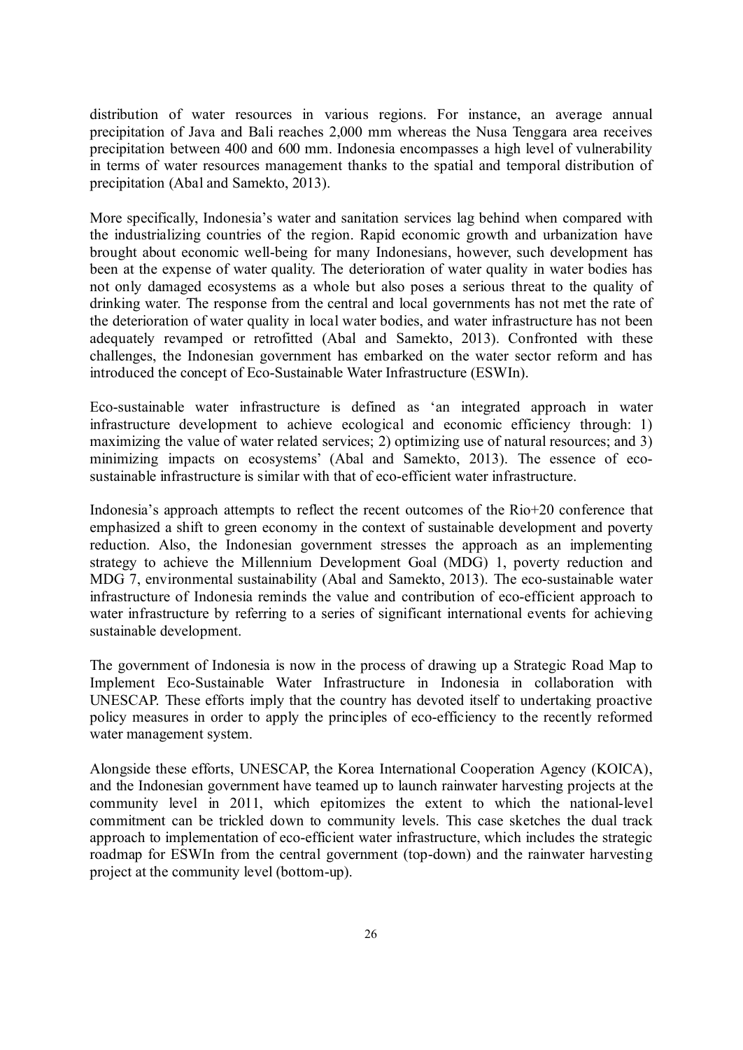distribution of water resources in various regions. For instance, an average annual precipitation of Java and Bali reaches 2,000 mm whereas the Nusa Tenggara area receives precipitation between 400 and 600 mm. Indonesia encompasses a high level of vulnerability in terms of water resources management thanks to the spatial and temporal distribution of precipitation (Abal and Samekto, 2013).

More specifically, Indonesia's water and sanitation services lag behind when compared with the industrializing countries of the region. Rapid economic growth and urbanization have brought about economic well-being for many Indonesians, however, such development has been at the expense of water quality. The deterioration of water quality in water bodies has not only damaged ecosystems as a whole but also poses a serious threat to the quality of drinking water. The response from the central and local governments has not met the rate of the deterioration of water quality in local water bodies, and water infrastructure has not been adequately revamped or retrofitted (Abal and Samekto, 2013). Confronted with these challenges, the Indonesian government has embarked on the water sector reform and has introduced the concept of Eco-Sustainable Water Infrastructure (ESWIn).

Eco-sustainable water infrastructure is defined as 'an integrated approach in water infrastructure development to achieve ecological and economic efficiency through: 1) maximizing the value of water related services; 2) optimizing use of natural resources; and 3) minimizing impacts on ecosystems' (Abal and Samekto, 2013). The essence of eco-sustainable infrastructure is similar with that of eco-efficient water infrastructure.

Indonesia's approach attempts to reflect the recent outcomes of the Rio+20 conference that emphasized a shift to green economy in the context of sustainable development and poverty reduction. Also, the Indonesian government stresses the approach as an implementing strategy to achieve the Millennium Development Goal (MDG) 1, poverty reduction and MDG 7, environmental sustainability (Abal and Samekto, 2013). The eco-sustainable water infrastructure of Indonesia reminds the value and contribution of eco-efficient approach to water infrastructure by referring to a series of significant international events for achieving sustainable development.

The government of Indonesia is now in the process of drawing up a Strategic Road Map to Implement Eco-Sustainable Water Infrastructure in Indonesia in collaboration with UNESCAP. These efforts imply that the country has devoted itself to undertaking proactive policy measures in order to apply the principles of eco-efficiency to the recently reformed water management system.

Alongside these efforts, UNESCAP, the Korea International Cooperation Agency (KOICA), and the Indonesian government have teamed up to launch rainwater harvesting projects at the community level in 2011, which epitomizes the extent to which the national-level commitment can be trickled down to community levels. This case sketches the dual track approach to implementation of eco-efficient water infrastructure, which includes the strategic roadmap for ESWIn from the central government (top-down) and the rainwater harvesting project at the community level (bottom-up).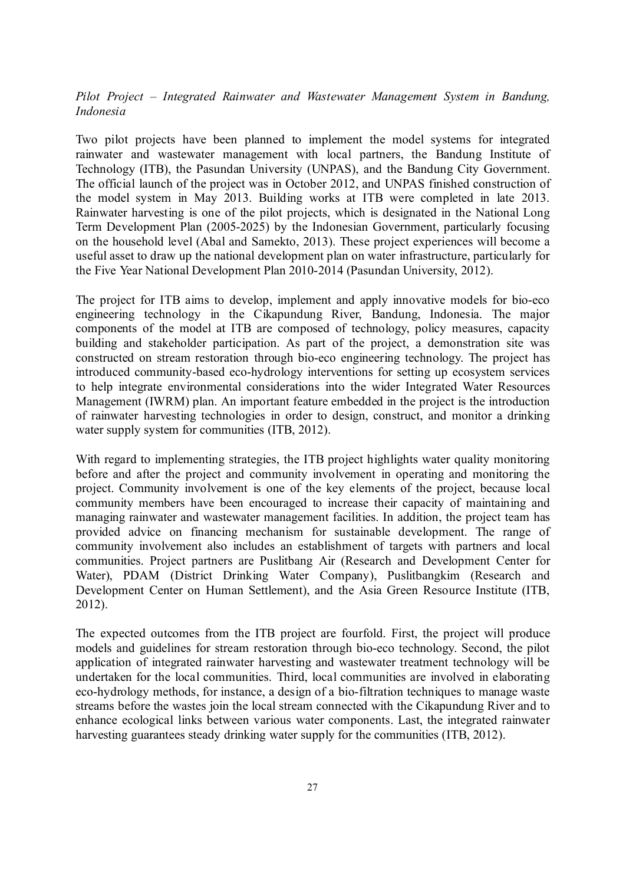*Pilot Project – Integrated Rainwater and Wastewater Management System in Bandung, Indonesia*

Two pilot projects have been planned to implement the model systems for integrated rainwater and wastewater management with local partners, the Bandung Institute of Technology (ITB), the Pasundan University (UNPAS), and the Bandung City Government. The official launch of the project was in October 2012, and UNPAS finished construction of the model system in May 2013. Building works at ITB were completed in late 2013. Rainwater harvesting is one of the pilot projects, which is designated in the National Long Term Development Plan (2005-2025) by the Indonesian Government, particularly focusing on the household level (Abal and Samekto, 2013). These project experiences will become a useful asset to draw up the national development plan on water infrastructure, particularly for the Five Year National Development Plan 2010-2014 (Pasundan University, 2012).

The project for ITB aims to develop, implement and apply innovative models for bio-eco engineering technology in the Cikapundung River, Bandung, Indonesia. The major components of the model at ITB are composed of technology, policy measures, capacity building and stakeholder participation. As part of the project, a demonstration site was constructed on stream restoration through bio-eco engineering technology. The project has introduced community-based eco-hydrology interventions for setting up ecosystem services to help integrate environmental considerations into the wider Integrated Water Resources Management (IWRM) plan. An important feature embedded in the project is the introduction of rainwater harvesting technologies in order to design, construct, and monitor a drinking water supply system for communities (ITB, 2012).

With regard to implementing strategies, the ITB project highlights water quality monitoring before and after the project and community involvement in operating and monitoring the project. Community involvement is one of the key elements of the project, because local community members have been encouraged to increase their capacity of maintaining and managing rainwater and wastewater management facilities. In addition, the project team has provided advice on financing mechanism for sustainable development. The range of community involvement also includes an establishment of targets with partners and local communities. Project partners are Puslitbang Air (Research and Development Center for Water), PDAM (District Drinking Water Company), Puslitbangkim (Research and Development Center on Human Settlement), and the Asia Green Resource Institute (ITB, 2012).

The expected outcomes from the ITB project are fourfold. First, the project will produce models and guidelines for stream restoration through bio-eco technology. Second, the pilot application of integrated rainwater harvesting and wastewater treatment technology will be undertaken for the local communities. Third, local communities are involved in elaborating eco-hydrology methods, for instance, a design of a bio-filtration techniques to manage waste streams before the wastes join the local stream connected with the Cikapundung River and to enhance ecological links between various water components. Last, the integrated rainwater harvesting guarantees steady drinking water supply for the communities (ITB, 2012).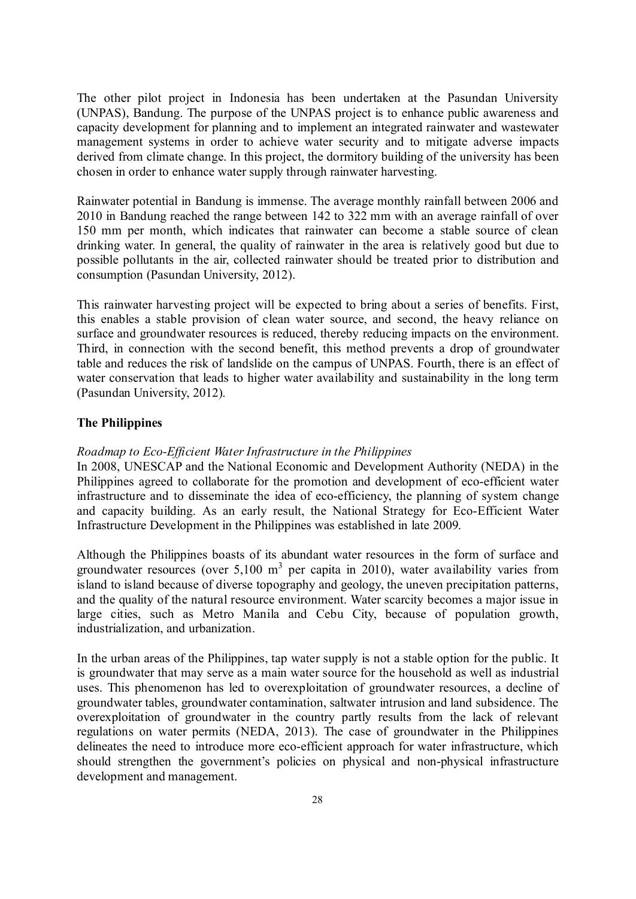The other pilot project in Indonesia has been undertaken at the Pasundan University (UNPAS), Bandung. The purpose of the UNPAS project is to enhance public awareness and capacity development for planning and to implement an integrated rainwater and wastewater management systems in order to achieve water security and to mitigate adverse impacts derived from climate change. In this project, the dormitory building of the university has been chosen in order to enhance water supply through rainwater harvesting.

Rainwater potential in Bandung is immense. The average monthly rainfall between 2006 and 2010 in Bandung reached the range between 142 to 322 mm with an average rainfall of over 150 mm per month, which indicates that rainwater can become a stable source of clean drinking water. In general, the quality of rainwater in the area is relatively good but due to possible pollutants in the air, collected rainwater should be treated prior to distribution and consumption (Pasundan University, 2012).

This rainwater harvesting project will be expected to bring about a series of benefits. First, this enables a stable provision of clean water source, and second, the heavy reliance on surface and groundwater resources is reduced, thereby reducing impacts on the environment. Third, in connection with the second benefit, this method prevents a drop of groundwater table and reduces the risk of landslide on the campus of UNPAS. Fourth, there is an effect of water conservation that leads to higher water availability and sustainability in the long term (Pasundan University, 2012).

**The Philippines**

*Roadmap to Eco-Efficient Water Infrastructure in the Philippines*

In 2008, UNESCAP and the National Economic and Development Authority (NEDA) in the Philippines agreed to collaborate for the promotion and development of eco-efficient water infrastructure and to disseminate the idea of eco-efficiency, the planning of system change and capacity building. As an early result, the National Strategy for Eco-Efficient Water Infrastructure Development in the Philippines was established in late 2009.

Although the Philippines boasts of its abundant water resources in the form of surface and groundwater resources (over 5,100 $m^3$ per capita in 2010), water availability varies from island to island because of diverse topography and geology, the uneven precipitation patterns, and the quality of the natural resource environment. Water scarcity becomes a major issue in large cities, such as Metro Manila and Cebu City, because of population growth, industrialization, and urbanization.

In the urban areas of the Philippines, tap water supply is not a stable option for the public. It is groundwater that may serve as a main water source for the household as well as industrial uses. This phenomenon has led to overexploitation of groundwater resources, a decline of groundwater tables, groundwater contamination, saltwater intrusion and land subsidence. The overexploitation of groundwater in the country partly results from the lack of relevant regulations on water permits (NEDA, 2013). The case of groundwater in the Philippines delineates the need to introduce more eco-efficient approach for water infrastructure, which should strengthen the government's policies on physical and non-physical infrastructure development and management.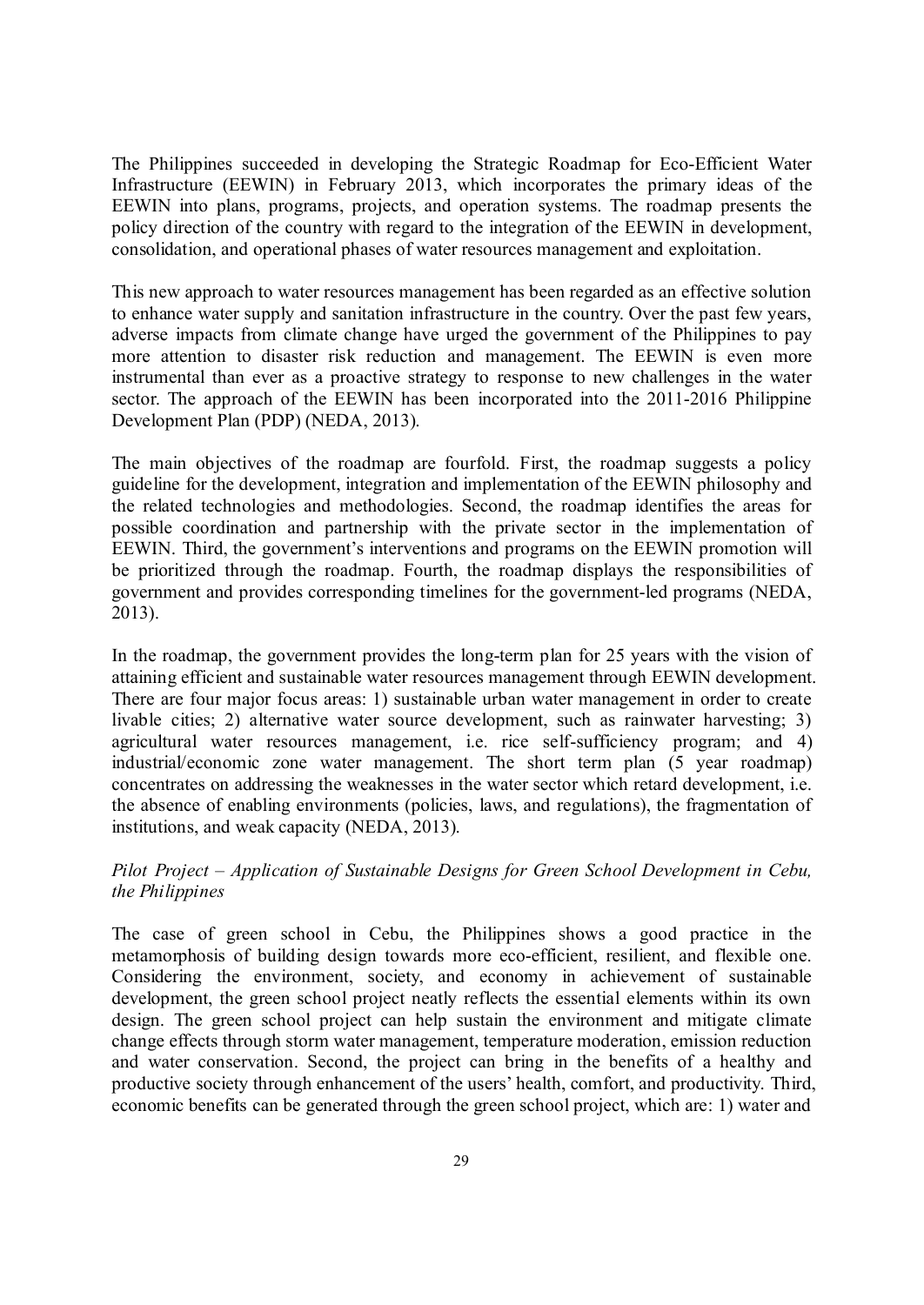The Philippines succeeded in developing the Strategic Roadmap for Eco-Efficient Water Infrastructure (EEWIN) in February 2013, which incorporates the primary ideas of the EEWIN into plans, programs, projects, and operation systems. The roadmap presents the policy direction of the country with regard to the integration of the EEWIN in development, consolidation, and operational phases of water resources management and exploitation.

This new approach to water resources management has been regarded as an effective solution to enhance water supply and sanitation infrastructure in the country. Over the past few years, adverse impacts from climate change have urged the government of the Philippines to pay more attention to disaster risk reduction and management. The EEWIN is even more instrumental than ever as a proactive strategy to response to new challenges in the water sector. The approach of the EEWIN has been incorporated into the 2011-2016 Philippine Development Plan (PDP) (NEDA, 2013).

The main objectives of the roadmap are fourfold. First, the roadmap suggests a policy guideline for the development, integration and implementation of the EEWIN philosophy and the related technologies and methodologies. Second, the roadmap identifies the areas for possible coordination and partnership with the private sector in the implementation of EEWIN. Third, the government's interventions and programs on the EEWIN promotion will be prioritized through the roadmap. Fourth, the roadmap displays the responsibilities of government and provides corresponding timelines for the government-led programs (NEDA, 2013).

In the roadmap, the government provides the long-term plan for 25 years with the vision of attaining efficient and sustainable water resources management through EEWIN development. There are four major focus areas: 1) sustainable urban water management in order to create livable cities; 2) alternative water source development, such as rainwater harvesting; 3) agricultural water resources management, i.e. rice self-sufficiency program; and 4) industrial/economic zone water management. The short term plan (5 year roadmap) concentrates on addressing the weaknesses in the water sector which retard development, i.e. the absence of enabling environments (policies, laws, and regulations), the fragmentation of institutions, and weak capacity (NEDA, 2013).

*Pilot Project – Application of Sustainable Designs for Green School Development in Cebu, the Philippines*

The case of green school in Cebu, the Philippines shows a good practice in the metamorphosis of building design towards more eco-efficient, resilient, and flexible one. Considering the environment, society, and economy in achievement of sustainable development, the green school project neatly reflects the essential elements within its own design. The green school project can help sustain the environment and mitigate climate change effects through storm water management, temperature moderation, emission reduction and water conservation. Second, the project can bring in the benefits of a healthy and productive society through enhancement of the users' health, comfort, and productivity. Third, economic benefits can be generated through the green school project, which are: 1) water and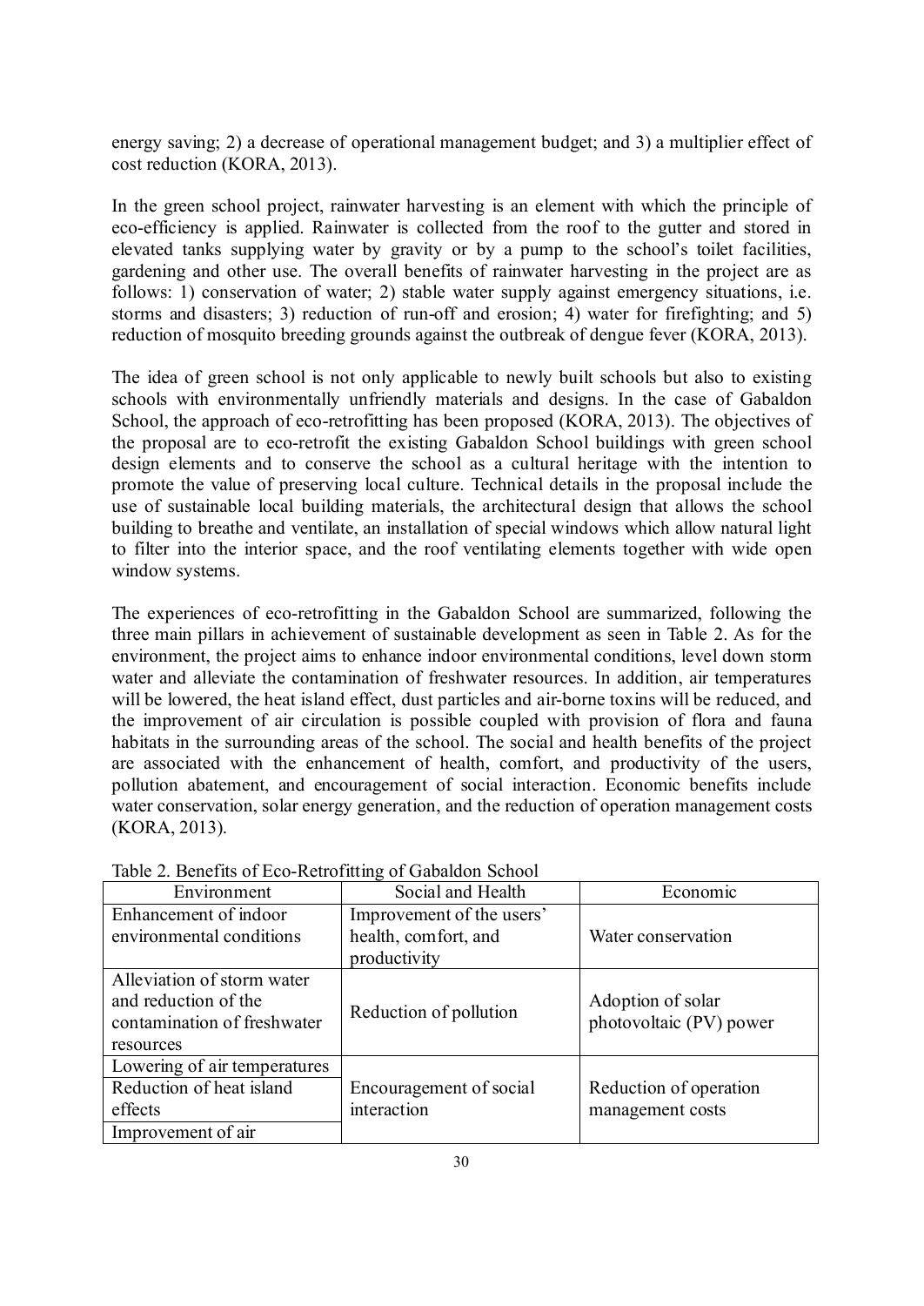energy saving; 2) a decrease of operational management budget; and 3) a multiplier effect of cost reduction (KORA, 2013).

In the green school project, rainwater harvesting is an element with which the principle of eco-efficiency is applied. Rainwater is collected from the roof to the gutter and stored in elevated tanks supplying water by gravity or by a pump to the school's toilet facilities, gardening and other use. The overall benefits of rainwater harvesting in the project are as follows: 1) conservation of water; 2) stable water supply against emergency situations, i.e. storms and disasters; 3) reduction of run-off and erosion; 4) water for firefighting; and 5) reduction of mosquito breeding grounds against the outbreak of dengue fever (KORA, 2013).

The idea of green school is not only applicable to newly built schools but also to existing schools with environmentally unfriendly materials and designs. In the case of Gabaldon School, the approach of eco-retrofitting has been proposed (KORA, 2013). The objectives of the proposal are to eco-retrofit the existing Gabaldon School buildings with green school design elements and to conserve the school as a cultural heritage with the intention to promote the value of preserving local culture. Technical details in the proposal include the use of sustainable local building materials, the architectural design that allows the school building to breathe and ventilate, an installation of special windows which allow natural light to filter into the interior space, and the roof ventilating elements together with wide open window systems.

The experiences of eco-retrofitting in the Gabaldon School are summarized, following the three main pillars in achievement of sustainable development as seen in Table 2. As for the environment, the project aims to enhance indoor environmental conditions, level down storm water and alleviate the contamination of freshwater resources. In addition, air temperatures will be lowered, the heat island effect, dust particles and air-borne toxins will be reduced, and the improvement of air circulation is possible coupled with provision of flora and fauna habitats in the surrounding areas of the school. The social and health benefits of the project are associated with the enhancement of health, comfort, and productivity of the users, pollution abatement, and encouragement of social interaction. Economic benefits include water conservation, solar energy generation, and the reduction of operation management costs (KORA, 2013).

Table 2. Benefits of Eco-Retrofitting of Gabaldon School

| Environment | Social and Health | Economic |
|---|---|---|
| Enhancement of indoor environmental conditions | Improvement of the users' health, comfort, and productivity | Water conservation |
| Alleviation of storm water and reduction of the contamination of freshwater resources | Reduction of pollution | Adoption of solar photovoltaic (PV) power |
| Lowering of air temperatures | Encouragement of social interaction | Reduction of operation management costs |
| Reduction of heat island effects | | |
| Improvement of air | | |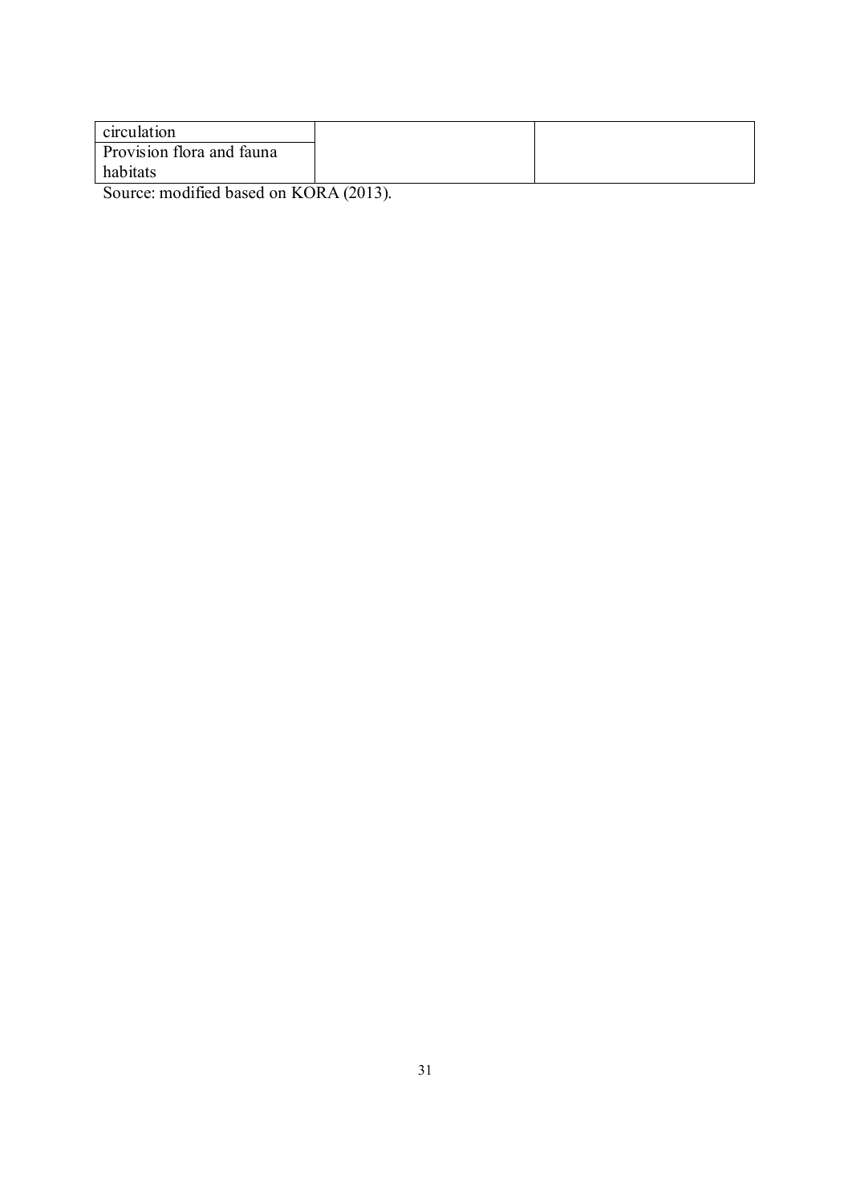| | | |
|---|---|---|
| circulation | | |
| Provision flora and fauna habitats | | |

Source: modified based on KORA (2013).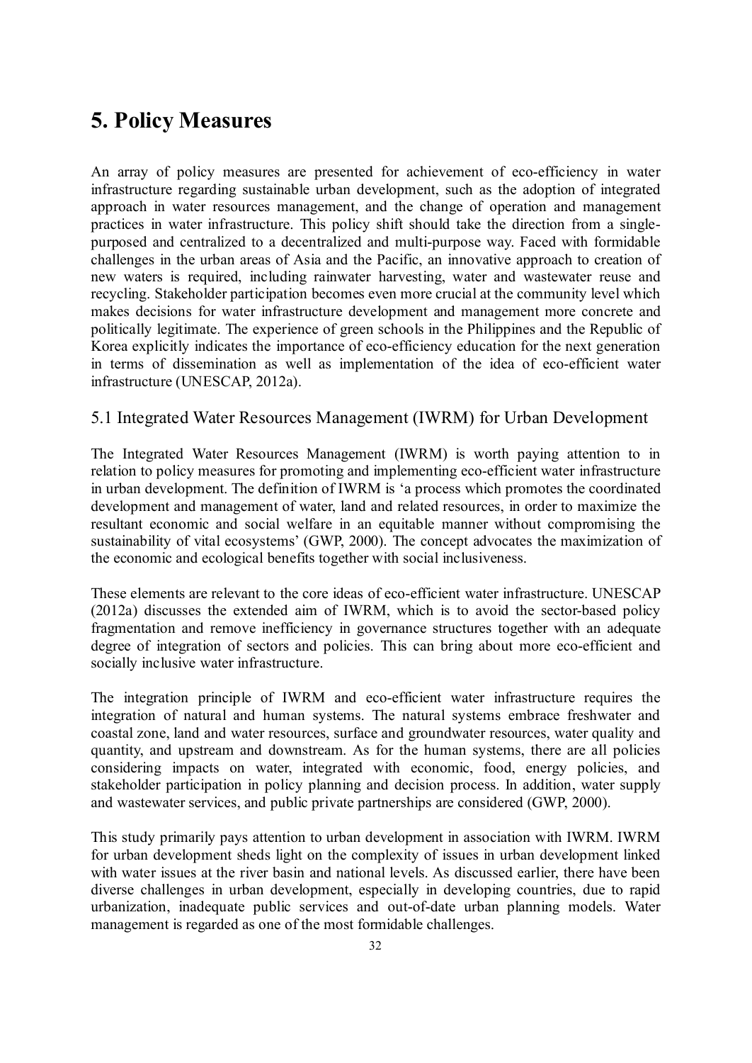# 5. Policy Measures

An array of policy measures are presented for achievement of eco-efficiency in water infrastructure regarding sustainable urban development, such as the adoption of integrated approach in water resources management, and the change of operation and management practices in water infrastructure. This policy shift should take the direction from a single-purposed and centralized to a decentralized and multi-purpose way. Faced with formidable challenges in the urban areas of Asia and the Pacific, an innovative approach to creation of new waters is required, including rainwater harvesting, water and wastewater reuse and recycling. Stakeholder participation becomes even more crucial at the community level which makes decisions for water infrastructure development and management more concrete and politically legitimate. The experience of green schools in the Philippines and the Republic of Korea explicitly indicates the importance of eco-efficiency education for the next generation in terms of dissemination as well as implementation of the idea of eco-efficient water infrastructure (UNESCAP, 2012a).

## 5.1 Integrated Water Resources Management (IWRM) for Urban Development

The Integrated Water Resources Management (IWRM) is worth paying attention to in relation to policy measures for promoting and implementing eco-efficient water infrastructure in urban development. The definition of IWRM is 'a process which promotes the coordinated development and management of water, land and related resources, in order to maximize the resultant economic and social welfare in an equitable manner without compromising the sustainability of vital ecosystems' (GWP, 2000). The concept advocates the maximization of the economic and ecological benefits together with social inclusiveness.

These elements are relevant to the core ideas of eco-efficient water infrastructure. UNESCAP (2012a) discusses the extended aim of IWRM, which is to avoid the sector-based policy fragmentation and remove inefficiency in governance structures together with an adequate degree of integration of sectors and policies. This can bring about more eco-efficient and socially inclusive water infrastructure.

The integration principle of IWRM and eco-efficient water infrastructure requires the integration of natural and human systems. The natural systems embrace freshwater and coastal zone, land and water resources, surface and groundwater resources, water quality and quantity, and upstream and downstream. As for the human systems, there are all policies considering impacts on water, integrated with economic, food, energy policies, and stakeholder participation in policy planning and decision process. In addition, water supply and wastewater services, and public private partnerships are considered (GWP, 2000).

This study primarily pays attention to urban development in association with IWRM. IWRM for urban development sheds light on the complexity of issues in urban development linked with water issues at the river basin and national levels. As discussed earlier, there have been diverse challenges in urban development, especially in developing countries, due to rapid urbanization, inadequate public services and out-of-date urban planning models. Water management is regarded as one of the most formidable challenges.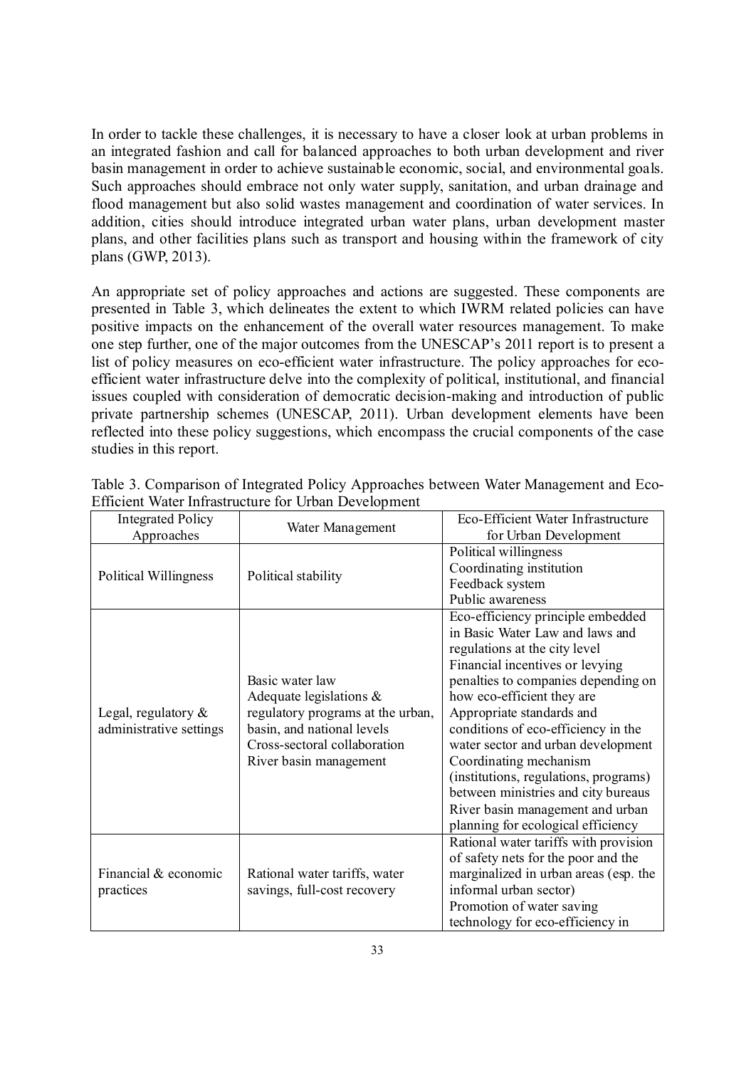In order to tackle these challenges, it is necessary to have a closer look at urban problems in an integrated fashion and call for balanced approaches to both urban development and river basin management in order to achieve sustainable economic, social, and environmental goals. Such approaches should embrace not only water supply, sanitation, and urban drainage and flood management but also solid wastes management and coordination of water services. In addition, cities should introduce integrated urban water plans, urban development master plans, and other facilities plans such as transport and housing within the framework of city plans (GWP, 2013).

An appropriate set of policy approaches and actions are suggested. These components are presented in Table 3, which delineates the extent to which IWRM related policies can have positive impacts on the enhancement of the overall water resources management. To make one step further, one of the major outcomes from the UNESCAP's 2011 report is to present a list of policy measures on eco-efficient water infrastructure. The policy approaches for eco-efficient water infrastructure delve into the complexity of political, institutional, and financial issues coupled with consideration of democratic decision-making and introduction of public private partnership schemes (UNESCAP, 2011). Urban development elements have been reflected into these policy suggestions, which encompass the crucial components of the case studies in this report.

Table 3. Comparison of Integrated Policy Approaches between Water Management and Eco-Efficient Water Infrastructure for Urban Development

| Integrated Policy Approaches | Water Management | Eco-Efficient Water Infrastructure for Urban Development |
|---|---|---|
| Political Willingness | Political stability | Political willingness<br>Coordinating institution<br>Feedback system<br>Public awareness |
| Legal, regulatory & administrative settings | Basic water law<br>Adequate legislations & regulatory programs at the urban, basin, and national levels<br>Cross-sectoral collaboration<br>River basin management | Eco-efficiency principle embedded in Basic Water Law and laws and regulations at the city level<br>Financial incentives or levying penalties to companies depending on how eco-efficient they are<br>Appropriate standards and conditions of eco-efficiency in the water sector and urban development<br>Coordinating mechanism (institutions, regulations, programs) between ministries and city bureaus<br>River basin management and urban planning for ecological efficiency |
| Financial & economic practices | Rational water tariffs, water savings, full-cost recovery | Rational water tariffs with provision of safety nets for the poor and the marginalized in urban areas (esp. the informal urban sector)<br>Promotion of water saving technology for eco-efficiency in |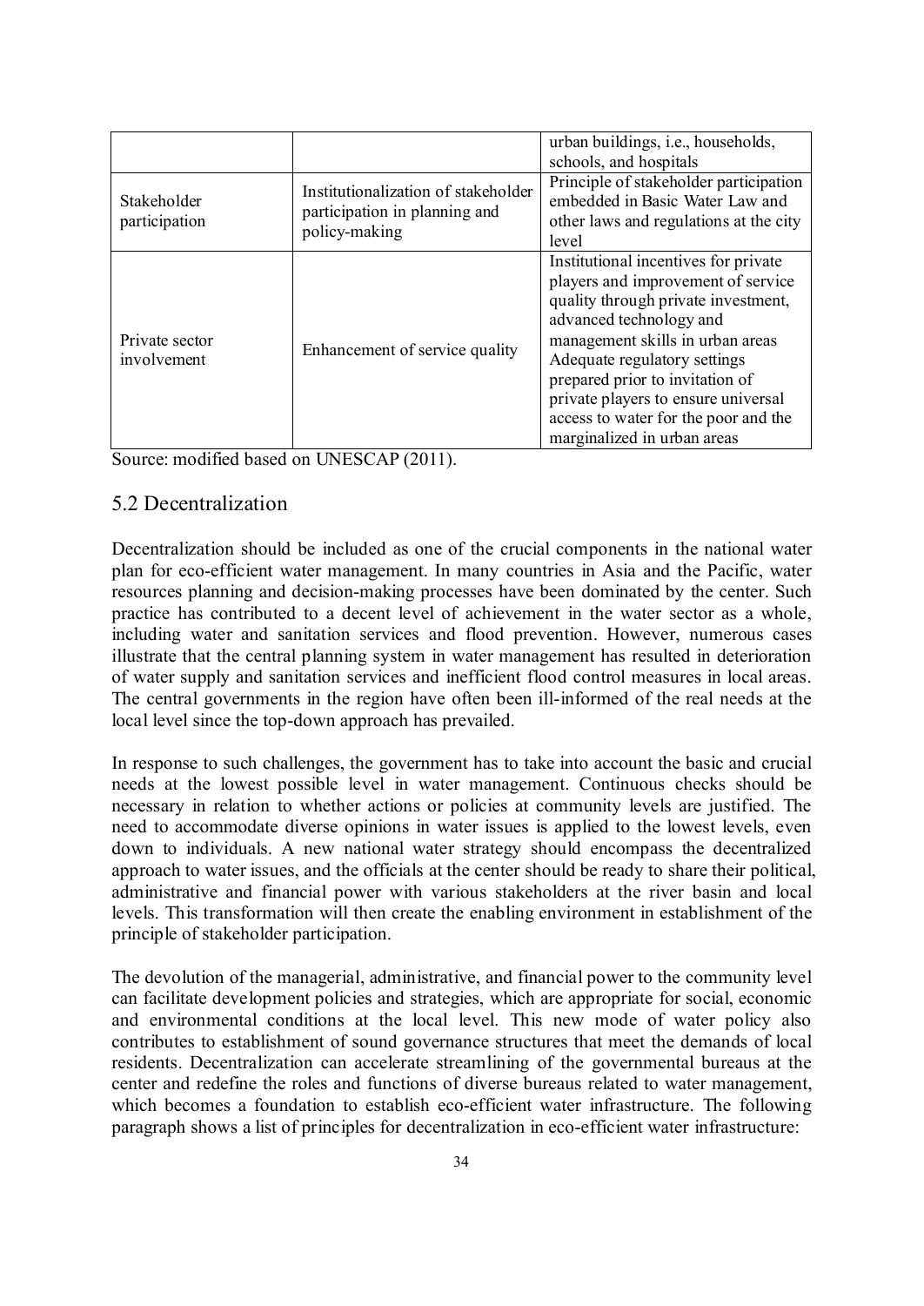| | | |
|---|---|---|
| | | urban buildings, i.e., households, schools, and hospitals |
| Stakeholder participation | Institutionalization of stakeholder participation in planning and policy-making | Principle of stakeholder participation embedded in Basic Water Law and other laws and regulations at the city level |
| Private sector involvement | Enhancement of service quality | Institutional incentives for private players and improvement of service quality through private investment, advanced technology and management skills in urban areas Adequate regulatory settings prepared prior to invitation of private players to ensure universal access to water for the poor and the marginalized in urban areas |

Source: modified based on UNESCAP (2011).

## 5.2 Decentralization

Decentralization should be included as one of the crucial components in the national water plan for eco-efficient water management. In many countries in Asia and the Pacific, water resources planning and decision-making processes have been dominated by the center. Such practice has contributed to a decent level of achievement in the water sector as a whole, including water and sanitation services and flood prevention. However, numerous cases illustrate that the central planning system in water management has resulted in deterioration of water supply and sanitation services and inefficient flood control measures in local areas. The central governments in the region have often been ill-informed of the real needs at the local level since the top-down approach has prevailed.

In response to such challenges, the government has to take into account the basic and crucial needs at the lowest possible level in water management. Continuous checks should be necessary in relation to whether actions or policies at community levels are justified. The need to accommodate diverse opinions in water issues is applied to the lowest levels, even down to individuals. A new national water strategy should encompass the decentralized approach to water issues, and the officials at the center should be ready to share their political, administrative and financial power with various stakeholders at the river basin and local levels. This transformation will then create the enabling environment in establishment of the principle of stakeholder participation.

The devolution of the managerial, administrative, and financial power to the community level can facilitate development policies and strategies, which are appropriate for social, economic and environmental conditions at the local level. This new mode of water policy also contributes to establishment of sound governance structures that meet the demands of local residents. Decentralization can accelerate streamlining of the governmental bureaus at the center and redefine the roles and functions of diverse bureaus related to water management, which becomes a foundation to establish eco-efficient water infrastructure. The following paragraph shows a list of principles for decentralization in eco-efficient water infrastructure: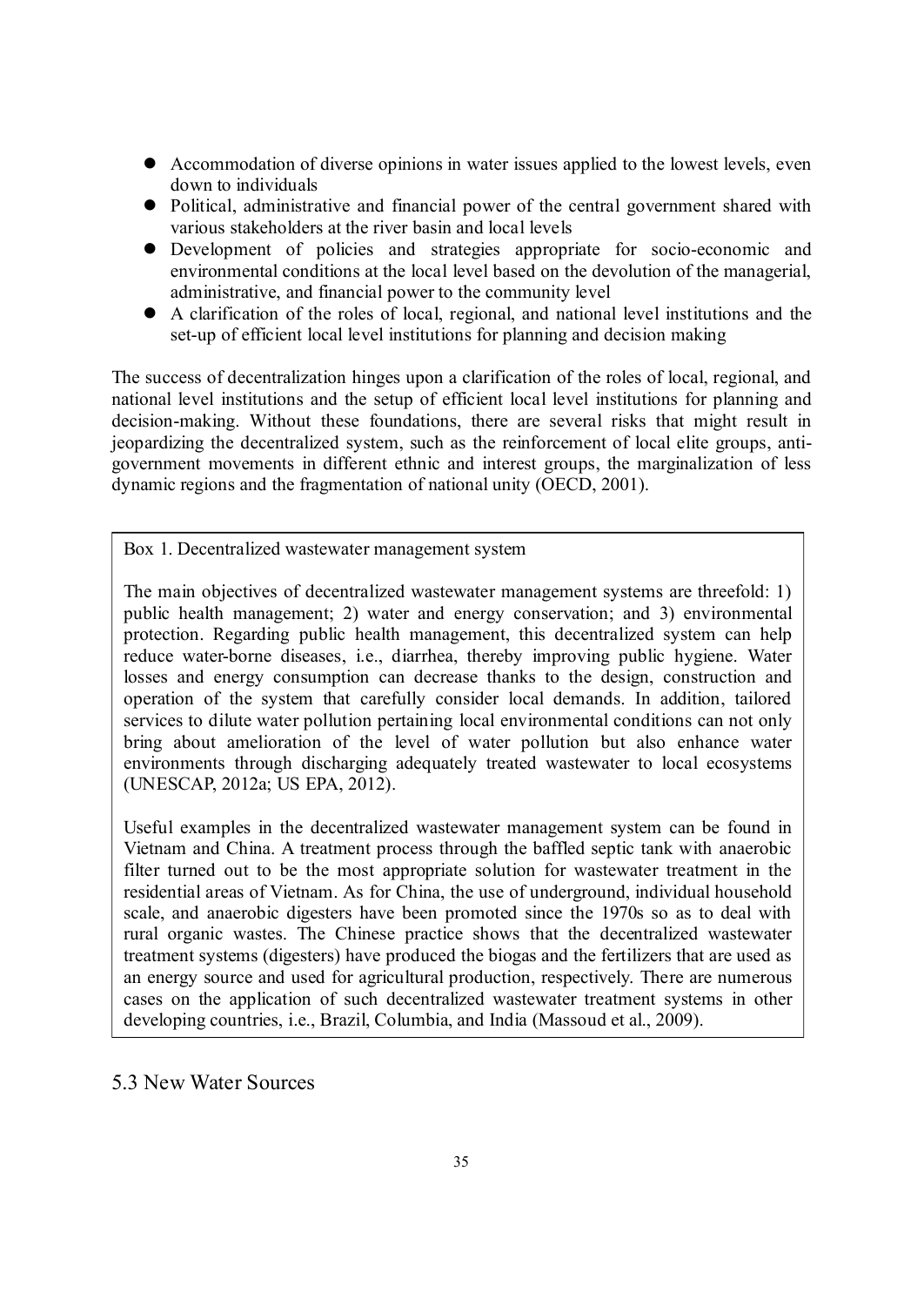- Accommodation of diverse opinions in water issues applied to the lowest levels, even down to individuals
- Political, administrative and financial power of the central government shared with various stakeholders at the river basin and local levels
- Development of policies and strategies appropriate for socio-economic and environmental conditions at the local level based on the devolution of the managerial, administrative, and financial power to the community level
- A clarification of the roles of local, regional, and national level institutions and the set-up of efficient local level institutions for planning and decision making

The success of decentralization hinges upon a clarification of the roles of local, regional, and national level institutions and the setup of efficient local level institutions for planning and decision-making. Without these foundations, there are several risks that might result in jeopardizing the decentralized system, such as the reinforcement of local elite groups, anti-government movements in different ethnic and interest groups, the marginalization of less dynamic regions and the fragmentation of national unity (OECD, 2001).

> Box 1. Decentralized wastewater management system
>
> The main objectives of decentralized wastewater management systems are threefold: 1) public health management; 2) water and energy conservation; and 3) environmental protection. Regarding public health management, this decentralized system can help reduce water-borne diseases, i.e., diarrhea, thereby improving public hygiene. Water losses and energy consumption can decrease thanks to the design, construction and operation of the system that carefully consider local demands. In addition, tailored services to dilute water pollution pertaining local environmental conditions can not only bring about amelioration of the level of water pollution but also enhance water environments through discharging adequately treated wastewater to local ecosystems (UNESCAP, 2012a; US EPA, 2012).
>
> Useful examples in the decentralized wastewater management system can be found in Vietnam and China. A treatment process through the baffled septic tank with anaerobic filter turned out to be the most appropriate solution for wastewater treatment in the residential areas of Vietnam. As for China, the use of underground, individual household scale, and anaerobic digesters have been promoted since the 1970s so as to deal with rural organic wastes. The Chinese practice shows that the decentralized wastewater treatment systems (digesters) have produced the biogas and the fertilizers that are used as an energy source and used for agricultural production, respectively. There are numerous cases on the application of such decentralized wastewater treatment systems in other developing countries, i.e., Brazil, Columbia, and India (Massoud et al., 2009).

## 5.3 New Water Sources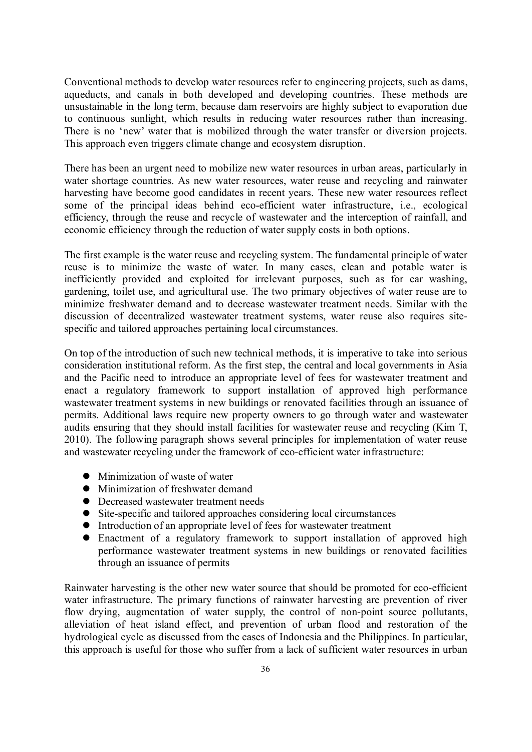Conventional methods to develop water resources refer to engineering projects, such as dams, aqueducts, and canals in both developed and developing countries. These methods are unsustainable in the long term, because dam reservoirs are highly subject to evaporation due to continuous sunlight, which results in reducing water resources rather than increasing. There is no 'new' water that is mobilized through the water transfer or diversion projects. This approach even triggers climate change and ecosystem disruption.

There has been an urgent need to mobilize new water resources in urban areas, particularly in water shortage countries. As new water resources, water reuse and recycling and rainwater harvesting have become good candidates in recent years. These new water resources reflect some of the principal ideas behind eco-efficient water infrastructure, i.e., ecological efficiency, through the reuse and recycle of wastewater and the interception of rainfall, and economic efficiency through the reduction of water supply costs in both options.

The first example is the water reuse and recycling system. The fundamental principle of water reuse is to minimize the waste of water. In many cases, clean and potable water is inefficiently provided and exploited for irrelevant purposes, such as for car washing, gardening, toilet use, and agricultural use. The two primary objectives of water reuse are to minimize freshwater demand and to decrease wastewater treatment needs. Similar with the discussion of decentralized wastewater treatment systems, water reuse also requires site-specific and tailored approaches pertaining local circumstances.

On top of the introduction of such new technical methods, it is imperative to take into serious consideration institutional reform. As the first step, the central and local governments in Asia and the Pacific need to introduce an appropriate level of fees for wastewater treatment and enact a regulatory framework to support installation of approved high performance wastewater treatment systems in new buildings or renovated facilities through an issuance of permits. Additional laws require new property owners to go through water and wastewater audits ensuring that they should install facilities for wastewater reuse and recycling (Kim T, 2010). The following paragraph shows several principles for implementation of water reuse and wastewater recycling under the framework of eco-efficient water infrastructure:

- Minimization of waste of water
- Minimization of freshwater demand
- Decreased wastewater treatment needs
- Site-specific and tailored approaches considering local circumstances
- Introduction of an appropriate level of fees for wastewater treatment
- Enactment of a regulatory framework to support installation of approved high performance wastewater treatment systems in new buildings or renovated facilities through an issuance of permits

Rainwater harvesting is the other new water source that should be promoted for eco-efficient water infrastructure. The primary functions of rainwater harvesting are prevention of river flow drying, augmentation of water supply, the control of non-point source pollutants, alleviation of heat island effect, and prevention of urban flood and restoration of the hydrological cycle as discussed from the cases of Indonesia and the Philippines. In particular, this approach is useful for those who suffer from a lack of sufficient water resources in urban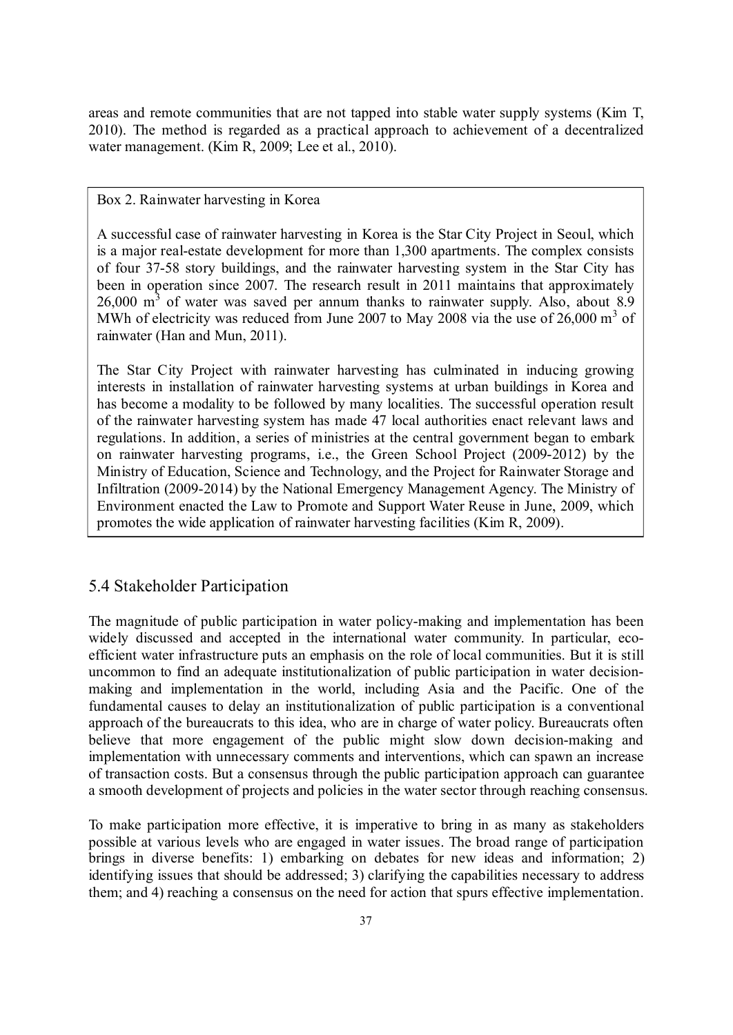areas and remote communities that are not tapped into stable water supply systems (Kim T, 2010). The method is regarded as a practical approach to achievement of a decentralized water management. (Kim R, 2009; Lee et al., 2010).

> Box 2. Rainwater harvesting in Korea
>
> A successful case of rainwater harvesting in Korea is the Star City Project in Seoul, which is a major real-estate development for more than 1,300 apartments. The complex consists of four 37-58 story buildings, and the rainwater harvesting system in the Star City has been in operation since 2007. The research result in 2011 maintains that approximately 26,000 $m^3$ of water was saved per annum thanks to rainwater supply. Also, about 8.9 MWh of electricity was reduced from June 2007 to May 2008 via the use of 26,000 $m^3$ of rainwater (Han and Mun, 2011).
>
> The Star City Project with rainwater harvesting has culminated in inducing growing interests in installation of rainwater harvesting systems at urban buildings in Korea and has become a modality to be followed by many localities. The successful operation result of the rainwater harvesting system has made 47 local authorities enact relevant laws and regulations. In addition, a series of ministries at the central government began to embark on rainwater harvesting programs, i.e., the Green School Project (2009-2012) by the Ministry of Education, Science and Technology, and the Project for Rainwater Storage and Infiltration (2009-2014) by the National Emergency Management Agency. The Ministry of Environment enacted the Law to Promote and Support Water Reuse in June, 2009, which promotes the wide application of rainwater harvesting facilities (Kim R, 2009).

## 5.4 Stakeholder Participation

The magnitude of public participation in water policy-making and implementation has been widely discussed and accepted in the international water community. In particular, eco-efficient water infrastructure puts an emphasis on the role of local communities. But it is still uncommon to find an adequate institutionalization of public participation in water decision-making and implementation in the world, including Asia and the Pacific. One of the fundamental causes to delay an institutionalization of public participation is a conventional approach of the bureaucrats to this idea, who are in charge of water policy. Bureaucrats often believe that more engagement of the public might slow down decision-making and implementation with unnecessary comments and interventions, which can spawn an increase of transaction costs. But a consensus through the public participation approach can guarantee a smooth development of projects and policies in the water sector through reaching consensus.

To make participation more effective, it is imperative to bring in as many as stakeholders possible at various levels who are engaged in water issues. The broad range of participation brings in diverse benefits: 1) embarking on debates for new ideas and information; 2) identifying issues that should be addressed; 3) clarifying the capabilities necessary to address them; and 4) reaching a consensus on the need for action that spurs effective implementation.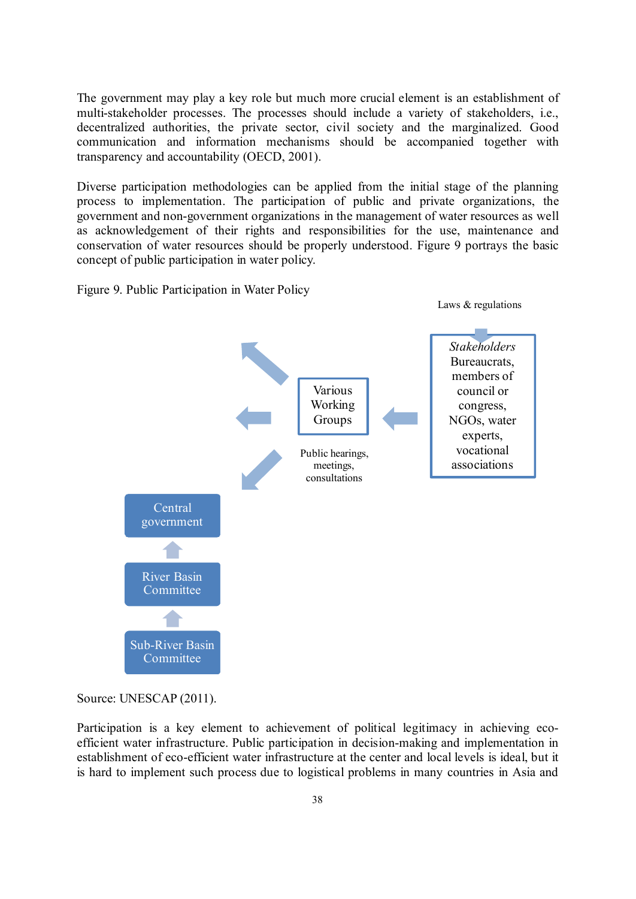The government may play a key role but much more crucial element is an establishment of multi-stakeholder processes. The processes should include a variety of stakeholders, i.e., decentralized authorities, the private sector, civil society and the marginalized. Good communication and information mechanisms should be accompanied together with transparency and accountability (OECD, 2001).

Diverse participation methodologies can be applied from the initial stage of the planning process to implementation. The participation of public and private organizations, the government and non-government organizations in the management of water resources as well as acknowledgement of their rights and responsibilities for the use, maintenance and conservation of water resources should be properly understood. Figure 9 portrays the basic concept of public participation in water policy.

Figure 9. Public Participation in Water Policy

Laws & regulations

*Stakeholders*
Bureaucrats, members of council or congress, NGOs, water experts, vocational associations

Various Working Groups

Public hearings, meetings, consultations

Central government

River Basin Committee

Sub-River Basin Committee

Source: UNESCAP (2011).

Participation is a key element to achievement of political legitimacy in achieving eco-efficient water infrastructure. Public participation in decision-making and implementation in establishment of eco-efficient water infrastructure at the center and local levels is ideal, but it is hard to implement such process due to logistical problems in many countries in Asia and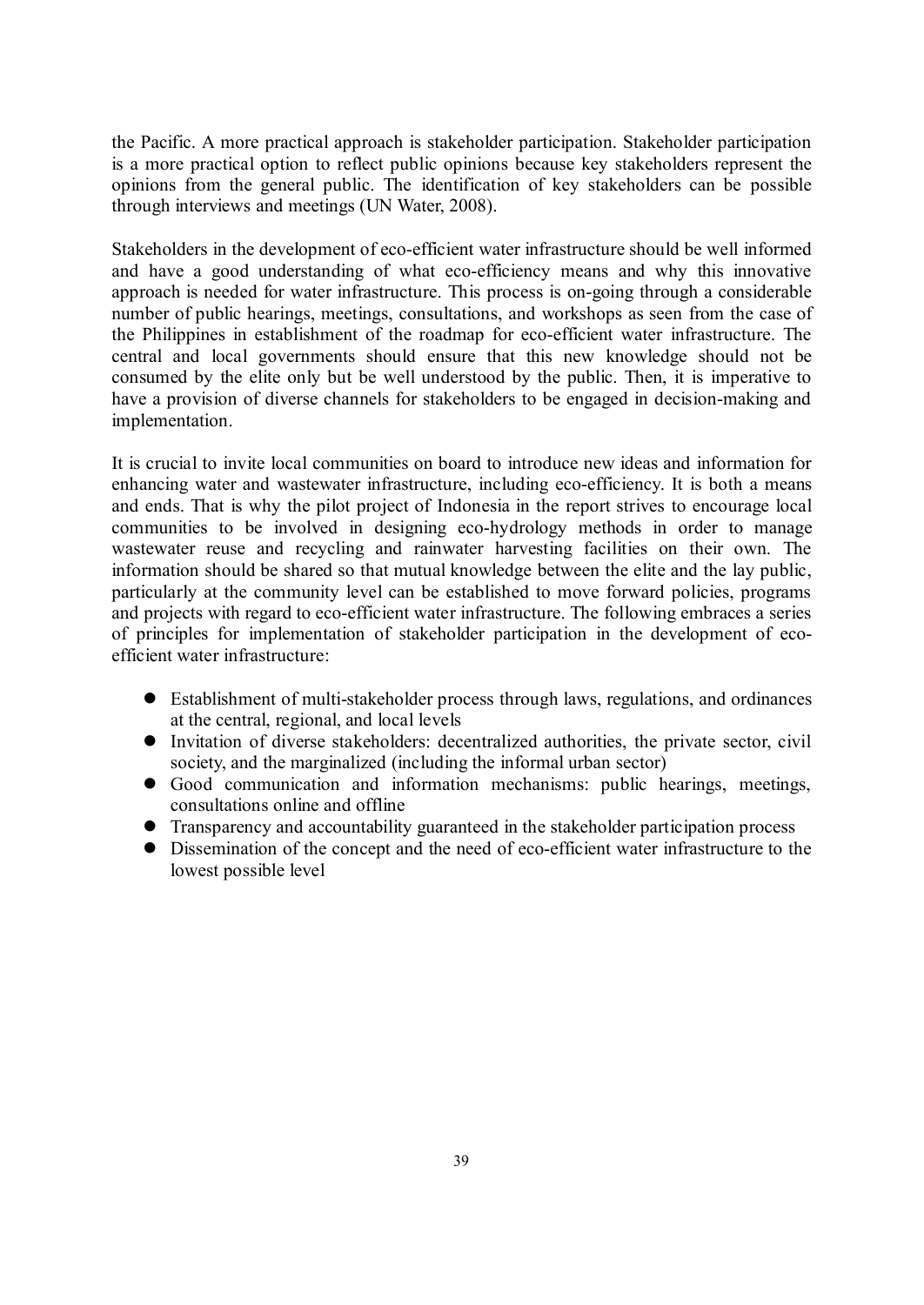the Pacific. A more practical approach is stakeholder participation. Stakeholder participation is a more practical option to reflect public opinions because key stakeholders represent the opinions from the general public. The identification of key stakeholders can be possible through interviews and meetings (UN Water, 2008).

Stakeholders in the development of eco-efficient water infrastructure should be well informed and have a good understanding of what eco-efficiency means and why this innovative approach is needed for water infrastructure. This process is on-going through a considerable number of public hearings, meetings, consultations, and workshops as seen from the case of the Philippines in establishment of the roadmap for eco-efficient water infrastructure. The central and local governments should ensure that this new knowledge should not be consumed by the elite only but be well understood by the public. Then, it is imperative to have a provision of diverse channels for stakeholders to be engaged in decision-making and implementation.

It is crucial to invite local communities on board to introduce new ideas and information for enhancing water and wastewater infrastructure, including eco-efficiency. It is both a means and ends. That is why the pilot project of Indonesia in the report strives to encourage local communities to be involved in designing eco-hydrology methods in order to manage wastewater reuse and recycling and rainwater harvesting facilities on their own. The information should be shared so that mutual knowledge between the elite and the lay public, particularly at the community level can be established to move forward policies, programs and projects with regard to eco-efficient water infrastructure. The following embraces a series of principles for implementation of stakeholder participation in the development of eco-efficient water infrastructure:

- Establishment of multi-stakeholder process through laws, regulations, and ordinances at the central, regional, and local levels
- Invitation of diverse stakeholders: decentralized authorities, the private sector, civil society, and the marginalized (including the informal urban sector)
- Good communication and information mechanisms: public hearings, meetings, consultations online and offline
- Transparency and accountability guaranteed in the stakeholder participation process
- Dissemination of the concept and the need of eco-efficient water infrastructure to the lowest possible level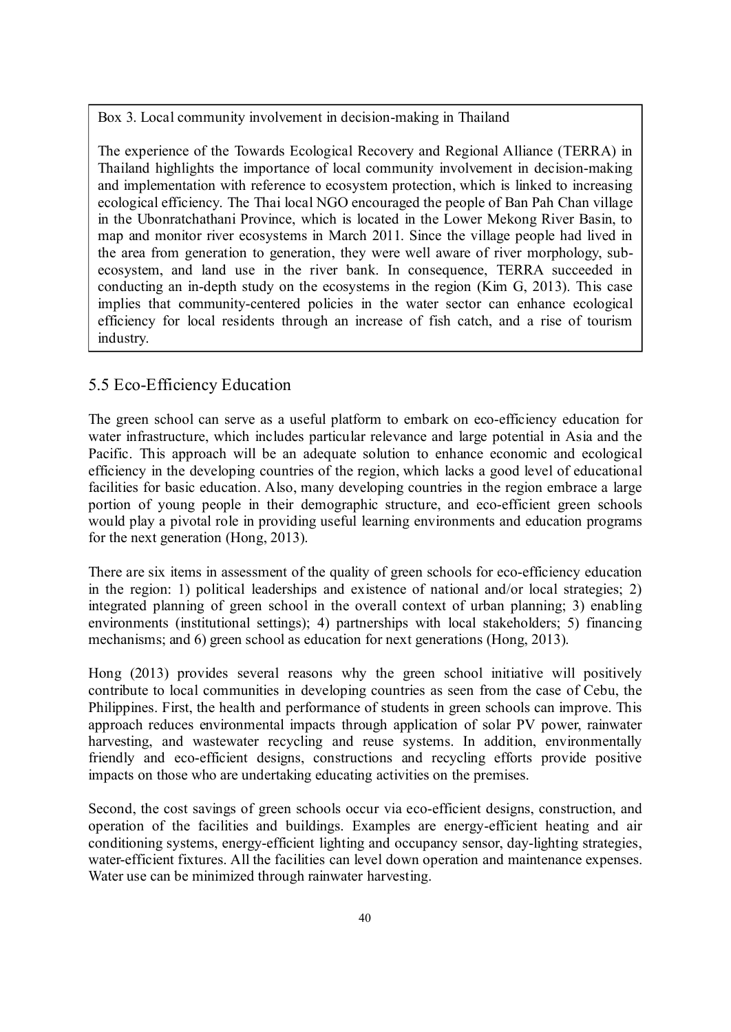> Box 3. Local community involvement in decision-making in Thailand
>
> The experience of the Towards Ecological Recovery and Regional Alliance (TERRA) in Thailand highlights the importance of local community involvement in decision-making and implementation with reference to ecosystem protection, which is linked to increasing ecological efficiency. The Thai local NGO encouraged the people of Ban Pah Chan village in the Ubonratchathani Province, which is located in the Lower Mekong River Basin, to map and monitor river ecosystems in March 2011. Since the village people had lived in the area from generation to generation, they were well aware of river morphology, sub-ecosystem, and land use in the river bank. In consequence, TERRA succeeded in conducting an in-depth study on the ecosystems in the region (Kim G, 2013). This case implies that community-centered policies in the water sector can enhance ecological efficiency for local residents through an increase of fish catch, and a rise of tourism industry.

## 5.5 Eco-Efficiency Education

The green school can serve as a useful platform to embark on eco-efficiency education for water infrastructure, which includes particular relevance and large potential in Asia and the Pacific. This approach will be an adequate solution to enhance economic and ecological efficiency in the developing countries of the region, which lacks a good level of educational facilities for basic education. Also, many developing countries in the region embrace a large portion of young people in their demographic structure, and eco-efficient green schools would play a pivotal role in providing useful learning environments and education programs for the next generation (Hong, 2013).

There are six items in assessment of the quality of green schools for eco-efficiency education in the region: 1) political leaderships and existence of national and/or local strategies; 2) integrated planning of green school in the overall context of urban planning; 3) enabling environments (institutional settings); 4) partnerships with local stakeholders; 5) financing mechanisms; and 6) green school as education for next generations (Hong, 2013).

Hong (2013) provides several reasons why the green school initiative will positively contribute to local communities in developing countries as seen from the case of Cebu, the Philippines. First, the health and performance of students in green schools can improve. This approach reduces environmental impacts through application of solar PV power, rainwater harvesting, and wastewater recycling and reuse systems. In addition, environmentally friendly and eco-efficient designs, constructions and recycling efforts provide positive impacts on those who are undertaking educating activities on the premises.

Second, the cost savings of green schools occur via eco-efficient designs, construction, and operation of the facilities and buildings. Examples are energy-efficient heating and air conditioning systems, energy-efficient lighting and occupancy sensor, day-lighting strategies, water-efficient fixtures. All the facilities can level down operation and maintenance expenses. Water use can be minimized through rainwater harvesting.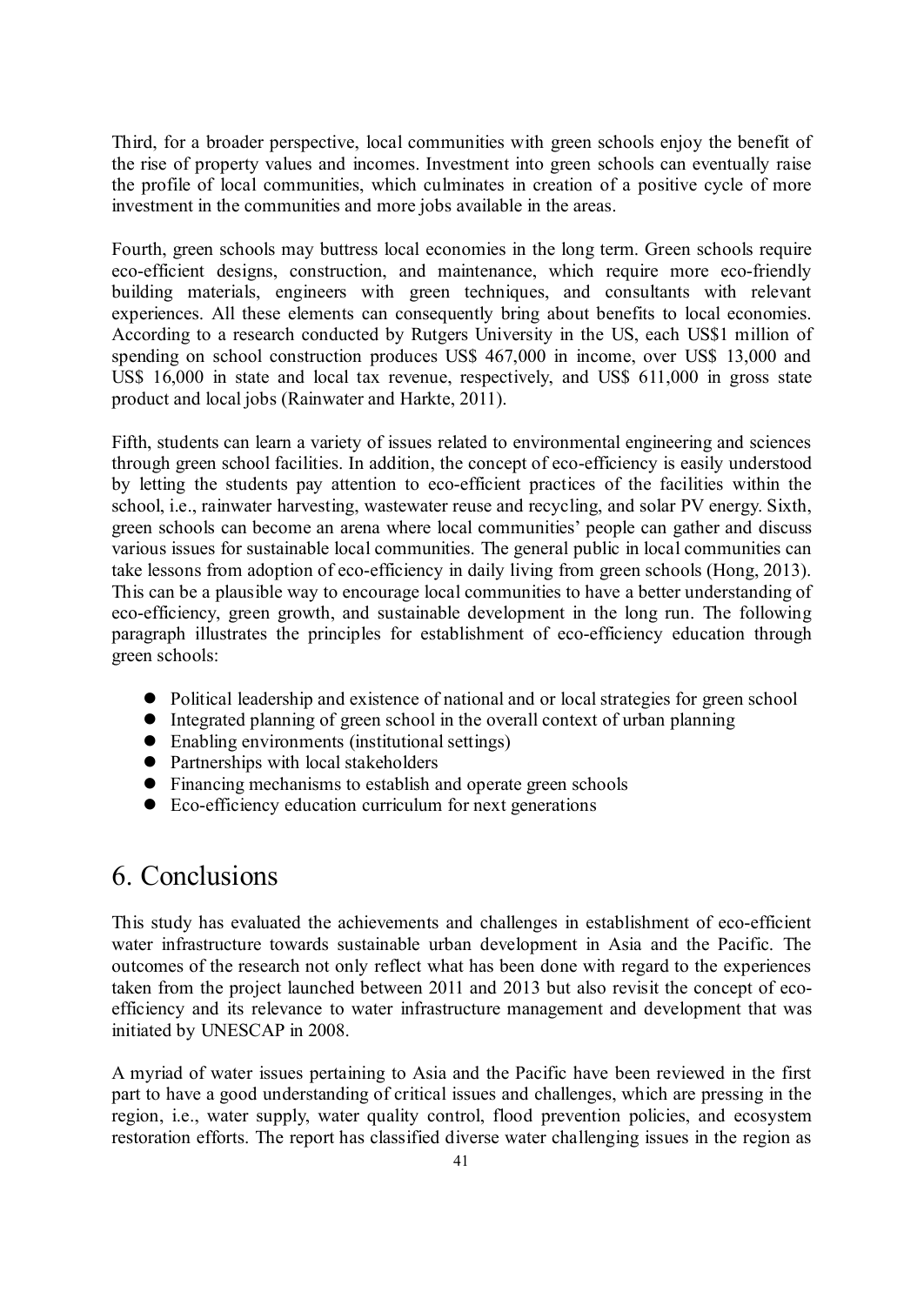Third, for a broader perspective, local communities with green schools enjoy the benefit of the rise of property values and incomes. Investment into green schools can eventually raise the profile of local communities, which culminates in creation of a positive cycle of more investment in the communities and more jobs available in the areas.

Fourth, green schools may buttress local economies in the long term. Green schools require eco-efficient designs, construction, and maintenance, which require more eco-friendly building materials, engineers with green techniques, and consultants with relevant experiences. All these elements can consequently bring about benefits to local economies. According to a research conducted by Rutgers University in the US, each US$1 million of spending on school construction produces US$ 467,000 in income, over US$ 13,000 and US$ 16,000 in state and local tax revenue, respectively, and US$ 611,000 in gross state product and local jobs (Rainwater and Harkte, 2011).

Fifth, students can learn a variety of issues related to environmental engineering and sciences through green school facilities. In addition, the concept of eco-efficiency is easily understood by letting the students pay attention to eco-efficient practices of the facilities within the school, i.e., rainwater harvesting, wastewater reuse and recycling, and solar PV energy. Sixth, green schools can become an arena where local communities' people can gather and discuss various issues for sustainable local communities. The general public in local communities can take lessons from adoption of eco-efficiency in daily living from green schools (Hong, 2013). This can be a plausible way to encourage local communities to have a better understanding of eco-efficiency, green growth, and sustainable development in the long run. The following paragraph illustrates the principles for establishment of eco-efficiency education through green schools:

- Political leadership and existence of national and or local strategies for green school
- Integrated planning of green school in the overall context of urban planning
- Enabling environments (institutional settings)
- Partnerships with local stakeholders
- Financing mechanisms to establish and operate green schools
- Eco-efficiency education curriculum for next generations

# 6. Conclusions

This study has evaluated the achievements and challenges in establishment of eco-efficient water infrastructure towards sustainable urban development in Asia and the Pacific. The outcomes of the research not only reflect what has been done with regard to the experiences taken from the project launched between 2011 and 2013 but also revisit the concept of eco-efficiency and its relevance to water infrastructure management and development that was initiated by UNESCAP in 2008.

A myriad of water issues pertaining to Asia and the Pacific have been reviewed in the first part to have a good understanding of critical issues and challenges, which are pressing in the region, i.e., water supply, water quality control, flood prevention policies, and ecosystem restoration efforts. The report has classified diverse water challenging issues in the region as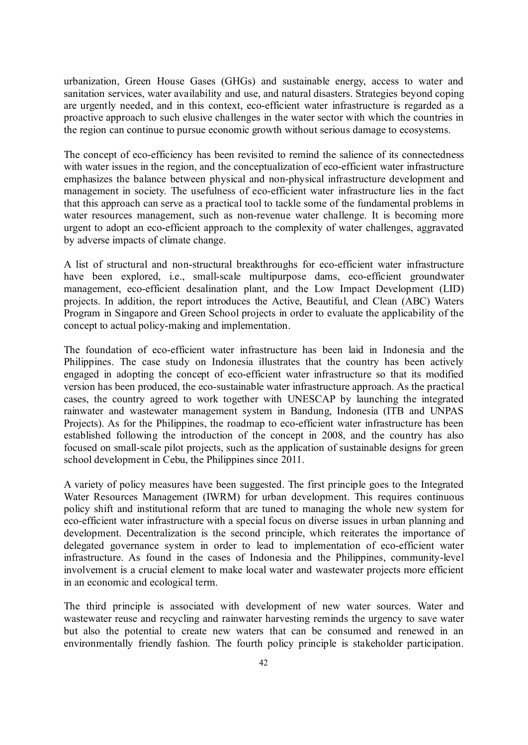urbanization, Green House Gases (GHGs) and sustainable energy, access to water and sanitation services, water availability and use, and natural disasters. Strategies beyond coping are urgently needed, and in this context, eco-efficient water infrastructure is regarded as a proactive approach to such elusive challenges in the water sector with which the countries in the region can continue to pursue economic growth without serious damage to ecosystems.

The concept of eco-efficiency has been revisited to remind the salience of its connectedness with water issues in the region, and the conceptualization of eco-efficient water infrastructure emphasizes the balance between physical and non-physical infrastructure development and management in society. The usefulness of eco-efficient water infrastructure lies in the fact that this approach can serve as a practical tool to tackle some of the fundamental problems in water resources management, such as non-revenue water challenge. It is becoming more urgent to adopt an eco-efficient approach to the complexity of water challenges, aggravated by adverse impacts of climate change.

A list of structural and non-structural breakthroughs for eco-efficient water infrastructure have been explored, i.e., small-scale multipurpose dams, eco-efficient groundwater management, eco-efficient desalination plant, and the Low Impact Development (LID) projects. In addition, the report introduces the Active, Beautiful, and Clean (ABC) Waters Program in Singapore and Green School projects in order to evaluate the applicability of the concept to actual policy-making and implementation.

The foundation of eco-efficient water infrastructure has been laid in Indonesia and the Philippines. The case study on Indonesia illustrates that the country has been actively engaged in adopting the concept of eco-efficient water infrastructure so that its modified version has been produced, the eco-sustainable water infrastructure approach. As the practical cases, the country agreed to work together with UNESCAP by launching the integrated rainwater and wastewater management system in Bandung, Indonesia (ITB and UNPAS Projects). As for the Philippines, the roadmap to eco-efficient water infrastructure has been established following the introduction of the concept in 2008, and the country has also focused on small-scale pilot projects, such as the application of sustainable designs for green school development in Cebu, the Philippines since 2011.

A variety of policy measures have been suggested. The first principle goes to the Integrated Water Resources Management (IWRM) for urban development. This requires continuous policy shift and institutional reform that are tuned to managing the whole new system for eco-efficient water infrastructure with a special focus on diverse issues in urban planning and development. Decentralization is the second principle, which reiterates the importance of delegated governance system in order to lead to implementation of eco-efficient water infrastructure. As found in the cases of Indonesia and the Philippines, community-level involvement is a crucial element to make local water and wastewater projects more efficient in an economic and ecological term.

The third principle is associated with development of new water sources. Water and wastewater reuse and recycling and rainwater harvesting reminds the urgency to save water but also the potential to create new waters that can be consumed and renewed in an environmentally friendly fashion. The fourth policy principle is stakeholder participation.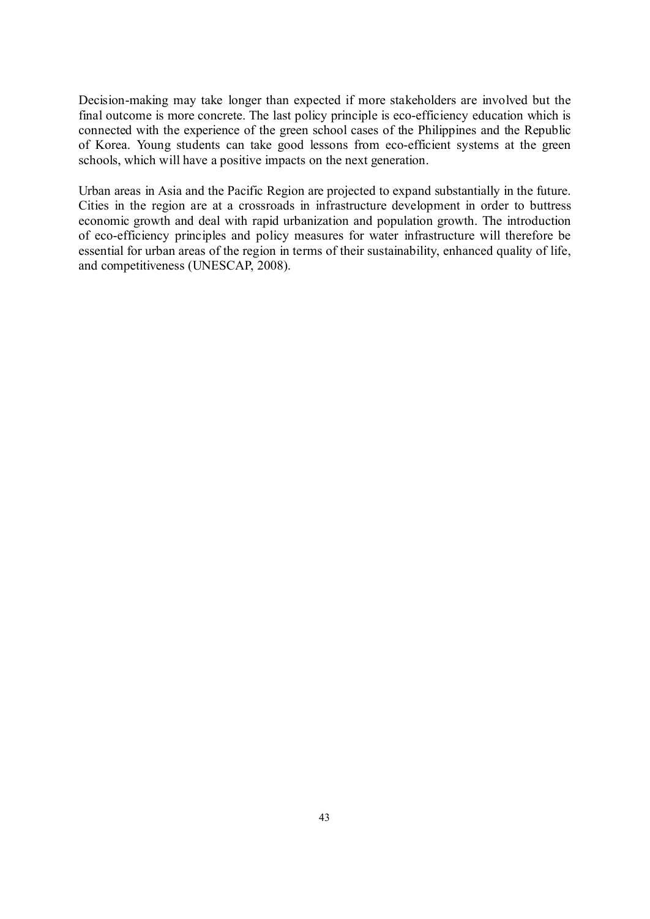Decision-making may take longer than expected if more stakeholders are involved but the final outcome is more concrete. The last policy principle is eco-efficiency education which is connected with the experience of the green school cases of the Philippines and the Republic of Korea. Young students can take good lessons from eco-efficient systems at the green schools, which will have a positive impacts on the next generation.

Urban areas in Asia and the Pacific Region are projected to expand substantially in the future. Cities in the region are at a crossroads in infrastructure development in order to buttress economic growth and deal with rapid urbanization and population growth. The introduction of eco-efficiency principles and policy measures for water infrastructure will therefore be essential for urban areas of the region in terms of their sustainability, enhanced quality of life, and competitiveness (UNESCAP, 2008).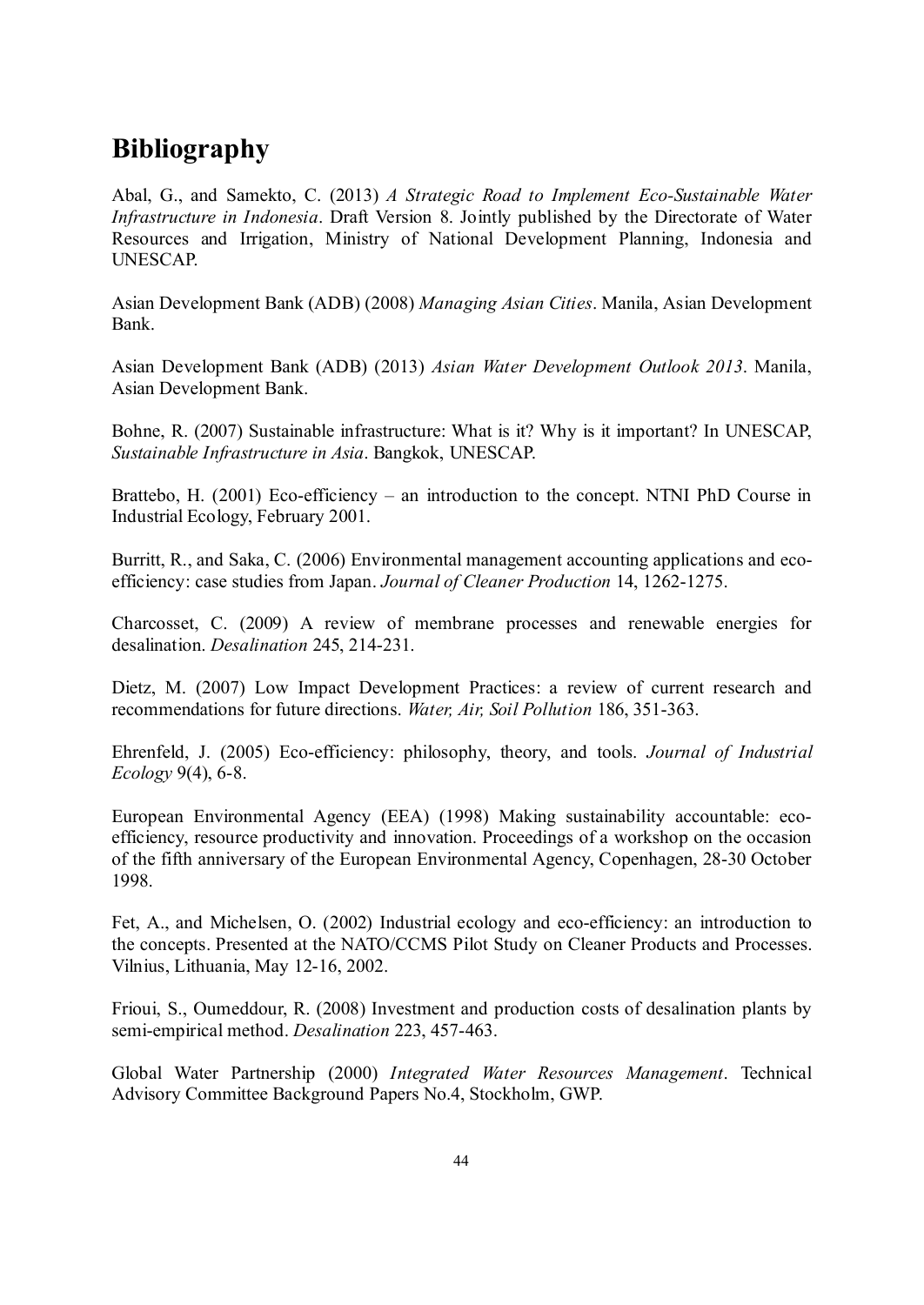## Bibliography

Abal, G., and Samekto, C. (2013) *A Strategic Road to Implement Eco-Sustainable Water Infrastructure in Indonesia*. Draft Version 8. Jointly published by the Directorate of Water Resources and Irrigation, Ministry of National Development Planning, Indonesia and UNESCAP.

Asian Development Bank (ADB) (2008) *Managing Asian Cities*. Manila, Asian Development Bank.

Asian Development Bank (ADB) (2013) *Asian Water Development Outlook 2013*. Manila, Asian Development Bank.

Bohne, R. (2007) Sustainable infrastructure: What is it? Why is it important? In UNESCAP, *Sustainable Infrastructure in Asia*. Bangkok, UNESCAP.

Brattebo, H. (2001) Eco-efficiency – an introduction to the concept. NTNI PhD Course in Industrial Ecology, February 2001.

Burritt, R., and Saka, C. (2006) Environmental management accounting applications and eco-efficiency: case studies from Japan. *Journal of Cleaner Production* 14, 1262-1275.

Charcosset, C. (2009) A review of membrane processes and renewable energies for desalination. *Desalination* 245, 214-231.

Dietz, M. (2007) Low Impact Development Practices: a review of current research and recommendations for future directions. *Water, Air, Soil Pollution* 186, 351-363.

Ehrenfeld, J. (2005) Eco-efficiency: philosophy, theory, and tools. *Journal of Industrial Ecology* 9(4), 6-8.

European Environmental Agency (EEA) (1998) Making sustainability accountable: eco-efficiency, resource productivity and innovation. Proceedings of a workshop on the occasion of the fifth anniversary of the European Environmental Agency, Copenhagen, 28-30 October 1998.

Fet, A., and Michelsen, O. (2002) Industrial ecology and eco-efficiency: an introduction to the concepts. Presented at the NATO/CCMS Pilot Study on Cleaner Products and Processes. Vilnius, Lithuania, May 12-16, 2002.

Frioui, S., Oumeddour, R. (2008) Investment and production costs of desalination plants by semi-empirical method. *Desalination* 223, 457-463.

Global Water Partnership (2000) *Integrated Water Resources Management*. Technical Advisory Committee Background Papers No.4, Stockholm, GWP.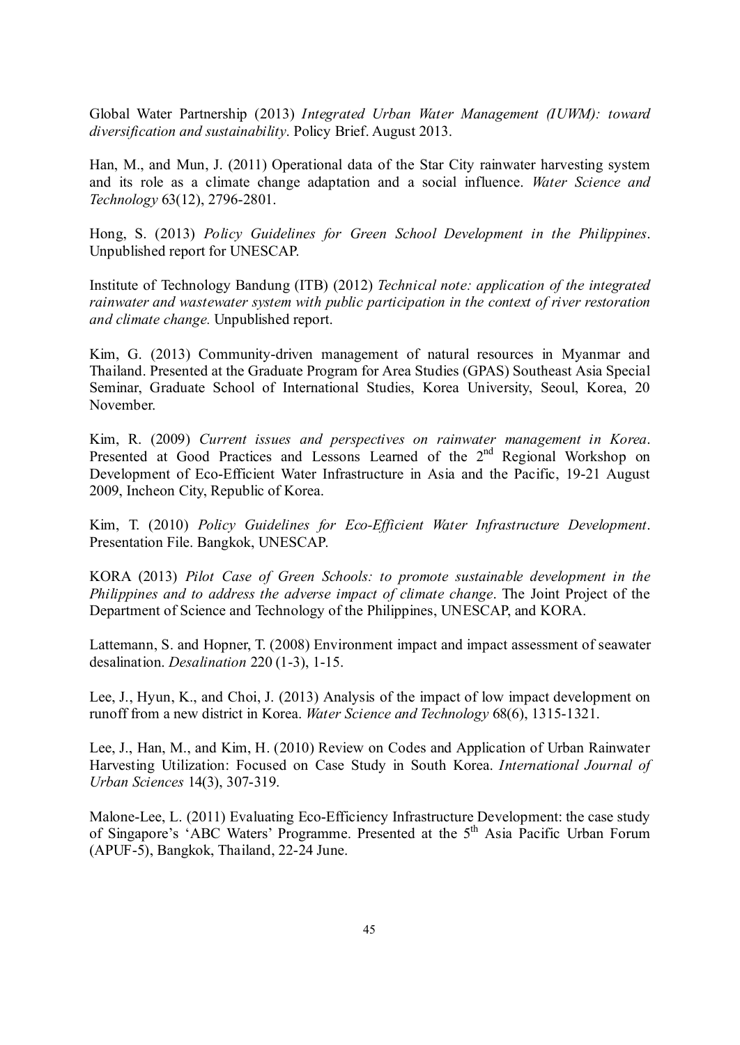Global Water Partnership (2013) *Integrated Urban Water Management (IUWM): toward diversification and sustainability*. Policy Brief. August 2013.

Han, M., and Mun, J. (2011) Operational data of the Star City rainwater harvesting system and its role as a climate change adaptation and a social influence. *Water Science and Technology* 63(12), 2796-2801.

Hong, S. (2013) *Policy Guidelines for Green School Development in the Philippines*. Unpublished report for UNESCAP.

Institute of Technology Bandung (ITB) (2012) *Technical note: application of the integrated rainwater and wastewater system with public participation in the context of river restoration and climate change.* Unpublished report.

Kim, G. (2013) Community-driven management of natural resources in Myanmar and Thailand. Presented at the Graduate Program for Area Studies (GPAS) Southeast Asia Special Seminar, Graduate School of International Studies, Korea University, Seoul, Korea, 20 November.

Kim, R. (2009) *Current issues and perspectives on rainwater management in Korea*. Presented at Good Practices and Lessons Learned of the 2nd Regional Workshop on Development of Eco-Efficient Water Infrastructure in Asia and the Pacific, 19-21 August 2009, Incheon City, Republic of Korea.

Kim, T. (2010) *Policy Guidelines for Eco-Efficient Water Infrastructure Development*. Presentation File. Bangkok, UNESCAP.

KORA (2013) *Pilot Case of Green Schools: to promote sustainable development in the Philippines and to address the adverse impact of climate change*. The Joint Project of the Department of Science and Technology of the Philippines, UNESCAP, and KORA.

Lattemann, S. and Hopner, T. (2008) Environment impact and impact assessment of seawater desalination. *Desalination* 220 (1-3), 1-15.

Lee, J., Hyun, K., and Choi, J. (2013) Analysis of the impact of low impact development on runoff from a new district in Korea. *Water Science and Technology* 68(6), 1315-1321.

Lee, J., Han, M., and Kim, H. (2010) Review on Codes and Application of Urban Rainwater Harvesting Utilization: Focused on Case Study in South Korea. *International Journal of Urban Sciences* 14(3), 307-319.

Malone-Lee, L. (2011) Evaluating Eco-Efficiency Infrastructure Development: the case study of Singapore's 'ABC Waters' Programme. Presented at the 5th Asia Pacific Urban Forum (APUF-5), Bangkok, Thailand, 22-24 June.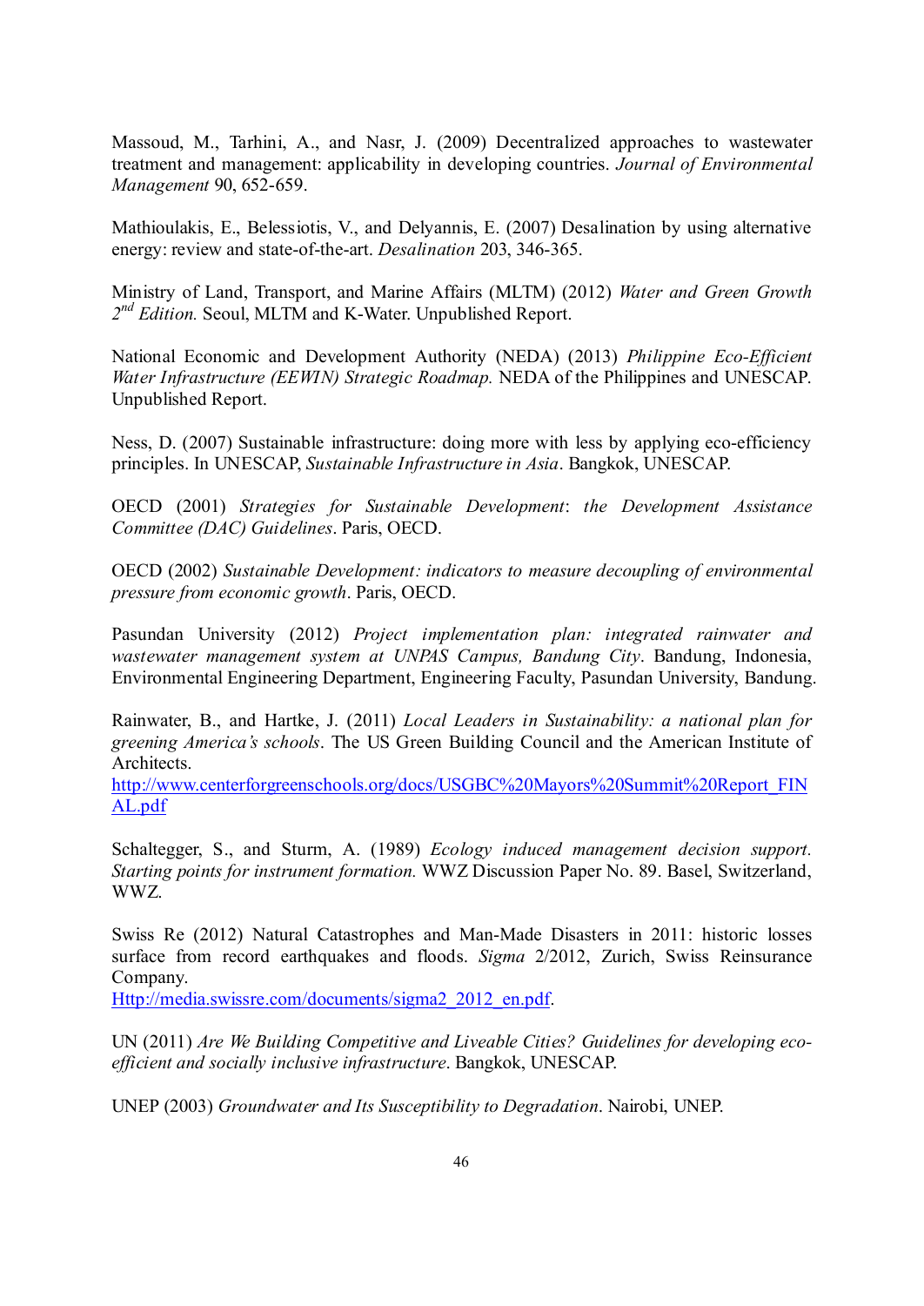Massoud, M., Tarhini, A., and Nasr, J. (2009) Decentralized approaches to wastewater treatment and management: applicability in developing countries. *Journal of Environmental Management* 90, 652-659.

Mathioulakis, E., Belessiotis, V., and Delyannis, E. (2007) Desalination by using alternative energy: review and state-of-the-art. *Desalination* 203, 346-365.

Ministry of Land, Transport, and Marine Affairs (MLTM) (2012) *Water and Green Growth 2nd Edition.* Seoul, MLTM and K-Water. Unpublished Report.

National Economic and Development Authority (NEDA) (2013) *Philippine Eco-Efficient Water Infrastructure (EEWIN) Strategic Roadmap.* NEDA of the Philippines and UNESCAP. Unpublished Report.

Ness, D. (2007) Sustainable infrastructure: doing more with less by applying eco-efficiency principles. In UNESCAP, *Sustainable Infrastructure in Asia*. Bangkok, UNESCAP.

OECD (2001) *Strategies for Sustainable Development*: *the Development Assistance Committee (DAC) Guidelines*. Paris, OECD.

OECD (2002) *Sustainable Development: indicators to measure decoupling of environmental pressure from economic growth*. Paris, OECD.

Pasundan University (2012) *Project implementation plan: integrated rainwater and wastewater management system at UNPAS Campus, Bandung City*. Bandung, Indonesia, Environmental Engineering Department, Engineering Faculty, Pasundan University, Bandung.

Rainwater, B., and Hartke, J. (2011) *Local Leaders in Sustainability: a national plan for greening America's schools*. The US Green Building Council and the American Institute of Architects.
http://www.centerforgreenschools.org/docs/USGBC%20Mayors%20Summit%20Report_FINAL.pdf

Schaltegger, S., and Sturm, A. (1989) *Ecology induced management decision support. Starting points for instrument formation.* WWZ Discussion Paper No. 89. Basel, Switzerland, WWZ.

Swiss Re (2012) Natural Catastrophes and Man-Made Disasters in 2011: historic losses surface from record earthquakes and floods. *Sigma* 2/2012, Zurich, Swiss Reinsurance Company.
Http://media.swissre.com/documents/sigma2_2012_en.pdf.

UN (2011) *Are We Building Competitive and Liveable Cities? Guidelines for developing eco-efficient and socially inclusive infrastructure*. Bangkok, UNESCAP.

UNEP (2003) *Groundwater and Its Susceptibility to Degradation*. Nairobi, UNEP.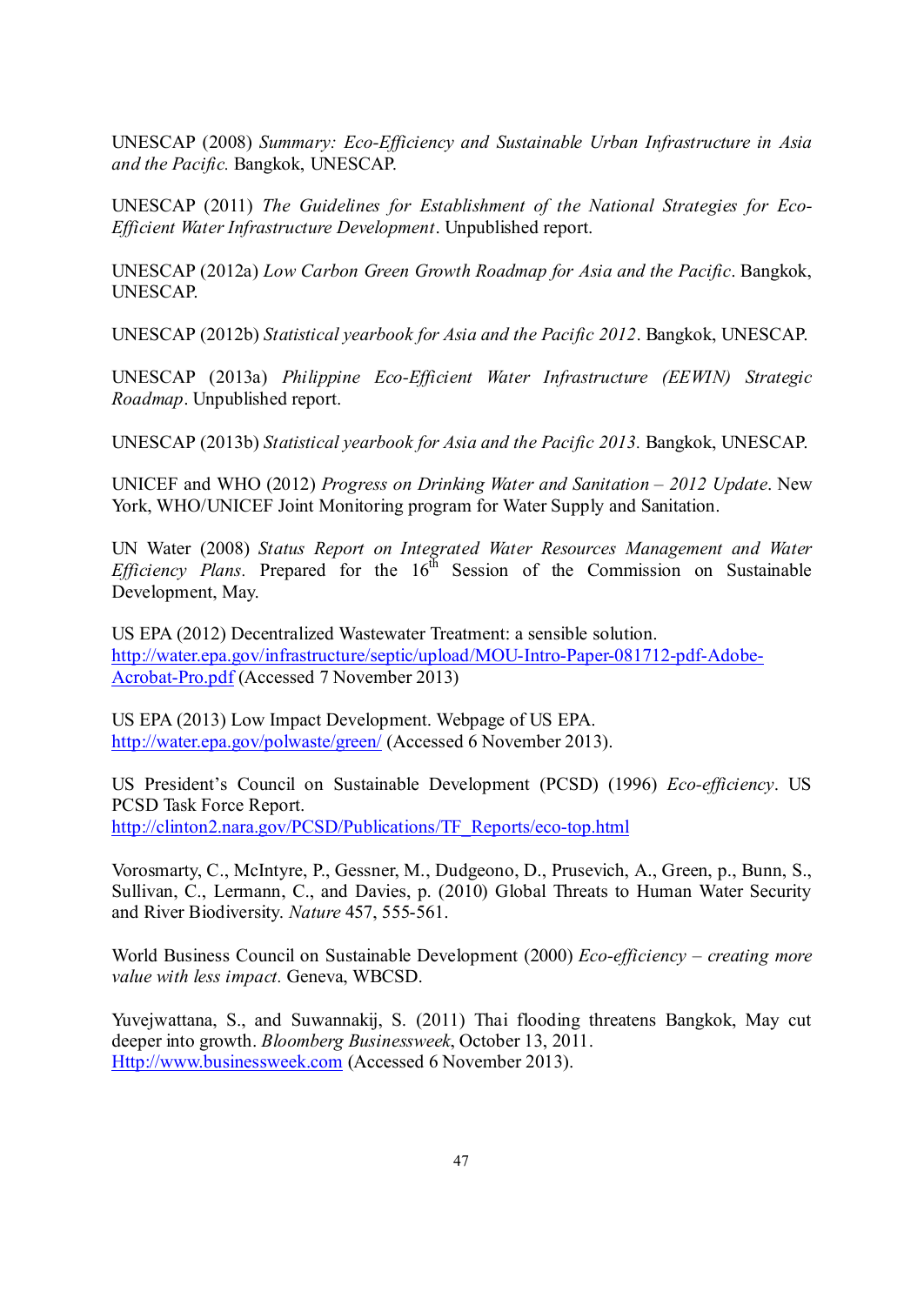UNESCAP (2008) *Summary: Eco-Efficiency and Sustainable Urban Infrastructure in Asia and the Pacific.* Bangkok, UNESCAP.

UNESCAP (2011) *The Guidelines for Establishment of the National Strategies for Eco-Efficient Water Infrastructure Development*. Unpublished report.

UNESCAP (2012a) *Low Carbon Green Growth Roadmap for Asia and the Pacific*. Bangkok, UNESCAP.

UNESCAP (2012b) *Statistical yearbook for Asia and the Pacific 2012*. Bangkok, UNESCAP.

UNESCAP (2013a) *Philippine Eco-Efficient Water Infrastructure (EEWIN) Strategic Roadmap*. Unpublished report.

UNESCAP (2013b) *Statistical yearbook for Asia and the Pacific 2013.* Bangkok, UNESCAP.

UNICEF and WHO (2012) *Progress on Drinking Water and Sanitation – 2012 Update*. New York, WHO/UNICEF Joint Monitoring program for Water Supply and Sanitation.

UN Water (2008) *Status Report on Integrated Water Resources Management and Water Efficiency Plans*. Prepared for the 16th Session of the Commission on Sustainable Development, May.

US EPA (2012) Decentralized Wastewater Treatment: a sensible solution. http://water.epa.gov/infrastructure/septic/upload/MOU-Intro-Paper-081712-pdf-Adobe-Acrobat-Pro.pdf (Accessed 7 November 2013)

US EPA (2013) Low Impact Development. Webpage of US EPA. http://water.epa.gov/polwaste/green/ (Accessed 6 November 2013).

US President's Council on Sustainable Development (PCSD) (1996) *Eco-efficiency*. US PCSD Task Force Report. http://clinton2.nara.gov/PCSD/Publications/TF_Reports/eco-top.html

Vorosmarty, C., McIntyre, P., Gessner, M., Dudgeono, D., Prusevich, A., Green, p., Bunn, S., Sullivan, C., Lermann, C., and Davies, p. (2010) Global Threats to Human Water Security and River Biodiversity. *Nature* 457, 555-561.

World Business Council on Sustainable Development (2000) *Eco-efficiency – creating more value with less impact.* Geneva, WBCSD.

Yuvejwattana, S., and Suwannakij, S. (2011) Thai flooding threatens Bangkok, May cut deeper into growth. *Bloomberg Businessweek*, October 13, 2011. Http://www.businessweek.com (Accessed 6 November 2013).